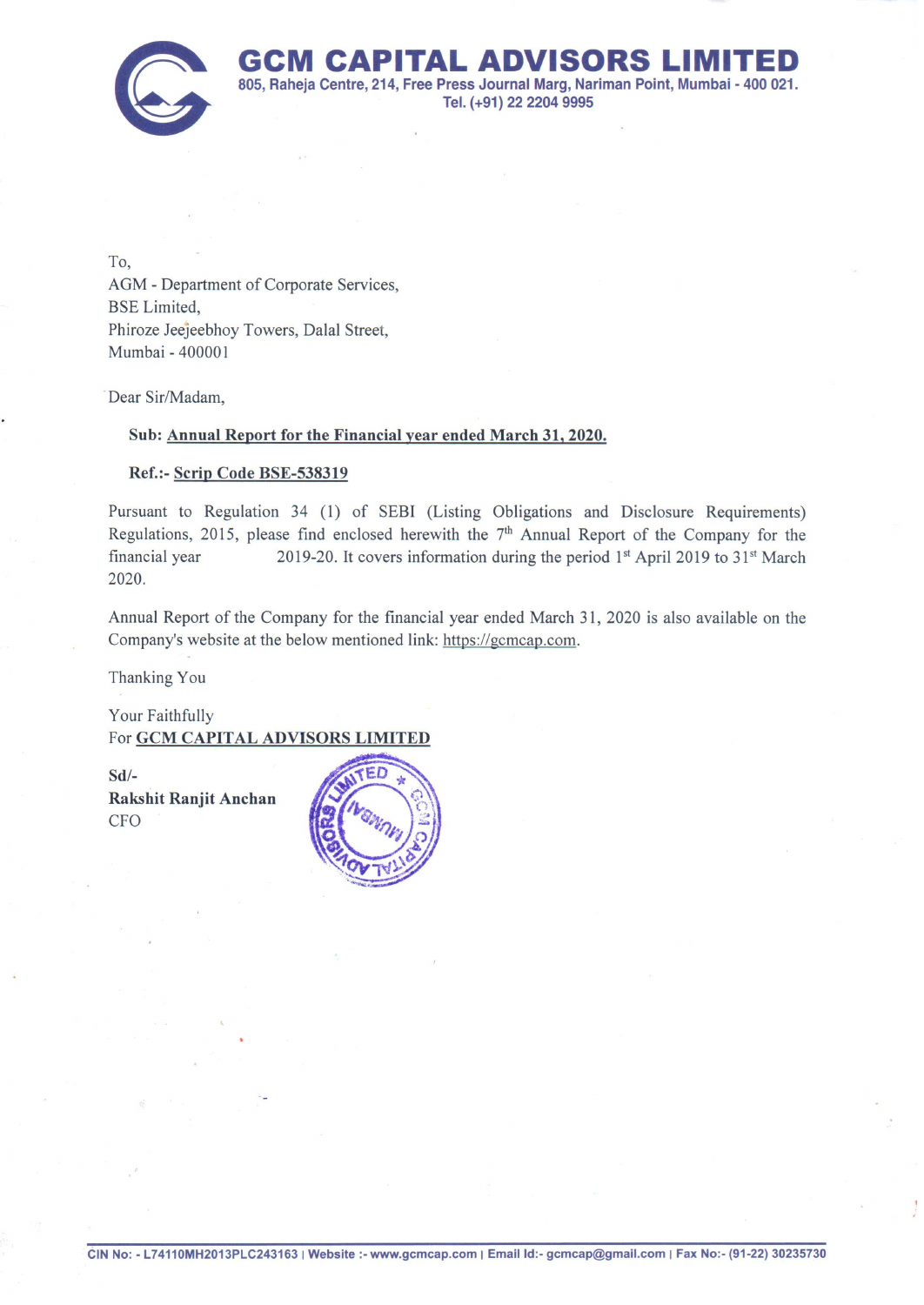# GCM CAPITAL ADVISORS LIMITED

805, Raheja Centre, 214, Free Press Journal Marg, Nariman Point, Mumbai - 400 021.
Tel. (+91) 22 2204 9995

To,
AGM - Department of Corporate Services,
BSE Limited,
Phiroze Jeejeebhoy Towers, Dalal Street,
Mumbai - 400001

Dear Sir/Madam,

**Sub: Annual Report for the Financial year ended March 31, 2020.**

**Ref.:- Scrip Code BSE-538319**

Pursuant to Regulation 34 (1) of SEBI (Listing Obligations and Disclosure Requirements) Regulations, 2015, please find enclosed herewith the 7th Annual Report of the Company for the financial year 2019-20. It covers information during the period 1st April 2019 to 31st March 2020.

Annual Report of the Company for the financial year ended March 31, 2020 is also available on the Company's website at the below mentioned link: https://gcmcap.com.

Thanking You

Your Faithfully
For **GCM CAPITAL ADVISORS LIMITED**

**Sd/-**
**Rakshit Ranjit Anchan**
CFO

CIN No: - L74110MH2013PLC243163 | Website :- www.gcmcap.com | Email Id:- gcmcap@gmail.com | Fax No:- (91-22) 30235730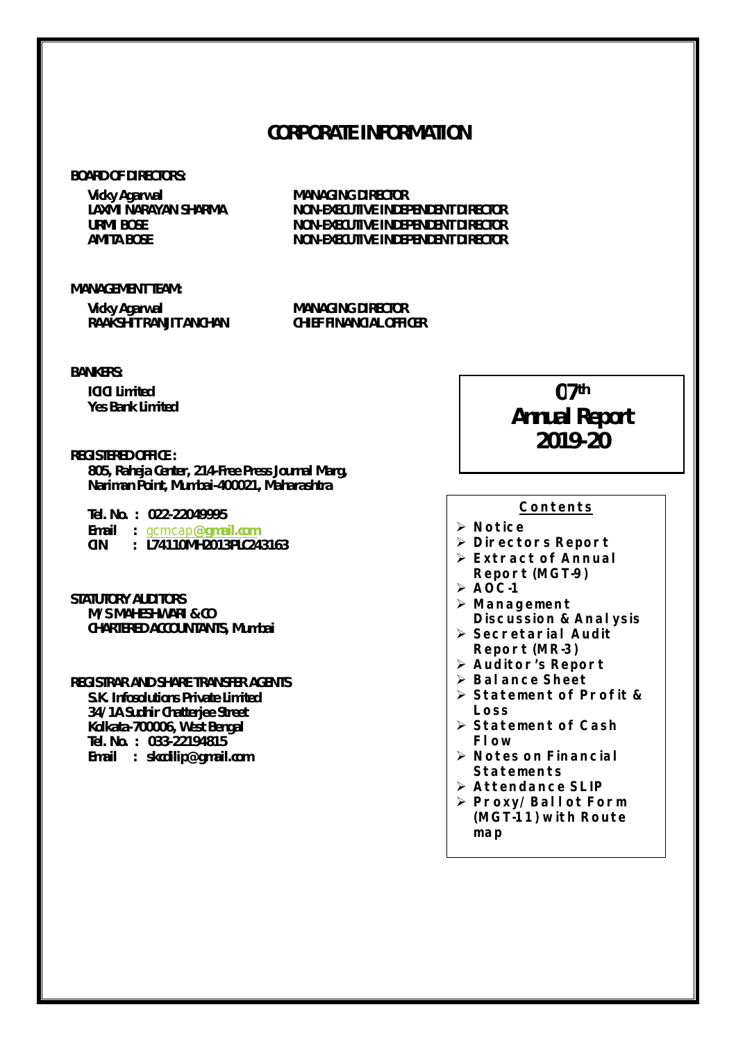# CORPORATE INFORMATION

**BOARD OF DIRECTORS:**

| | |
|---|---|
| Vicky Agarwal | MANAGING DIRECTOR |
| LAXMI NARAYAN SHARMA | NON-EXECUTIVE INDEPENDENT DIRECTOR |
| URMI BOSE | NON-EXECUTIVE INDEPENDENT DIRECTOR |
| AMITA BOSE | NON-EXECUTIVE INDEPENDENT DIRECTOR |

**MANAGEMENT TEAM:**

| | |
|---|---|
| Vicky Agarwal | MANAGING DIRECTOR |
| RAAKSHIT RANJIT ANCHAN | CHIEF FINANCIAL OFFICER |

**BANKERS:**

ICICI Limited
Yes Bank Limited

**REGISTERED OFFICE :**

805, Raheja Center, 214-Free Press Journal Marg, Nariman Point, Mumbai-400021, Maharashtra

Tel. No. : 022-22049995
Email : gcmcap@gmail.com
CIN : L74110MH2013PLC243163

**STATUTORY AUDITORS**

M/S MAHESHWARI & CO
CHARTERED ACCOUNTANTS, Mumbai

**REGISTRAR AND SHARE TRANSFER AGENTS**

S.K. Infosolutions Private Limited
34/1A Sudhir Chatterjee Street
Kolkata-700006, West Bengal
Tel. No. : 033-22194815
Email : skcdilip@gmail.com

## 07th Annual Report 2019-20

**Contents**

- Notice
- Directors Report
- Extract of Annual Report (MGT-9)
- AOC-1
- Management Discussion & Analysis
- Secretarial Audit Report (MR-3)
- Auditor's Report
- Balance Sheet
- Statement of Profit & Loss
- Statement of Cash Flow
- Notes on Financial Statements
- Attendance SLIP
- Proxy/Ballot Form (MGT-11) with Route map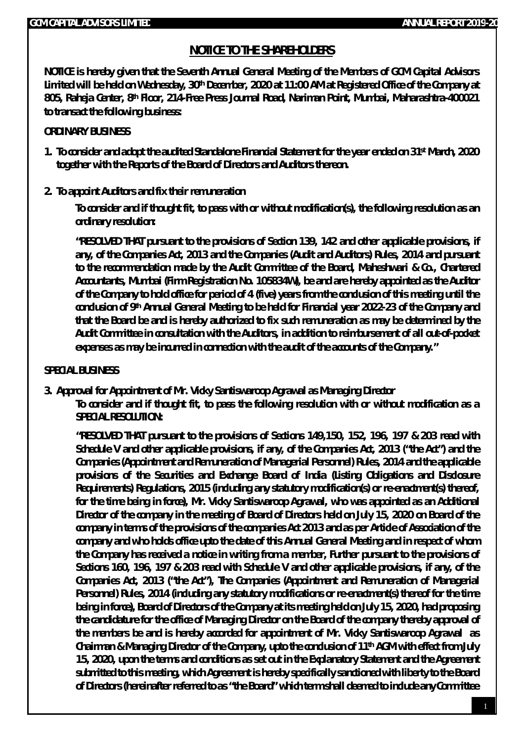## NOTICE TO THE SHAREHOLDERS

**NOTICE is hereby given that the Seventh Annual General Meeting of the Members of GCM Capital Advisors Limited will be held on Wednesday, 30th December, 2020 at 11:00 AM at Registered Office of the Company at 805, Raheja Center, 8th Floor, 214-Free Press Journal Road, Nariman Point, Mumbai, Maharashtra-400021 to transact the following business:**

**ORDINARY BUSINESS**

1. **To consider and adopt the audited Standalone Financial Statement for the year ended on 31st March, 2020 together with the Reports of the Board of Directors and Auditors thereon.**

2. **To appoint Auditors and fix their remuneration**

   **To consider and if thought fit, to pass with or without modification(s), the following resolution as an ordinary resolution:**

   **"RESOLVED THAT pursuant to the provisions of Section 139, 142 and other applicable provisions, if any, of the Companies Act, 2013 and the Companies (Audit and Auditors) Rules, 2014 and pursuant to the recommendation made by the Audit Committee of the Board, Maheshwari & Co., Chartered Accountants, Mumbai (Firm Registration No. 105834W), be and are hereby appointed as the Auditor of the Company to hold office for period of 4 (five) years from the conclusion of this meeting until the conclusion of 9th Annual General Meeting to be held for Financial year 2022-23 of the Company and that the Board be and is hereby authorized to fix such remuneration as may be determined by the Audit Committee in consultation with the Auditors, in addition to reimbursement of all out-of-pocket expenses as may be incurred in connection with the audit of the accounts of the Company."**

**SPECIAL BUSINESS**

3. **Approval for Appointment of Mr. Vicky Santiswaroop Agrawal as Managing Director**

   **To consider and if thought fit, to pass the following resolution with or without modification as a SPECIAL RESOLUTION:**

   **"RESOLVED THAT pursuant to the provisions of Sections 149,150, 152, 196, 197 & 203 read with Schedule V and other applicable provisions, if any, of the Companies Act, 2013 ("the Act") and the Companies (Appointment and Remuneration of Managerial Personnel) Rules, 2014 and the applicable provisions of the Securities and Exchange Board of India (Listing Obligations and Disclosure Requirements) Regulations, 2015 (including any statutory modification(s) or re-enactment(s) thereof, for the time being in force), Mr. Vicky Santiswaroop Agrawal, who was appointed as an Additional Director of the company in the meeting of Board of Directors held on July 15, 2020 on Board of the company in terms of the provisions of the companies Act 2013 and as per Article of Association of the company and who holds office upto the date of this Annual General Meeting and in respect of whom the Company has received a notice in writing from a member, Further pursuant to the provisions of Sections 160, 196, 197 & 203 read with Schedule V and other applicable provisions, if any, of the Companies Act, 2013 ("the Act"), The Companies (Appointment and Remuneration of Managerial Personnel) Rules, 2014 (including any statutory modifications or re-enactment(s) thereof for the time being in force), Board of Directors of the Company at its meeting held on July 15, 2020, had proposing the candidature for the office of Managing Director on the Board of the company thereby approval of the members be and is hereby accorded for appointment of Mr. Vicky Santiswaroop Agrawal as Chairman & Managing Director of the Company, upto the conclusion of 11th AGM with effect from July 15, 2020, upon the terms and conditions as set out in the Explanatory Statement and the Agreement submitted to this meeting, which Agreement is hereby specifically sanctioned with liberty to the Board of Directors (hereinafter referred to as "the Board" which term shall deemed to include any Committee**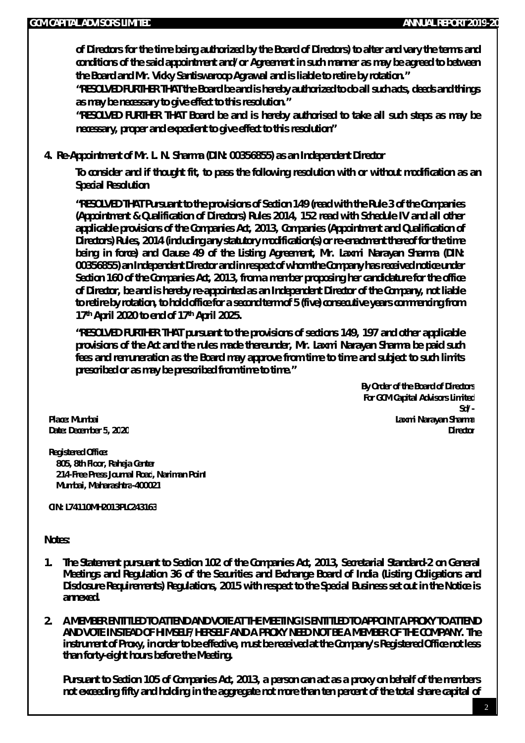of Directors for the time being authorized by the Board of Directors) to alter and vary the terms and conditions of the said appointment and/or Agreement in such manner as may be agreed to between the Board and Mr. Vicky Santiswaroop Agrawal and is liable to retire by rotation."

"RESOLVED FURTHER THAT the Board be and is hereby authorized to do all such acts, deeds and things as may be necessary to give effect to this resolution."

"RESOLVED FURTHER THAT Board be and is hereby authorised to take all such steps as may be necessary, proper and expedient to give effect to this resolution"

**4. Re-Appointment of Mr. L. N. Sharma (DIN: 00356855) as an Independent Director**

To consider and if thought fit, to pass the following resolution with or without modification as an Special Resolution

"RESOLVED THAT Pursuant to the provisions of Section 149 (read with the Rule 3 of the Companies (Appointment & Qualification of Directors) Rules 2014, 152 read with Schedule IV and all other applicable provisions of the Companies Act, 2013, Companies (Appointment and Qualification of Directors) Rules, 2014 (including any statutory modification(s) or re-enactment thereof for the time being in force) and Clause 49 of the Listing Agreement, Mr. Laxmi Narayan Sharma (DIN: 00356855) an Independent Director and in respect of whom the Company has received notice under Section 160 of the Companies Act, 2013, from a member proposing her candidature for the office of Director, be and is hereby re-appointed as an Independent Director of the Company, not liable to retire by rotation, to hold office for a second term of 5 (five) consecutive years commencing from 17th April 2020 to end of 17th April 2025.

"RESOLVED FURTHER THAT pursuant to the provisions of sections 149, 197 and other applicable provisions of the Act and the rules made thereunder, Mr. Laxmi Narayan Sharma be paid such fees and remuneration as the Board may approve from time to time and subject to such limits prescribed or as may be prescribed from time to time."

By Order of the Board of Directors
For GCM Capital Advisors Limited
Sd/-
Laxmi Narayan Sharma
Director

Place: Mumbai
Date: December 5, 2020

Registered Office:
805, 8th Floor, Raheja Center
214-Free Press Journal Road, Nariman Point
Mumbai, Maharashtra-400021

CIN: L74110MH2013PLC243163

**Notes:**

1. The Statement pursuant to Section 102 of the Companies Act, 2013, Secretarial Standard-2 on General Meetings and Regulation 36 of the Securities and Exchange Board of India (Listing Obligations and Disclosure Requirements) Regulations, 2015 with respect to the Special Business set out in the Notice is annexed.

2. A MEMBER ENTITLED TO ATTEND AND VOTE AT THE MEETING IS ENTITLED TO APPOINT A PROXY TO ATTEND AND VOTE INSTEAD OF HIMSELF/HERSELF AND A PROXY NEED NOT BE A MEMBER OF THE COMPANY. The instrument of Proxy, in order to be effective, must be received at the Company's Registered Office not less than forty-eight hours before the Meeting.

   Pursuant to Section 105 of Companies Act, 2013, a person can act as a proxy on behalf of the members not exceeding fifty and holding in the aggregate not more than ten percent of the total share capital of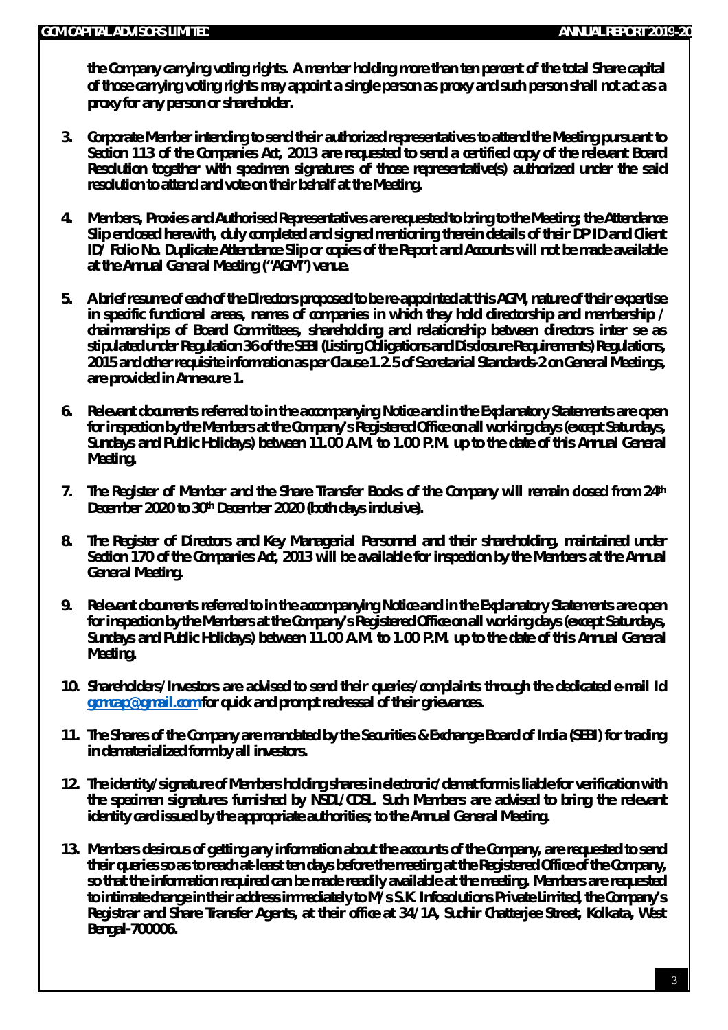the Company carrying voting rights. A member holding more than ten percent of the total Share capital of those carrying voting rights may appoint a single person as proxy and such person shall not act as a proxy for any person or shareholder.

3. Corporate Member intending to send their authorized representatives to attend the Meeting pursuant to Section 113 of the Companies Act, 2013 are requested to send a certified copy of the relevant Board Resolution together with specimen signatures of those representative(s) authorized under the said resolution to attend and vote on their behalf at the Meeting.

4. Members, Proxies and Authorised Representatives are requested to bring to the Meeting; the Attendance Slip enclosed herewith, duly completed and signed mentioning therein details of their DP ID and Client ID/ Folio No. Duplicate Attendance Slip or copies of the Report and Accounts will not be made available at the Annual General Meeting ("AGM") venue.

5. A brief resume of each of the Directors proposed to be re-appointed at this AGM, nature of their expertise in specific functional areas, names of companies in which they hold directorship and membership / chairmanships of Board Committees, shareholding and relationship between directors inter se as stipulated under Regulation 36 of the SEBI (Listing Obligations and Disclosure Requirements) Regulations, 2015 and other requisite information as per Clause 1.2.5 of Secretarial Standards-2 on General Meetings, are provided in Annexure 1.

6. Relevant documents referred to in the accompanying Notice and in the Explanatory Statements are open for inspection by the Members at the Company's Registered Office on all working days (except Saturdays, Sundays and Public Holidays) between 11.00 A.M. to 1.00 P.M. up to the date of this Annual General Meeting.

7. The Register of Member and the Share Transfer Books of the Company will remain closed from 24th December 2020 to 30th December 2020 (both days inclusive).

8. The Register of Directors and Key Managerial Personnel and their shareholding, maintained under Section 170 of the Companies Act, 2013 will be available for inspection by the Members at the Annual General Meeting.

9. Relevant documents referred to in the accompanying Notice and in the Explanatory Statements are open for inspection by the Members at the Company's Registered Office on all working days (except Saturdays, Sundays and Public Holidays) between 11.00 A.M. to 1.00 P.M. up to the date of this Annual General Meeting.

10. Shareholders/Investors are advised to send their queries/complaints through the dedicated e-mail Id gcmcap@gmail.com for quick and prompt redressal of their grievances.

11. The Shares of the Company are mandated by the Securities & Exchange Board of India (SEBI) for trading in dematerialized form by all investors.

12. The identity/signature of Members holding shares in electronic/demat form is liable for verification with the specimen signatures furnished by NSDL/CDSL. Such Members are advised to bring the relevant identity card issued by the appropriate authorities; to the Annual General Meeting.

13. Members desirous of getting any information about the accounts of the Company, are requested to send their queries so as to reach at-least ten days before the meeting at the Registered Office of the Company, so that the information required can be made readily available at the meeting. Members are requested to intimate change in their address immediately to M/s S.K. Infosolutions Private Limited, the Company's Registrar and Share Transfer Agents, at their office at 34/1A, Sudhir Chatterjee Street, Kolkata, West Bengal-700006.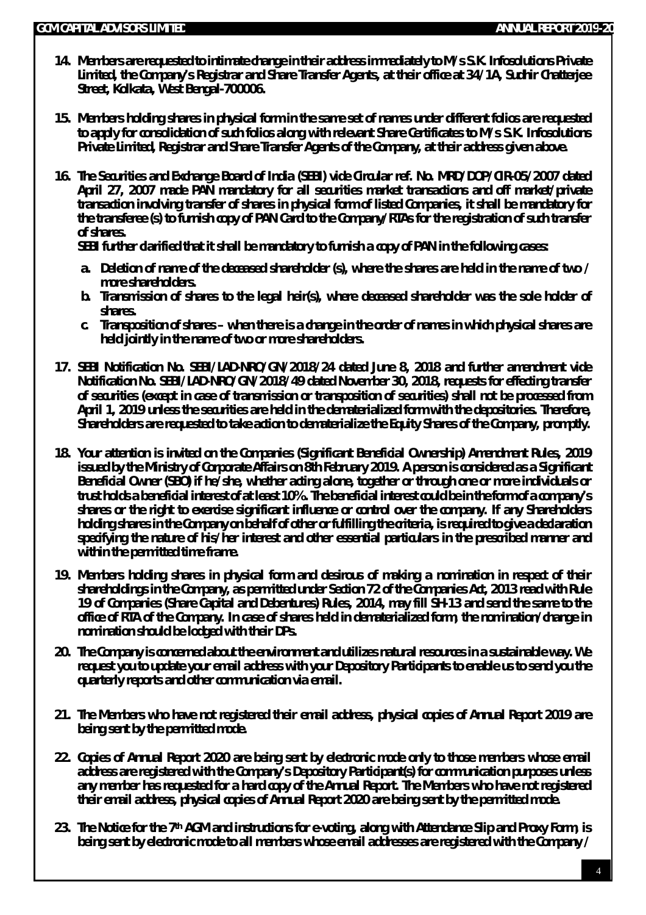14. Members are requested to intimate change in their address immediately to M/s S.K. Infosolutions Private Limited, the Company's Registrar and Share Transfer Agents, at their office at 34/1A, Sudhir Chatterjee Street, Kolkata, West Bengal-700006.

15. Members holding shares in physical form in the same set of names under different folios are requested to apply for consolidation of such folios along with relevant Share Certificates to M/s S.K. Infosolutions Private Limited, Registrar and Share Transfer Agents of the Company, at their address given above.

16. The Securities and Exchange Board of India (SEBI) vide Circular ref. No. MRD/DOP/CIR-05/2007 dated April 27, 2007 made PAN mandatory for all securities market transactions and off market/private transaction involving transfer of shares in physical form of listed Companies, it shall be mandatory for the transferee (s) to furnish copy of PAN Card to the Company/RTAs for the registration of such transfer of shares.

    SEBI further clarified that it shall be mandatory to furnish a copy of PAN in the following cases:

    a. Deletion of name of the deceased shareholder (s), where the shares are held in the name of two / more shareholders.
    b. Transmission of shares to the legal heir(s), where deceased shareholder was the sole holder of shares.
    c. Transposition of shares – when there is a change in the order of names in which physical shares are held jointly in the name of two or more shareholders.

17. SEBI Notification No. SEBI/LAD-NRO/GN/2018/24 dated June 8, 2018 and further amendment vide Notification No. SEBI/LAD-NRO/GN/2018/49 dated November 30, 2018, requests for effecting transfer of securities (except in case of transmission or transposition of securities) shall not be processed from April 1, 2019 unless the securities are held in the dematerialized form with the depositories. Therefore, Shareholders are requested to take action to dematerialize the Equity Shares of the Company, promptly.

18. Your attention is invited on the Companies (Significant Beneficial Ownership) Amendment Rules, 2019 issued by the Ministry of Corporate Affairs on 8th February 2019. A person is considered as a Significant Beneficial Owner (SBO) if he/she, whether acting alone, together or through one or more individuals or trust holds a beneficial interest of at least 10%. The beneficial interest could be in the form of a company's shares or the right to exercise significant influence or control over the company. If any Shareholders holding shares in the Company on behalf of other or fulfilling the criteria, is required to give a declaration specifying the nature of his/her interest and other essential particulars in the prescribed manner and within the permitted time frame.

19. Members holding shares in physical form and desirous of making a nomination in respect of their shareholdings in the Company, as permitted under Section 72 of the Companies Act, 2013 read with Rule 19 of Companies (Share Capital and Debentures) Rules, 2014, may fill SH-13 and send the same to the office of RTA of the Company. In case of shares held in dematerialized form, the nomination/change in nomination should be lodged with their DPs.

20. The Company is concerned about the environment and utilizes natural resources in a sustainable way. We request you to update your email address with your Depository Participants to enable us to send you the quarterly reports and other communication via email.

21. The Members who have not registered their email address, physical copies of Annual Report 2019 are being sent by the permitted mode.

22. Copies of Annual Report 2020 are being sent by electronic mode only to those members whose email address are registered with the Company's Depository Participant(s) for communication purposes unless any member has requested for a hard copy of the Annual Report. The Members who have not registered their email address, physical copies of Annual Report 2020 are being sent by the permitted mode.

23. The Notice for the 7th AGM and instructions for e-voting, along with Attendance Slip and Proxy Form, is being sent by electronic mode to all members whose email addresses are registered with the Company /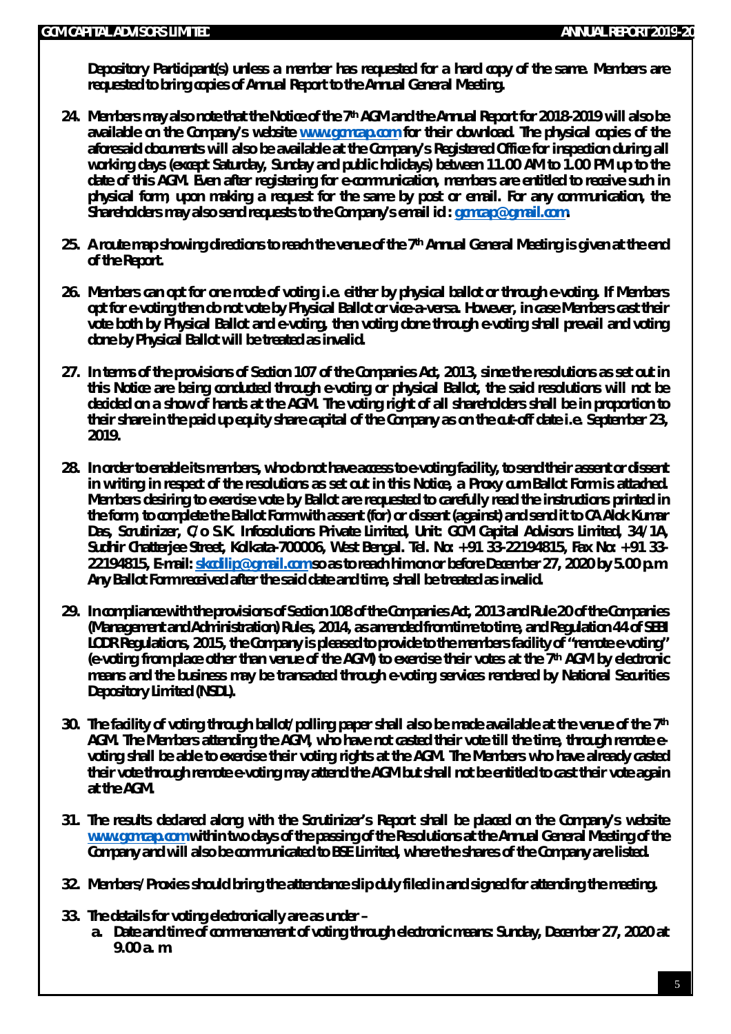**Depository Participant(s) unless a member has requested for a hard copy of the same. Members are requested to bring copies of Annual Report to the Annual General Meeting.**

24. **Members may also note that the Notice of the 7th AGM and the Annual Report for 2018-2019 will also be available on the Company's website [www.gcmcap.com](http://www.gcmcap.com) for their download. The physical copies of the aforesaid documents will also be available at the Company's Registered Office for inspection during all working days (except Saturday, Sunday and public holidays) between 11.00 AM to 1.00 PM up to the date of this AGM. Even after registering for e-communication, members are entitled to receive such in physical form, upon making a request for the same by post or email. For any communication, the Shareholders may also send requests to the Company's email id : [gcmcap@gmail.com](mailto:gcmcap@gmail.com).**

25. **A route map showing directions to reach the venue of the 7th Annual General Meeting is given at the end of the Report.**

26. **Members can opt for one mode of voting i.e. either by physical ballot or through e-voting. If Members opt for e-voting then do not vote by Physical Ballot or vice-a-versa. However, in case Members cast their vote both by Physical Ballot and e-voting, then voting done through e-voting shall prevail and voting done by Physical Ballot will be treated as invalid.**

27. **In terms of the provisions of Section 107 of the Companies Act, 2013, since the resolutions as set out in this Notice are being conducted through e-voting or physical Ballot, the said resolutions will not be decided on a show of hands at the AGM. The voting right of all shareholders shall be in proportion to their share in the paid up equity share capital of the Company as on the cut-off date i.e. September 23, 2019.**

28. **In order to enable its members, who do not have access to e-voting facility, to send their assent or dissent in writing in respect of the resolutions as set out in this Notice, a Proxy cum Ballot Form is attached. Members desiring to exercise vote by Ballot are requested to carefully read the instructions printed in the form, to complete the Ballot Form with assent (for) or dissent (against) and send it to CA Alok Kumar Das, Scrutinizer, C/o S.K. Infosolutions Private Limited, Unit: GCM Capital Advisors Limited, 34/1A, Sudhir Chatterjee Street, Kolkata-700006, West Bengal. Tel. No: +91 33-22194815, Fax No: +91 33-22194815, E-mail: [skcdilip@gmail.com](mailto:skcdilip@gmail.com) so as to reach him on or before December 27, 2020 by 5.00 p.m. Any Ballot Form received after the said date and time, shall be treated as invalid.**

29. **In compliance with the provisions of Section 108 of the Companies Act, 2013 and Rule 20 of the Companies (Management and Administration) Rules, 2014, as amended from time to time, and Regulation 44 of SEBI LODR Regulations, 2015, the Company is pleased to provide to the members facility of "remote e-voting" (e-voting from place other than venue of the AGM) to exercise their votes at the 7th AGM by electronic means and the business may be transacted through e-voting services rendered by National Securities Depository Limited (NSDL).**

30. **The facility of voting through ballot/polling paper shall also be made available at the venue of the 7th AGM. The Members attending the AGM, who have not casted their vote till the time, through remote e-voting shall be able to exercise their voting rights at the AGM. The Members who have already casted their vote through remote e-voting may attend the AGM but shall not be entitled to cast their vote again at the AGM.**

31. **The results declared along with the Scrutinizer's Report shall be placed on the Company's website [www.gcmcap.com](http://www.gcmcap.com) within two days of the passing of the Resolutions at the Annual General Meeting of the Company and will also be communicated to BSE Limited, where the shares of the Company are listed.**

32. **Members/Proxies should bring the attendance slip duly filled in and signed for attending the meeting.**

33. **The details for voting electronically are as under –**
    a. **Date and time of commencement of voting through electronic means: Sunday, December 27, 2020 at 9.00 a. m.**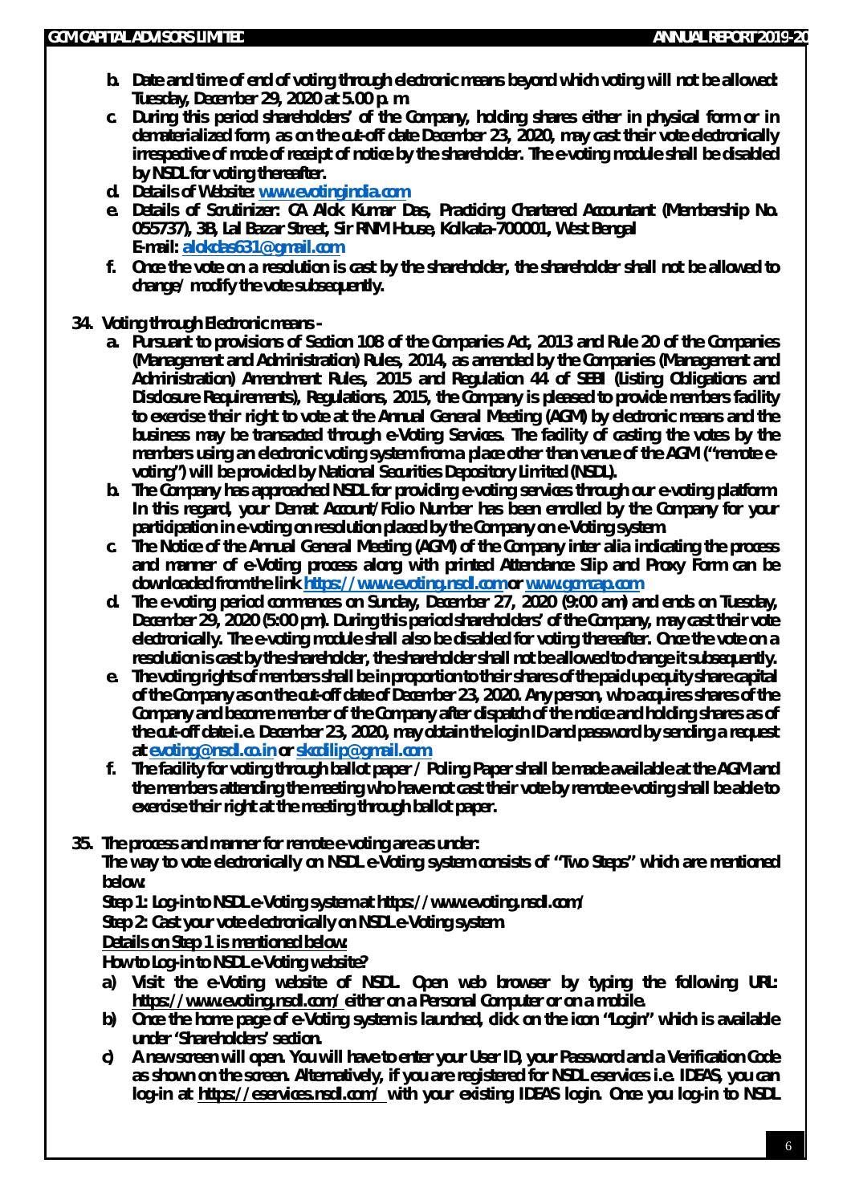b. Date and time of end of voting through electronic means beyond which voting will not be allowed: Tuesday, December 29, 2020 at 5.00 p.m.
c. During this period shareholders' of the Company, holding shares either in physical form or in dematerialized form, as on the cut-off date December 23, 2020, may cast their vote electronically irrespective of mode of receipt of notice by the shareholder. The e-voting module shall be disabled by NSDL for voting thereafter.
d. Details of Website: [www.evotingindia.com](http://www.evotingindia.com)
e. Details of Scrutinizer: CA Alok Kumar Das, Practicing Chartered Accountant (Membership No. 055737), 3B, Lal Bazar Street, Sir RNM House, Kolkata-700001, West Bengal
E-mail: [alokdas631@gmail.com](mailto:alokdas631@gmail.com)
f. Once the vote on a resolution is cast by the shareholder, the shareholder shall not be allowed to change/ modify the vote subsequently.

34. Voting through Electronic means -
    a. Pursuant to provisions of Section 108 of the Companies Act, 2013 and Rule 20 of the Companies (Management and Administration) Rules, 2014, as amended by the Companies (Management and Administration) Amendment Rules, 2015 and Regulation 44 of SEBI (Listing Obligations and Disclosure Requirements), Regulations, 2015, the Company is pleased to provide members facility to exercise their right to vote at the Annual General Meeting (AGM) by electronic means and the business may be transacted through e-Voting Services. The facility of casting the votes by the members using an electronic voting system from a place other than venue of the AGM ("remote e-voting") will be provided by National Securities Depository Limited (NSDL).
    b. The Company has approached NSDL for providing e-voting services through our e-voting platform. In this regard, your Demat Account/Folio Number has been enrolled by the Company for your participation in e-voting on resolution placed by the Company on e-Voting system.
    c. The Notice of the Annual General Meeting (AGM) of the Company inter alia indicating the process and manner of e-Voting process along with printed Attendance Slip and Proxy Form can be downloaded from the link [https://www.evoting.nsdl.com](https://www.evoting.nsdl.com) or [www.gcmcap.com](http://www.gcmcap.com)
    d. The e-voting period commences on Sunday, December 27, 2020 (9:00 am) and ends on Tuesday, December 29, 2020 (5:00 pm). During this period shareholders' of the Company, may cast their vote electronically. The e-voting module shall also be disabled for voting thereafter. Once the vote on a resolution is cast by the shareholder, the shareholder shall not be allowed to change it subsequently.
    e. The voting rights of members shall be in proportion to their shares of the paid up equity share capital of the Company as on the cut-off date of December 23, 2020. Any person, who acquires shares of the Company and become member of the Company after dispatch of the notice and holding shares as of the cut-off date i.e. December 23, 2020, may obtain the login ID and password by sending a request at [evoting@nsdl.co.in](mailto:evoting@nsdl.co.in) or [skcdilip@gmail.com](mailto:skcdilip@gmail.com)
    f. The facility for voting through ballot paper / Poling Paper shall be made available at the AGM and the members attending the meeting who have not cast their vote by remote e-voting shall be able to exercise their right at the meeting through ballot paper.

35. The process and manner for remote e-voting are as under:
    The way to vote electronically on NSDL e-Voting system consists of "Two Steps" which are mentioned below:
    Step 1: Log-in to NSDL e-Voting system at https://www.evoting.nsdl.com/
    Step 2: Cast your vote electronically on NSDL e-Voting system.
    <u>Details on Step 1 is mentioned below:</u>
    How to Log-in to NSDL e-Voting website?
    a) Visit the e-Voting website of NSDL. Open web browser by typing the following URL: <u>https://www.evoting.nsdl.com/</u> either on a Personal Computer or on a mobile.
    b) Once the home page of e-Voting system is launched, click on the icon "Login" which is available under 'Shareholders' section.
    c) A new screen will open. You will have to enter your User ID, your Password and a Verification Code as shown on the screen. Alternatively, if you are registered for NSDL eservices i.e. IDEAS, you can log-in at <u>https://eservices.nsdl.com/</u> with your existing IDEAS login. Once you log-in to NSDL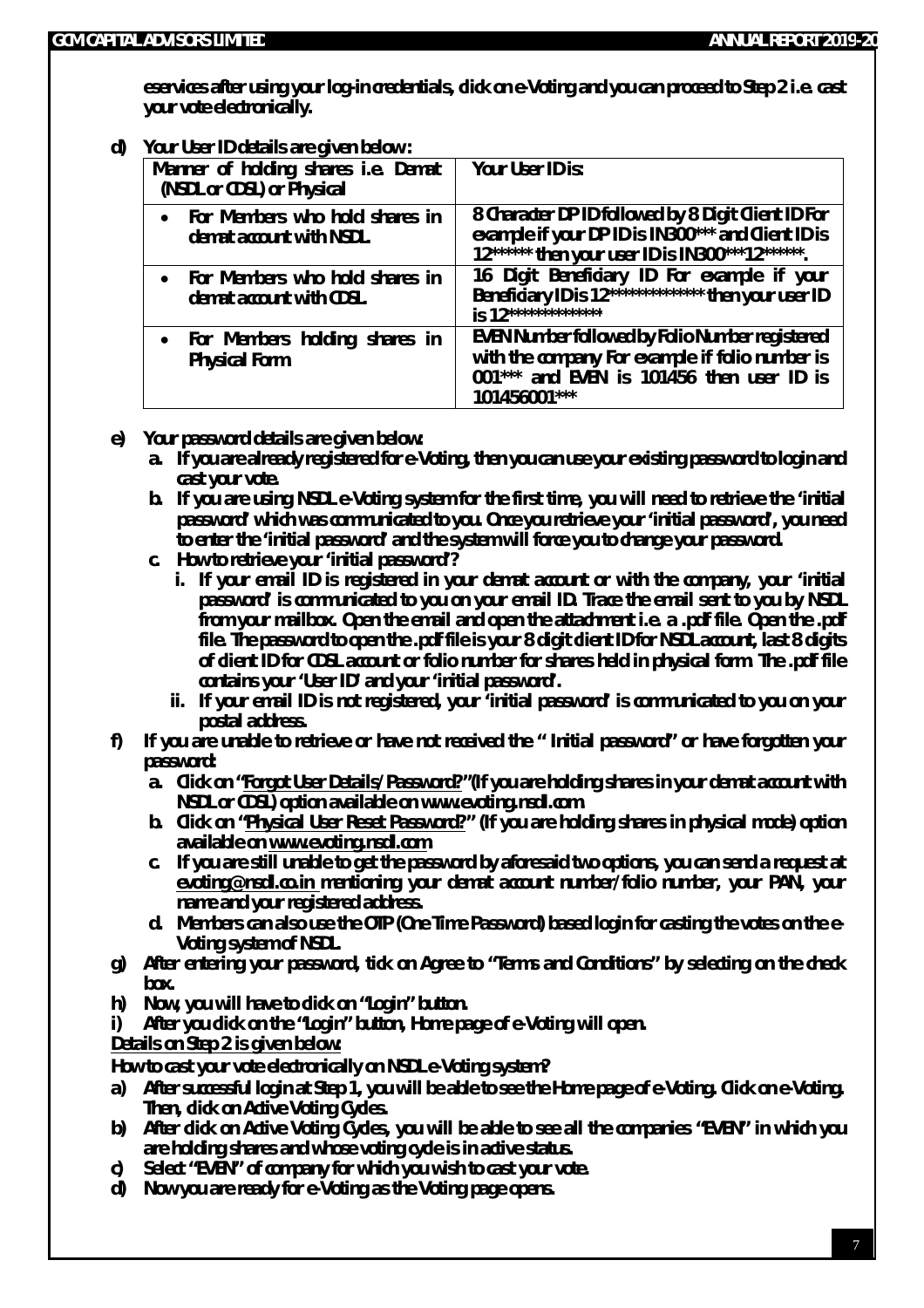**eservices after using your log-in credentials, click on e-Voting and you can proceed to Step 2 i.e. cast your vote electronically.**

**d) Your User ID details are given below :**

| Manner of holding shares i.e. Demat (NSDL or CDSL) or Physical | Your User ID is: |
|---|---|
| • For Members who hold shares in demat account with NSDL. | 8 Character DP ID followed by 8 Digit Client ID For example if your DP ID is IN300*** and Client ID is 12****** then your user ID is IN300***12******. |
| • For Members who hold shares in demat account with CDSL. | 16 Digit Beneficiary ID For example if your Beneficiary ID is 12************** then your user ID is 12************** |
| • For Members holding shares in Physical Form. | EVEN Number followed by Folio Number registered with the company For example if folio number is 001*** and EVEN is 101456 then user ID is 101456001*** |

**e) Your password details are given below:**

**a. If you are already registered for e-Voting, then you can use your existing password to login and cast your vote.**

**b. If you are using NSDL e-Voting system for the first time, you will need to retrieve the 'initial password' which was communicated to you. Once you retrieve your 'initial password', you need to enter the 'initial password' and the system will force you to change your password.**

**c. How to retrieve your 'initial password'?**

**i. If your email ID is registered in your demat account or with the company, your 'initial password' is communicated to you on your email ID. Trace the email sent to you by NSDL from your mailbox. Open the email and open the attachment i.e. a .pdf file. Open the .pdf file. The password to open the .pdf file is your 8 digit client ID for NSDL account, last 8 digits of client ID for CDSL account or folio number for shares held in physical form. The .pdf file contains your 'User ID' and your 'initial password'.**

**ii. If your email ID is not registered, your 'initial password' is communicated to you on your postal address.**

**f) If you are unable to retrieve or have not received the " Initial password" or have forgotten your password:**

**a. Click on "Forgot User Details/Password?"(If you are holding shares in your demat account with NSDL or CDSL) option available on www.evoting.nsdl.com.**

**b. Click on "Physical User Reset Password?" (If you are holding shares in physical mode) option available on www.evoting.nsdl.com.**

**c. If you are still unable to get the password by aforesaid two options, you can send a request at evoting@nsdl.co.in mentioning your demat account number/folio number, your PAN, your name and your registered address.**

**d. Members can also use the OTP (One Time Password) based login for casting the votes on the e-Voting system of NSDL.**

**g) After entering your password, tick on Agree to "Terms and Conditions" by selecting on the check box.**

**h) Now, you will have to click on "Login" button.**

**i) After you click on the "Login" button, Home page of e-Voting will open.**

**Details on Step 2 is given below:**

**How to cast your vote electronically on NSDL e-Voting system?**

**a) After successful login at Step 1, you will be able to see the Home page of e-Voting. Click on e-Voting. Then, click on Active Voting Cycles.**

**b) After click on Active Voting Cycles, you will be able to see all the companies "EVEN" in which you are holding shares and whose voting cycle is in active status.**

**c) Select "EVEN" of company for which you wish to cast your vote.**

**d) Now you are ready for e-Voting as the Voting page opens.**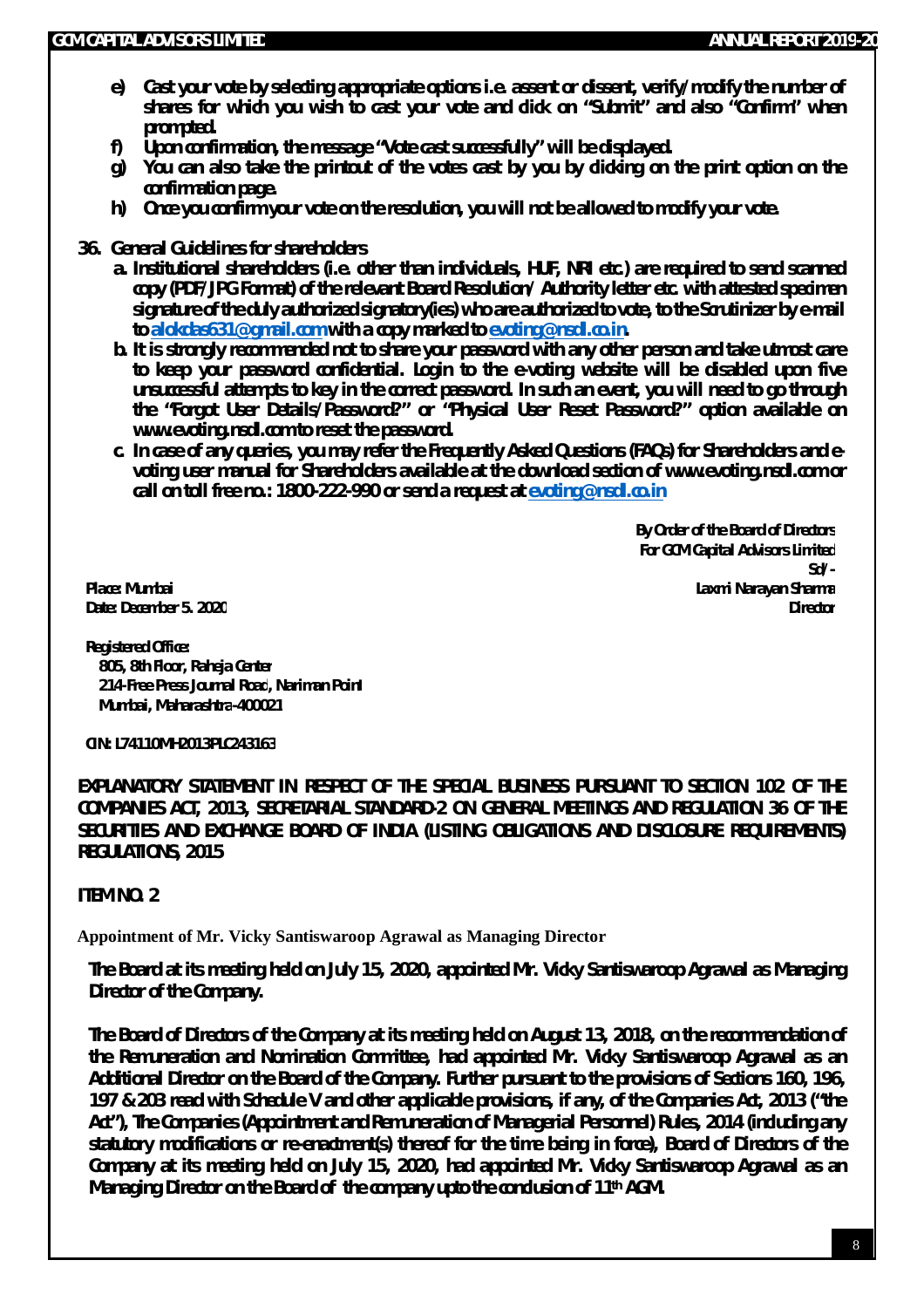e) Cast your vote by selecting appropriate options i.e. assent or dissent, verify/modify the number of shares for which you wish to cast your vote and click on "Submit" and also "Confirm" when prompted.
f) Upon confirmation, the message "Vote cast successfully" will be displayed.
g) You can also take the printout of the votes cast by you by clicking on the print option on the confirmation page.
h) Once you confirm your vote on the resolution, you will not be allowed to modify your vote.

36. General Guidelines for shareholders
   a. Institutional shareholders (i.e. other than individuals, HUF, NRI etc.) are required to send scanned copy (PDF/JPG Format) of the relevant Board Resolution/ Authority letter etc. with attested specimen signature of the duly authorized signatory(ies) who are authorized to vote, to the Scrutinizer by e-mail to alokdas631@gmail.com with a copy marked to evoting@nsdl.co.in.
   b. It is strongly recommended not to share your password with any other person and take utmost care to keep your password confidential. Login to the e-voting website will be disabled upon five unsuccessful attempts to key in the correct password. In such an event, you will need to go through the "Forgot User Details/Password?" or "Physical User Reset Password?" option available on www.evoting.nsdl.com to reset the password.
   c. In case of any queries, you may refer the Frequently Asked Questions (FAQs) for Shareholders and e-voting user manual for Shareholders available at the download section of www.evoting.nsdl.com or call on toll free no.: 1800-222-990 or send a request at evoting@nsdl.co.in

By Order of the Board of Directors
For GCM Capital Advisors Limited
Sd/-
Laxmi Narayan Sharma
Director

Place: Mumbai
Date: December 5. 2020

Registered Office:
805, 8th Floor, Raheja Center
214-Free Press Journal Road, Nariman Point
Mumbai, Maharashtra-400021

CIN: L74110MH2013PLC243163

**EXPLANATORY STATEMENT IN RESPECT OF THE SPECIAL BUSINESS PURSUANT TO SECTION 102 OF THE COMPANIES ACT, 2013, SECRETARIAL STANDARD-2 ON GENERAL MEETINGS AND REGULATION 36 OF THE SECURITIES AND EXCHANGE BOARD OF INDIA (LISTING OBLIGATIONS AND DISCLOSURE REQUIREMENTS) REGULATIONS, 2015**

**ITEM NO. 2**

**Appointment of Mr. Vicky Santiswaroop Agrawal as Managing Director**

The Board at its meeting held on July 15, 2020, appointed Mr. Vicky Santiswaroop Agrawal as Managing Director of the Company.

The Board of Directors of the Company at its meeting held on August 13, 2018, on the recommendation of the Remuneration and Nomination Committee, had appointed Mr. Vicky Santiswaroop Agrawal as an Additional Director on the Board of the Company. Further pursuant to the provisions of Sections 160, 196, 197 & 203 read with Schedule V and other applicable provisions, if any, of the Companies Act, 2013 ("the Act"), The Companies (Appointment and Remuneration of Managerial Personnel) Rules, 2014 (including any statutory modifications or re-enactment(s) thereof for the time being in force), Board of Directors of the Company at its meeting held on July 15, 2020, had appointed Mr. Vicky Santiswaroop Agrawal as an Managing Director on the Board of the company upto the conclusion of 11th AGM.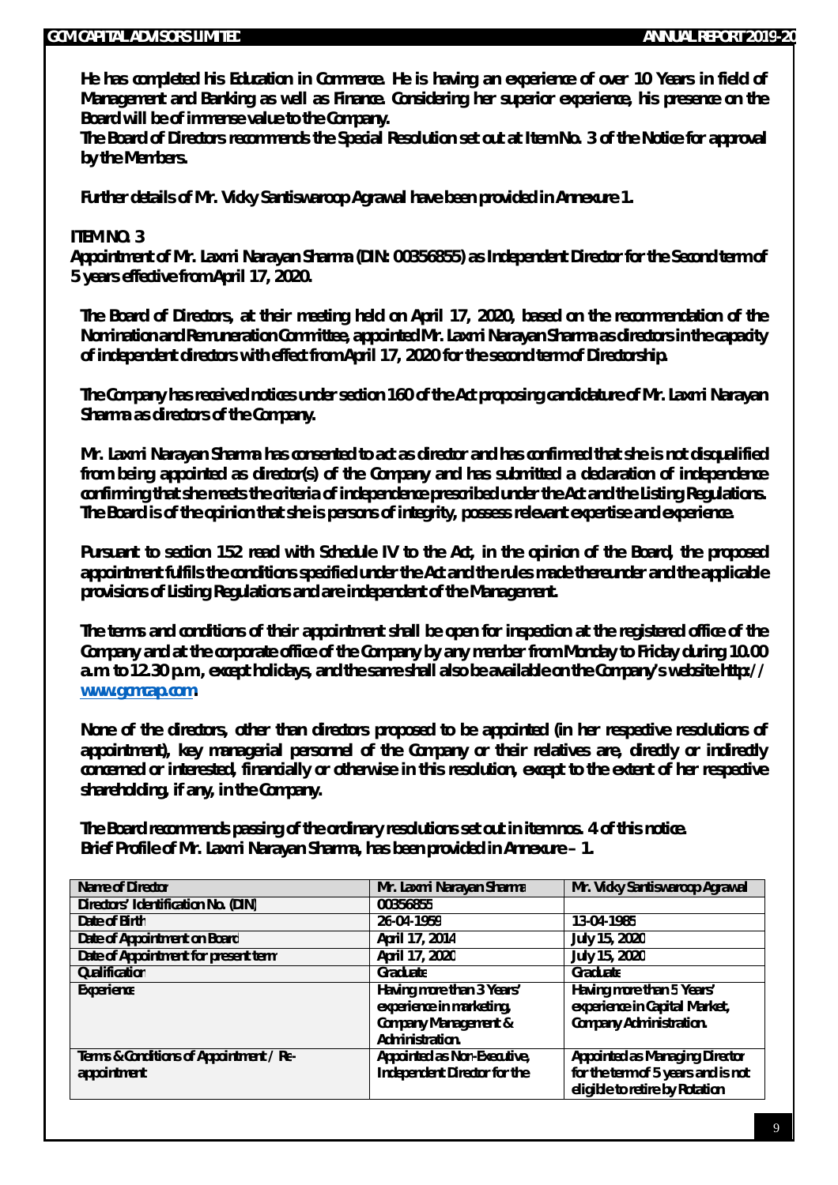**He has completed his Education in Commerce. He is having an experience of over 10 Years in field of Management and Banking as well as Finance. Considering her superior experience, his presence on the Board will be of immense value to the Company.**

**The Board of Directors recommends the Special Resolution set out at Item No. 3 of the Notice for approval by the Members.**

**Further details of Mr. Vicky Santiswaroop Agrawal have been provided in Annexure 1.**

**ITEM NO. 3**

**Appointment of Mr. Laxmi Narayan Sharma (DIN: 00356855) as Independent Director for the Second term of 5 years effective from April 17, 2020.**

**The Board of Directors, at their meeting held on April 17, 2020, based on the recommendation of the Nomination and Remuneration Committee, appointed Mr. Laxmi Narayan Sharma as directors in the capacity of independent directors with effect from April 17, 2020 for the second term of Directorship.**

**The Company has received notices under section 160 of the Act proposing candidature of Mr. Laxmi Narayan Sharma as directors of the Company.**

**Mr. Laxmi Narayan Sharma has consented to act as director and has confirmed that she is not disqualified from being appointed as director(s) of the Company and has submitted a declaration of independence confirming that she meets the criteria of independence prescribed under the Act and the Listing Regulations. The Board is of the opinion that she is persons of integrity, possess relevant expertise and experience.**

**Pursuant to section 152 read with Schedule IV to the Act, in the opinion of the Board, the proposed appointment fulfils the conditions specified under the Act and the rules made thereunder and the applicable provisions of Listing Regulations and are independent of the Management.**

**The terms and conditions of their appointment shall be open for inspection at the registered office of the Company and at the corporate office of the Company by any member from Monday to Friday during 10.00 a.m. to 12.30 p.m., except holidays, and the same shall also be available on the Company's website http:// www.gcmcap.com.**

**None of the directors, other than directors proposed to be appointed (in her respective resolutions of appointment), key managerial personnel of the Company or their relatives are, directly or indirectly concerned or interested, financially or otherwise in this resolution, except to the extent of her respective shareholding, if any, in the Company.**

**The Board recommends passing of the ordinary resolutions set out in item nos. 4 of this notice.**
**Brief Profile of Mr. Laxmi Narayan Sharma, has been provided in Annexure – 1.**

| Name of Director | Mr. Laxmi Narayan Sharma | Mr. Vicky Santiswaroop Agrawal |
|---|---|---|
| Directors' Identification No. (DIN) | 00356855 | |
| Date of Birth | 26-04-1959 | 13-04-1985 |
| Date of Appointment on Board | April 17, 2014 | July 15, 2020 |
| Date of Appointment for present term | April 17, 2020 | July 15, 2020 |
| Qualification | Graduate | Graduate |
| Experience | Having more than 3 Years' experience in marketing, Company Management & Administration. | Having more than 5 Years' experience in Capital Market, Company Administration. |
| Terms & Conditions of Appointment / Re-appointment | Appointed as Non-Executive, Independent Director for the | Appointed as Managing Director for the term of 5 years and is not eligible to retire by Rotation |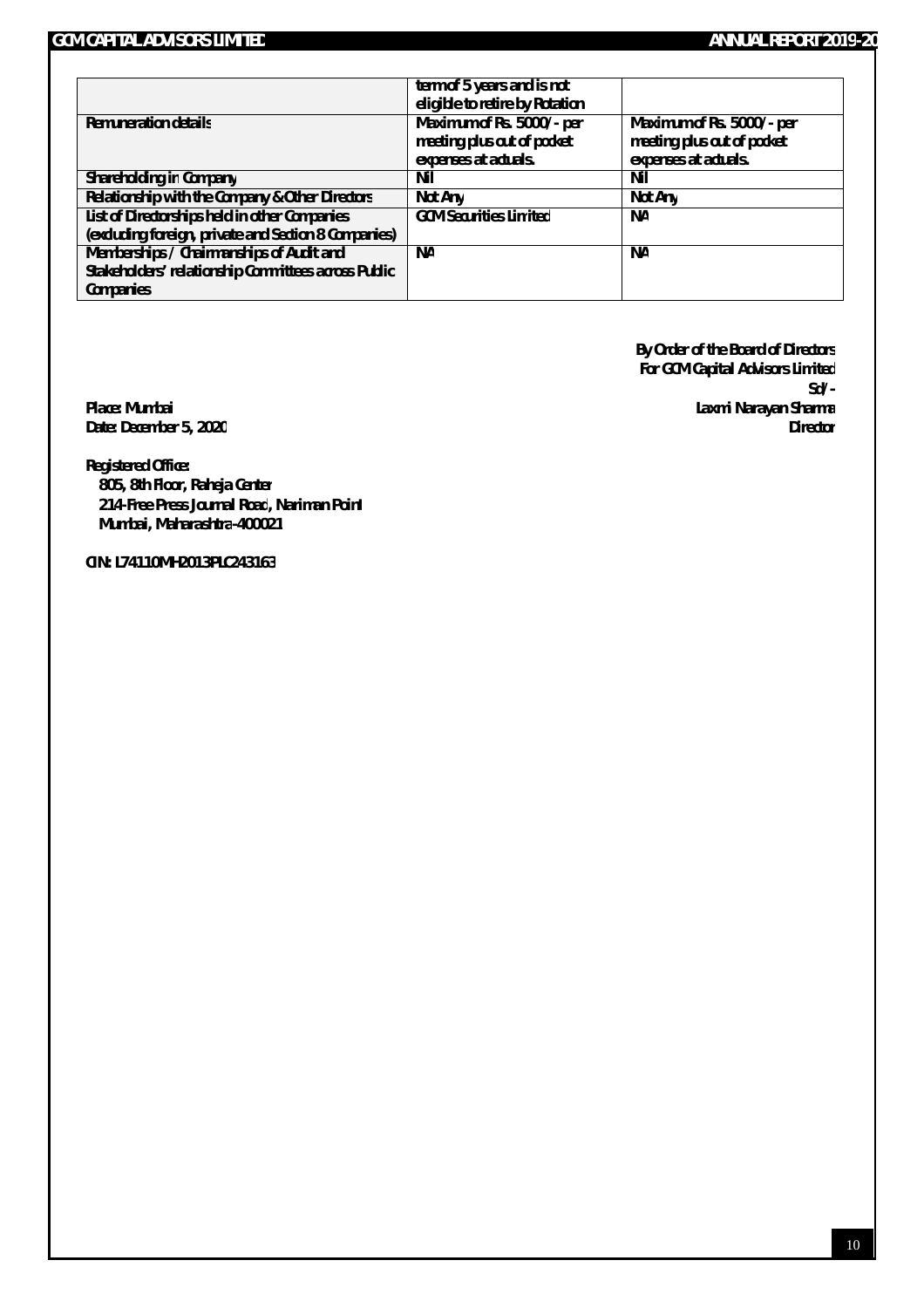| | term of 5 years and is not eligible to retire by Rotation | |
|---|---|---|
| Remuneration details | Maximum of Rs. 5000/- per meeting plus out of pocket expenses at actuals. | Maximum of Rs. 5000/- per meeting plus out of pocket expenses at actuals. |
| Shareholding in Company | Nil | Nil |
| Relationship with the Company & Other Directors | Not Any | Not Any |
| List of Directorships held in other Companies (excluding foreign, private and Section 8 Companies) | GCM Securities Limited | NA |
| Memberships / Chairmanships of Audit and Stakeholders' relationship Committees across Public Companies | NA | NA |

By Order of the Board of Directors
For GCM Capital Advisors Limited
Sd/-
Laxmi Narayan Sharma
Director

Place: Mumbai
Date: December 5, 2020

**Registered Office:**
805, 8th Floor, Raheja Center
214-Free Press Journal Road, Nariman Point
Mumbai, Maharashtra-400021

CIN: L74110MH2013PLC243163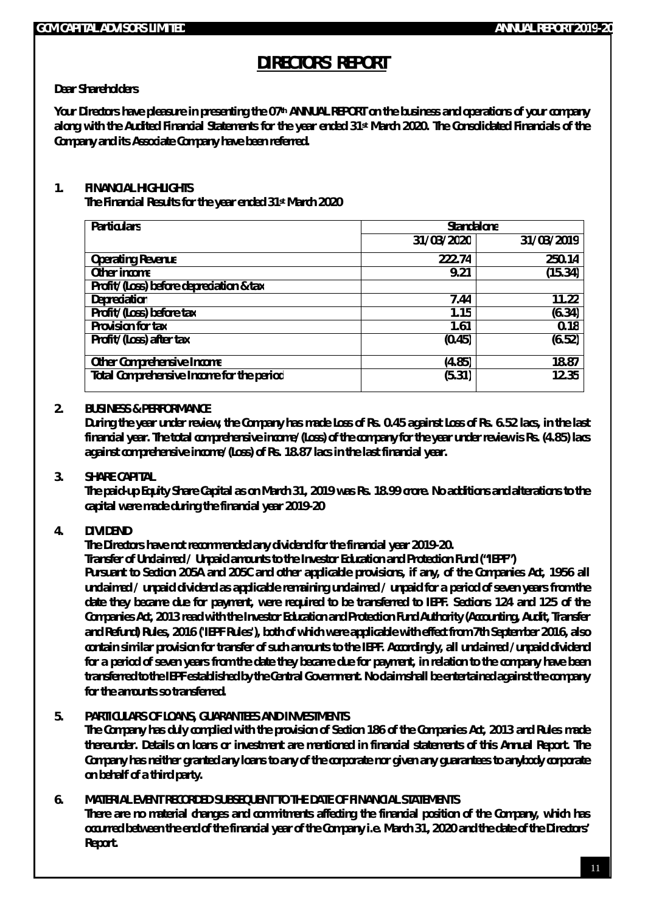# DIRECTORS' REPORT

**Dear Shareholders**

**Your Directors have pleasure in presenting the 07th ANNUAL REPORT on the business and operations of your company along with the Audited Financial Statements for the year ended 31st March 2020. The Consolidated Financials of the Company and its Associate Company have been referred.**

**1. FINANCIAL HIGHLIGHTS**

**The Financial Results for the year ended 31st March 2020**

| Particulars | Standalone | |
|---|---|---|
| | 31/03/2020 | 31/03/2019 |
| Operating Revenue | 222.74 | 250.14 |
| Other income | 9.21 | (15.34) |
| Profit/(Loss) before depreciation & tax | | |
| Depreciation | 7.44 | 11.22 |
| Profit/(Loss) before tax | 1.15 | (6.34) |
| Provision for tax | 1.61 | 0.18 |
| Profit/(Loss) after tax | (0.45) | (6.52) |
| Other Comprehensive Income | (4.85) | 18.87 |
| Total Comprehensive Income for the period | (5.31) | 12.35 |

**2. BUSINESS & PERFORMANCE**

**During the year under review, the Company has made Loss of Rs. 0.45 against Loss of Rs. 6.52 lacs, in the last financial year. The total comprehensive income/(Loss) of the company for the year under review is Rs. (4.85) lacs against comprehensive income/(Loss) of Rs. 18.87 lacs in the last financial year.**

**3. SHARE CAPITAL**

**The paid-up Equity Share Capital as on March 31, 2019 was Rs. 18.99 crore. No additions and alterations to the capital were made during the financial year 2019-20**

**4. DIVIDEND**

**The Directors have not recommended any dividend for the financial year 2019-20.**

**Transfer of Unclaimed / Unpaid amounts to the Investor Education and Protection Fund ("IEPF")**

**Pursuant to Section 205A and 205C and other applicable provisions, if any, of the Companies Act, 1956 all unclaimed / unpaid dividend as applicable remaining unclaimed / unpaid for a period of seven years from the date they became due for payment, were required to be transferred to IEPF. Sections 124 and 125 of the Companies Act, 2013 read with the Investor Education and Protection Fund Authority (Accounting, Audit, Transfer and Refund) Rules, 2016 ('IEPF Rules'), both of which were applicable with effect from 7th September 2016, also contain similar provision for transfer of such amounts to the IEPF. Accordingly, all unclaimed /unpaid dividend for a period of seven years from the date they became due for payment, in relation to the company have been transferred to the IEPF established by the Central Government. No claim shall be entertained against the company for the amounts so transferred.**

**5. PARTICULARS OF LOANS, GUARANTEES AND INVESTMENTS**

**The Company has duly complied with the provision of Section 186 of the Companies Act, 2013 and Rules made thereunder. Details on loans or investment are mentioned in financial statements of this Annual Report. The Company has neither granted any loans to any of the corporate nor given any guarantees to anybody corporate on behalf of a third party.**

**6. MATERIAL EVENT RECORDED SUBSEQUENT TO THE DATE OF FINANCIAL STATEMENTS**

**There are no material changes and commitments affecting the financial position of the Company, which has occurred between the end of the financial year of the Company i.e. March 31, 2020 and the date of the Directors' Report.**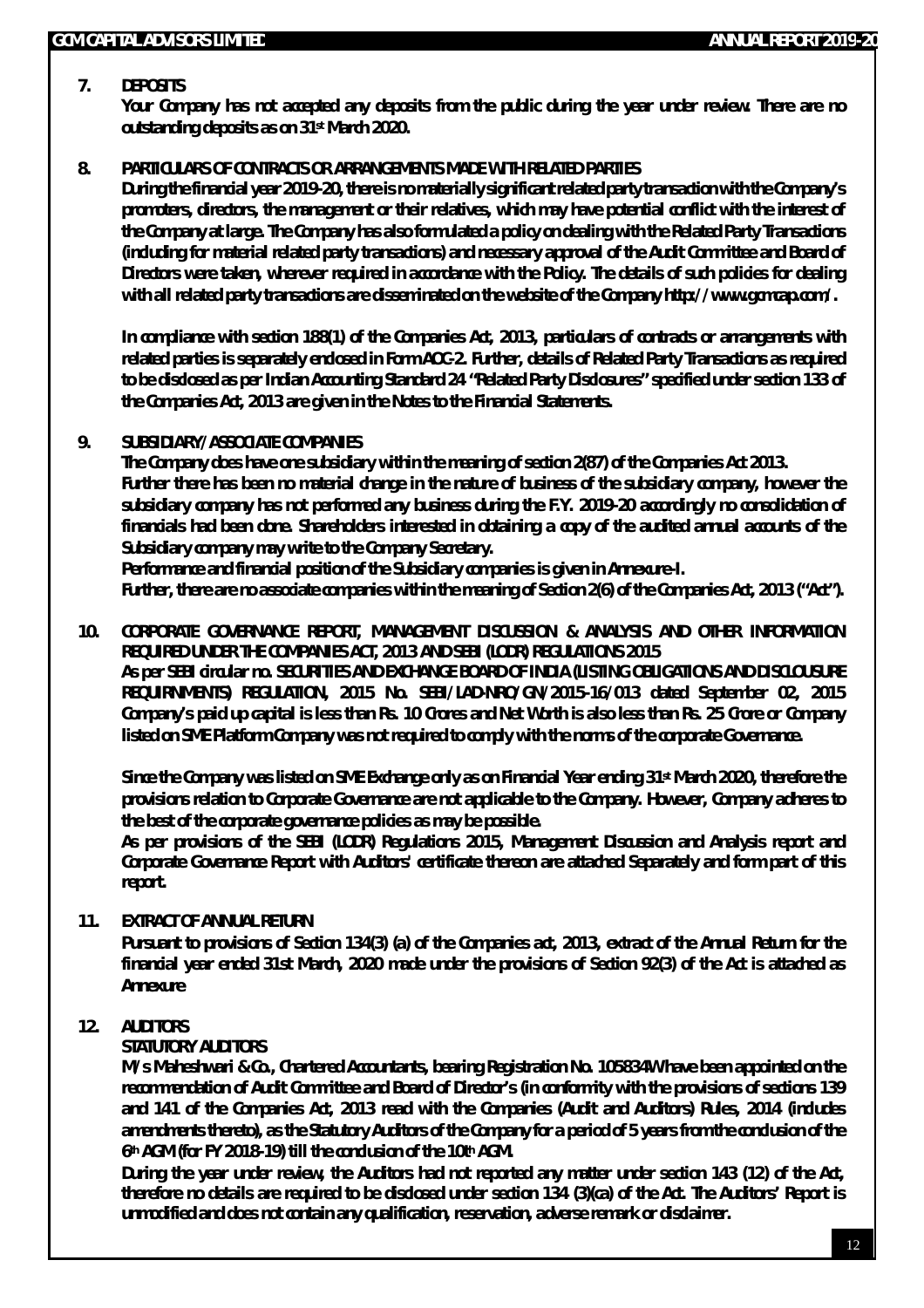**7. DEPOSITS**

Your Company has not accepted any deposits from the public during the year under review. There are no outstanding deposits as on 31st March 2020.

**8. PARTICULARS OF CONTRACTS OR ARRANGEMENTS MADE WITH RELATED PARTIES**

During the financial year 2019-20, there is no materially significant related party transaction with the Company's promoters, directors, the management or their relatives, which may have potential conflict with the interest of the Company at large. The Company has also formulated a policy on dealing with the Related Party Transactions (including for material related party transactions) and necessary approval of the Audit Committee and Board of Directors were taken, wherever required in accordance with the Policy. The details of such policies for dealing with all related party transactions are disseminated on the website of the Company http://www.gcmcap.com/.

In compliance with section 188(1) of the Companies Act, 2013, particulars of contracts or arrangements with related parties is separately enclosed in Form AOC-2. Further, details of Related Party Transactions as required to be disclosed as per Indian Accounting Standard 24 "Related Party Disclosures" specified under section 133 of the Companies Act, 2013 are given in the Notes to the Financial Statements.

**9. SUBSIDIARY/ ASSOCIATE COMPANIES**

The Company does have one subsidiary within the meaning of section 2(87) of the Companies Act 2013.
Further there has been no material change in the nature of business of the subsidiary company, however the subsidiary company has not performed any business during the F.Y. 2019-20 accordingly no consolidation of financials had been done. Shareholders interested in obtaining a copy of the audited annual accounts of the Subsidiary company may write to the Company Secretary.
Performance and financial position of the Subsidiary companies is given in Annexure-I.
Further, there are no associate companies within the meaning of Section 2(6) of the Companies Act, 2013 ("Act").

**10. CORPORATE GOVERNANCE REPORT, MANAGEMENT DISCUSSION & ANALYSIS AND OTHER INFORMATION REQUIRED UNDER THE COMPANIES ACT, 2013 AND SEBI (LODR) REGULATIONS 2015**

As per SEBI circular no. SECURITIES AND EXCHANGE BOARD OF INDIA (LISTING OBLIGATIONS AND DISCLOUSURE REQUIRNMENTS) REGULATION, 2015 No. SEBI/LAD-NRO/GN/2015-16/013 dated September 02, 2015 Company's paid up capital is less than Rs. 10 Crores and Net Worth is also less than Rs. 25 Crore or Company listed on SME Platform Company was not required to comply with the norms of the corporate Governance.

Since the Company was listed on SME Exchange only as on Financial Year ending 31st March 2020, therefore the provisions relation to Corporate Governance are not applicable to the Company. However, Company adheres to the best of the corporate governance policies as may be possible.
As per provisions of the SEBI (LODR) Regulations 2015, Management Discussion and Analysis report and Corporate Governance Report with Auditors' certificate thereon are attached Separately and form part of this report.

**11. EXTRACT OF ANNUAL RETURN**

Pursuant to provisions of Section 134(3) (a) of the Companies act, 2013, extract of the Annual Return for the financial year ended 31st March, 2020 made under the provisions of Section 92(3) of the Act is attached as Annexure

**12. AUDITORS**

**STATUTORY AUDITORS**

M/s Maheshwari & Co., Chartered Accountants, bearing Registration No. 105834W have been appointed on the recommendation of Audit Committee and Board of Director's (in conformity with the provisions of sections 139 and 141 of the Companies Act, 2013 read with the Companies (Audit and Auditors) Rules, 2014 (includes amendments thereto), as the Statutory Auditors of the Company for a period of 5 years from the conclusion of the 6th AGM (for FY 2018-19) till the conclusion of the 10th AGM.

During the year under review, the Auditors had not reported any matter under section 143 (12) of the Act, therefore no details are required to be disclosed under section 134 (3)(ca) of the Act. The Auditors' Report is unmodified and does not contain any qualification, reservation, adverse remark or disclaimer.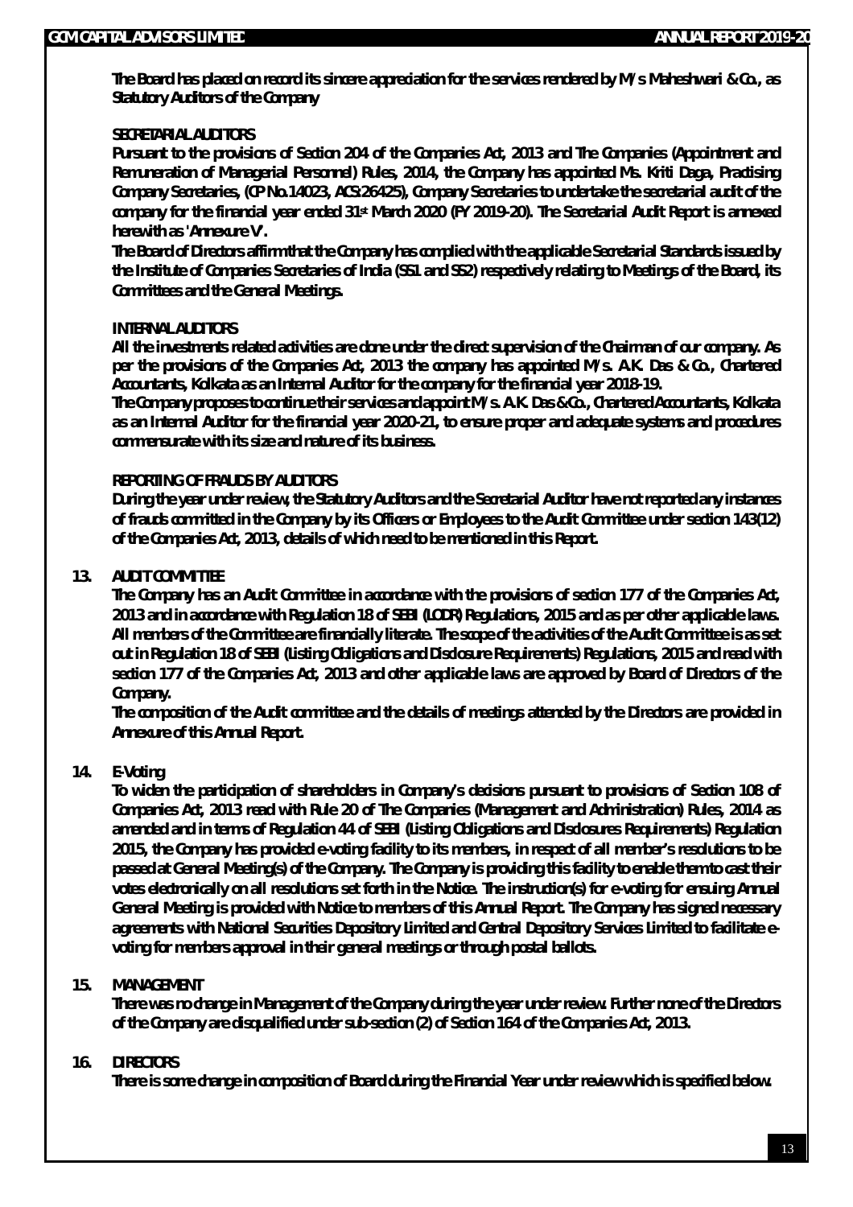The Board has placed on record its sincere appreciation for the services rendered by M/s Maheshwari & Co., as Statutory Auditors of the Company

**SECRETARIAL AUDITORS**

Pursuant to the provisions of Section 204 of the Companies Act, 2013 and The Companies (Appointment and Remuneration of Managerial Personnel) Rules, 2014, the Company has appointed Ms. Kriti Daga, Practising Company Secretaries, (CP No.14023, ACS:26425), Company Secretaries to undertake the secretarial audit of the company for the financial year ended 31st March 2020 (FY 2019-20). The Secretarial Audit Report is annexed herewith as 'Annexure V'.

The Board of Directors affirm that the Company has complied with the applicable Secretarial Standards issued by the Institute of Companies Secretaries of India (SS1 and SS2) respectively relating to Meetings of the Board, its Committees and the General Meetings.

**INTERNAL AUDITORS**

All the investments related activities are done under the direct supervision of the Chairman of our company. As per the provisions of the Companies Act, 2013 the company has appointed M/s. A.K. Das & Co., Chartered Accountants, Kolkata as an Internal Auditor for the company for the financial year 2018-19.

The Company proposes to continue their services and appoint M/s. A.K. Das & Co., Chartered Accountants, Kolkata as an Internal Auditor for the financial year 2020-21, to ensure proper and adequate systems and procedures commensurate with its size and nature of its business.

**REPORTING OF FRAUDS BY AUDITORS**

During the year under review, the Statutory Auditors and the Secretarial Auditor have not reported any instances of frauds committed in the Company by its Officers or Employees to the Audit Committee under section 143(12) of the Companies Act, 2013, details of which need to be mentioned in this Report.

## 13. AUDIT COMMITTEE

The Company has an Audit Committee in accordance with the provisions of section 177 of the Companies Act, 2013 and in accordance with Regulation 18 of SEBI (LODR) Regulations, 2015 and as per other applicable laws. All members of the Committee are financially literate. The scope of the activities of the Audit Committee is as set out in Regulation 18 of SEBI (Listing Obligations and Disclosure Requirements) Regulations, 2015 and read with section 177 of the Companies Act, 2013 and other applicable laws are approved by Board of Directors of the Company.

The composition of the Audit committee and the details of meetings attended by the Directors are provided in Annexure of this Annual Report.

## 14. E-Voting

To widen the participation of shareholders in Company's decisions pursuant to provisions of Section 108 of Companies Act, 2013 read with Rule 20 of The Companies (Management and Administration) Rules, 2014 as amended and in terms of Regulation 44 of SEBI (Listing Obligations and Disclosures Requirements) Regulation 2015, the Company has provided e-voting facility to its members, in respect of all member's resolutions to be passed at General Meeting(s) of the Company. The Company is providing this facility to enable them to cast their votes electronically on all resolutions set forth in the Notice. The instruction(s) for e-voting for ensuing Annual General Meeting is provided with Notice to members of this Annual Report. The Company has signed necessary agreements with National Securities Depository Limited and Central Depository Services Limited to facilitate e-voting for members approval in their general meetings or through postal ballots.

## 15. MANAGEMENT

There was no change in Management of the Company during the year under review. Further none of the Directors of the Company are disqualified under sub-section (2) of Section 164 of the Companies Act, 2013.

## 16. DIRECTORS

There is some change in composition of Board during the Financial Year under review which is specified below.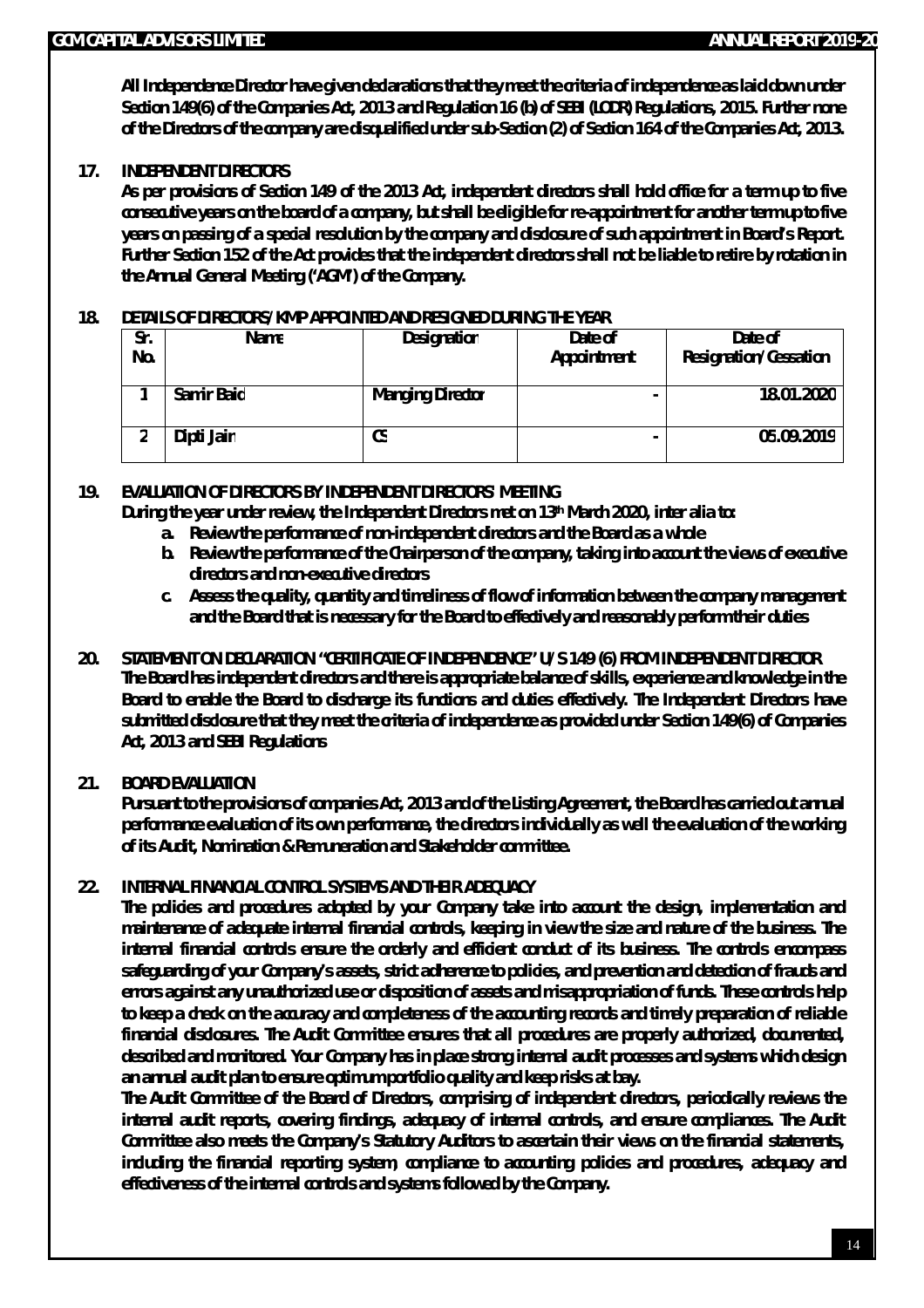All Independence Director have given declarations that they meet the criteria of independence as laid down under Section 149(6) of the Companies Act, 2013 and Regulation 16 (b) of SEBI (LODR) Regulations, 2015. Further none of the Directors of the company are disqualified under sub-Section (2) of Section 164 of the Companies Act, 2013.

## 17. INDEPENDENT DIRECTORS

As per provisions of Section 149 of the 2013 Act, independent directors shall hold office for a term up to five consecutive years on the board of a company, but shall be eligible for re-appointment for another term up to five years on passing of a special resolution by the company and disclosure of such appointment in Board's Report. Further Section 152 of the Act provides that the independent directors shall not be liable to retire by rotation in the Annual General Meeting ('AGM') of the Company.

## 18. DETAILS OF DIRECTORS/ KMP APPOINTED AND RESIGNED DURING THE YEAR

| Sr. No. | Name | Designation | Date of Appointment | Date of Resignation/Cessation |
|---|---|---|---|---|
| 1 | Samir Baid | Manging Director | - | 18.01.2020 |
| 2 | Dipti Jain | CS | - | 05.09.2019 |

## 19. EVALUATION OF DIRECTORS BY INDEPENDENT DIRECTORS' MEETING

During the year under review, the Independent Directors met on 13th March 2020, inter alia to:

a. Review the performance of non-independent directors and the Board as a whole
b. Review the performance of the Chairperson of the company, taking into account the views of executive directors and non-executive directors
c. Assess the quality, quantity and timeliness of flow of information between the company management and the Board that is necessary for the Board to effectively and reasonably perform their duties

## 20. STATEMENT ON DECLARATION "CERTIFICATE OF INDEPENDENCE" U/S 149 (6) FROM INDEPENDENT DIRECTOR

The Board has independent directors and there is appropriate balance of skills, experience and knowledge in the Board to enable the Board to discharge its functions and duties effectively. The Independent Directors have submitted disclosure that they meet the criteria of independence as provided under Section 149(6) of Companies Act, 2013 and SEBI Regulations

## 21. BOARD EVALUATION

Pursuant to the provisions of companies Act, 2013 and of the Listing Agreement, the Board has carried out annual performance evaluation of its own performance, the directors individually as well the evaluation of the working of its Audit, Nomination & Remuneration and Stakeholder committee.

## 22. INTERNAL FINANCIAL CONTROL SYSTEMS AND THEIR ADEQUACY

The policies and procedures adopted by your Company take into account the design, implementation and maintenance of adequate internal financial controls, keeping in view the size and nature of the business. The internal financial controls ensure the orderly and efficient conduct of its business. The controls encompass safeguarding of your Company's assets, strict adherence to policies, and prevention and detection of frauds and errors against any unauthorized use or disposition of assets and misappropriation of funds. These controls help to keep a check on the accuracy and completeness of the accounting records and timely preparation of reliable financial disclosures. The Audit Committee ensures that all procedures are properly authorized, documented, described and monitored. Your Company has in place strong internal audit processes and systems which design an annual audit plan to ensure optimum portfolio quality and keep risks at bay.

The Audit Committee of the Board of Directors, comprising of independent directors, periodically reviews the internal audit reports, covering findings, adequacy of internal controls, and ensure compliances. The Audit Committee also meets the Company's Statutory Auditors to ascertain their views on the financial statements, including the financial reporting system, compliance to accounting policies and procedures, adequacy and effectiveness of the internal controls and systems followed by the Company.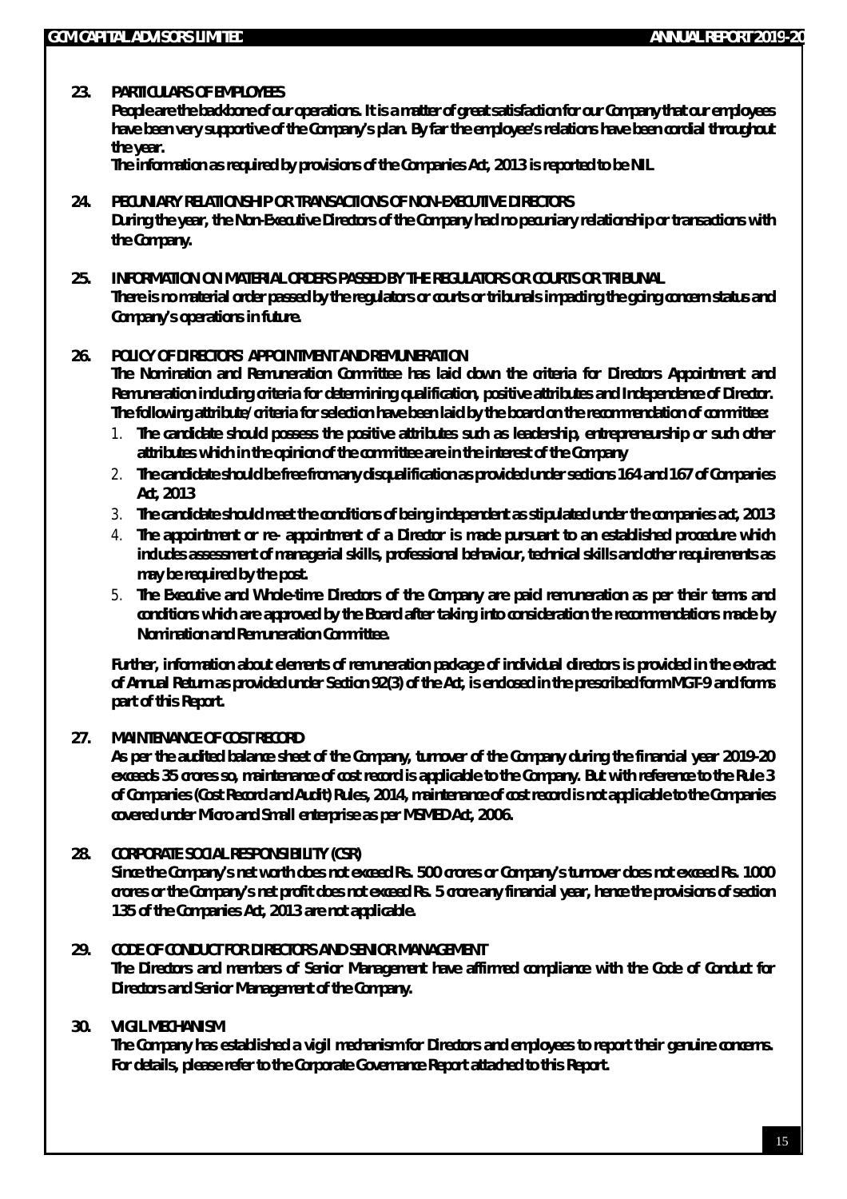## 23. PARTICULARS OF EMPLOYEES

People are the backbone of our operations. It is a matter of great satisfaction for our Company that our employees have been very supportive of the Company's plan. By far the employee's relations have been cordial throughout the year.

The information as required by provisions of the Companies Act, 2013 is reported to be NIL

## 24. PECUNIARY RELATIONSHIP OR TRANSACTIONS OF NON-EXECUTIVE DIRECTORS

During the year, the Non-Executive Directors of the Company had no pecuniary relationship or transactions with the Company.

## 25. INFORMATION ON MATERIAL ORDERS PASSED BY THE REGULATORS OR COURTS OR TRIBUNAL

There is no material order passed by the regulators or courts or tribunals impacting the going concern status and Company's operations in future.

## 26. POLICY OF DIRECTORS' APPOINTMENT AND REMUNERATION

The Nomination and Remuneration Committee has laid down the criteria for Directors Appointment and Remuneration including criteria for determining qualification, positive attributes and Independence of Director. The following attribute/criteria for selection have been laid by the board on the recommendation of committee:

1. The candidate should possess the positive attributes such as leadership, entrepreneurship or such other attributes which in the opinion of the committee are in the interest of the Company
2. The candidate should be free from any disqualification as provided under sections 164 and 167 of Companies Act, 2013
3. The candidate should meet the conditions of being independent as stipulated under the companies act, 2013
4. The appointment or re- appointment of a Director is made pursuant to an established procedure which includes assessment of managerial skills, professional behaviour, technical skills and other requirements as may be required by the post.
5. The Executive and Whole-time Directors of the Company are paid remuneration as per their terms and conditions which are approved by the Board after taking into consideration the recommendations made by Nomination and Remuneration Committee.

Further, information about elements of remuneration package of individual directors is provided in the extract of Annual Return as provided under Section 92(3) of the Act, is enclosed in the prescribed form MGT-9 and forms part of this Report.

## 27. MAINTENANCE OF COST RECORD

As per the audited balance sheet of the Company, turnover of the Company during the financial year 2019-20 exceeds 35 crores so, maintenance of cost record is applicable to the Company. But with reference to the Rule 3 of Companies (Cost Record and Audit) Rules, 2014, maintenance of cost record is not applicable to the Companies covered under Micro and Small enterprise as per MSMED Act, 2006.

## 28. CORPORATE SOCIAL RESPONSIBILITY (CSR)

Since the Company's net worth does not exceed Rs. 500 crores or Company's turnover does not exceed Rs. 1000 crores or the Company's net profit does not exceed Rs. 5 crore any financial year, hence the provisions of section 135 of the Companies Act, 2013 are not applicable.

## 29. CODE OF CONDUCT FOR DIRECTORS AND SENIOR MANAGEMENT

The Directors and members of Senior Management have affirmed compliance with the Code of Conduct for Directors and Senior Management of the Company.

## 30. VIGIL MECHANISM

The Company has established a vigil mechanism for Directors and employees to report their genuine concerns. For details, please refer to the Corporate Governance Report attached to this Report.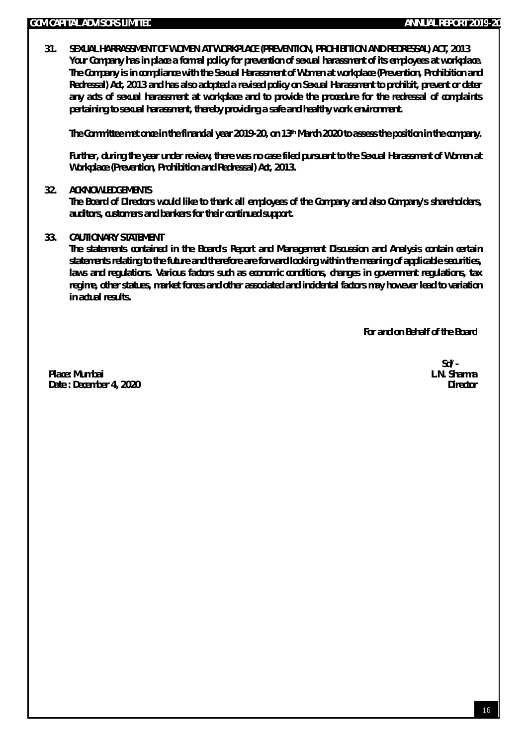## 31. SEXUAL HARRASSMENT OF WOMEN AT WORKPLACE (PREVENTION, PROHIBITION AND REDRESSAL) ACT, 2013

Your Company has in place a formal policy for prevention of sexual harassment of its employees at workplace. The Company is in compliance with the Sexual Harassment of Women at workplace (Prevention, Prohibition and Redressal) Act, 2013 and has also adopted a revised policy on Sexual Harassment to prohibit, prevent or deter any acts of sexual harassment at workplace and to provide the procedure for the redressal of complaints pertaining to sexual harassment, thereby providing a safe and healthy work environment.

The Committee met once in the financial year 2019-20, on 13th March 2020 to assess the position in the company.

Further, during the year under review, there was no case filed pursuant to the Sexual Harassment of Women at Workplace (Prevention, Prohibition and Redressal) Act, 2013.

## 32. ACKNOWLEDGEMENTS

The Board of Directors would like to thank all employees of the Company and also Company's shareholders, auditors, customers and bankers for their continued support.

## 33. CAUTIONARY STATEMENT

The statements contained in the Board's Report and Management Discussion and Analysis contain certain statements relating to the future and therefore are forward looking within the meaning of applicable securities, laws and regulations. Various factors such as economic conditions, changes in government regulations, tax regime, other statues, market forces and other associated and incidental factors may however lead to variation in actual results.

For and on Behalf of the Board

Sd/-

Place: Mumbai
Date : December 4, 2020

L.N. Sharma
Director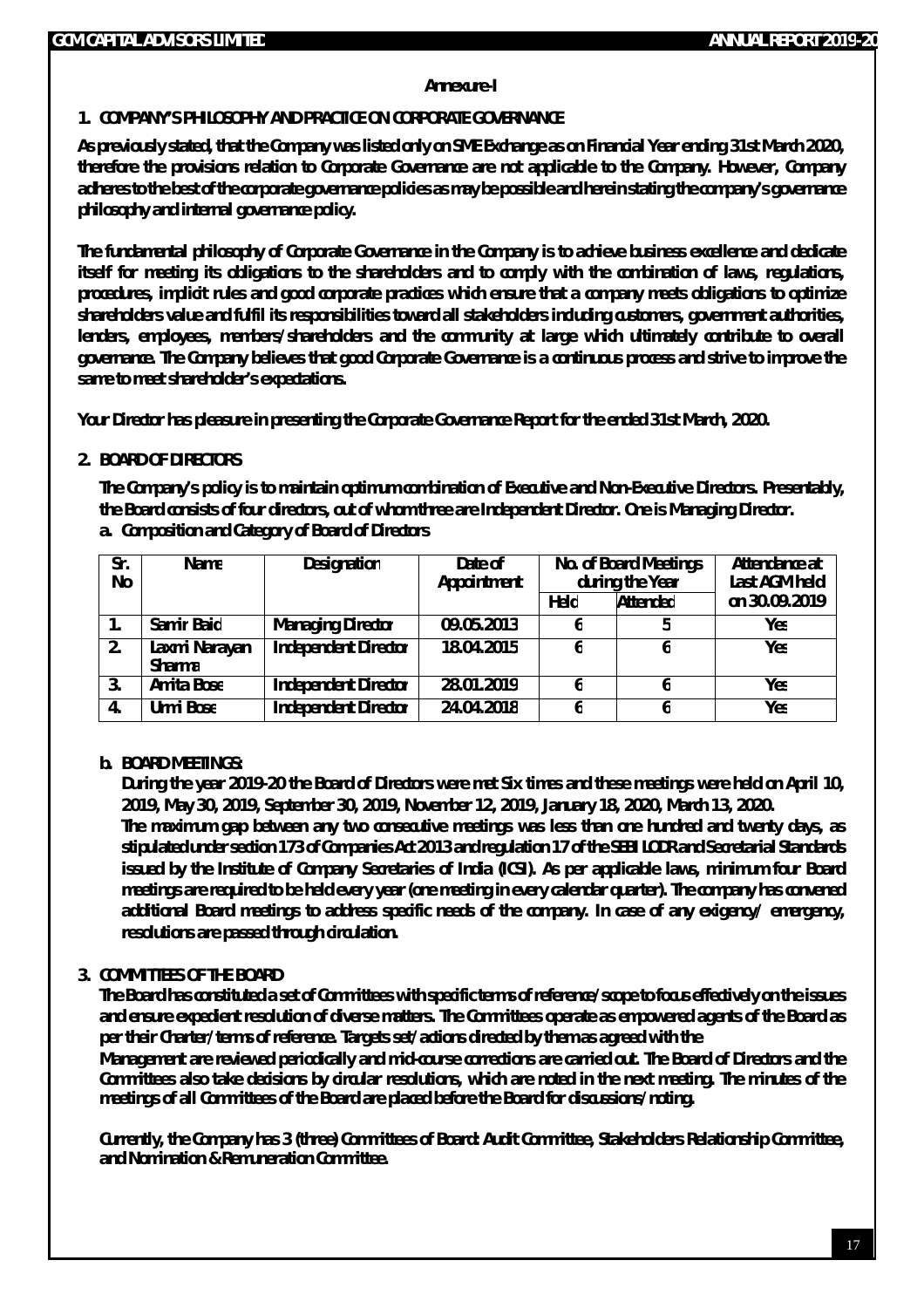**Annexure-I**

## 1. COMPANY'S PHILOSOPHY AND PRACTICE ON CORPORATE GOVERNANCE

As previously stated, that the Company was listed only on SME Exchange as on Financial Year ending 31st March 2020, therefore the provisions relation to Corporate Governance are not applicable to the Company. However, Company adheres to the best of the corporate governance policies as may be possible and herein stating the company's governance philosophy and internal governance policy.

The fundamental philosophy of Corporate Governance in the Company is to achieve business excellence and dedicate itself for meeting its obligations to the shareholders and to comply with the combination of laws, regulations, procedures, implicit rules and good corporate practices which ensure that a company meets obligations to optimize shareholders value and fulfil its responsibilities toward all stakeholders including customers, government authorities, lenders, employees, members/shareholders and the community at large which ultimately contribute to overall governance. The Company believes that good Corporate Governance is a continuous process and strive to improve the same to meet shareholder's expectations.

Your Director has pleasure in presenting the Corporate Governance Report for the ended 31st March, 2020.

## 2. BOARD OF DIRECTORS

The Company's policy is to maintain optimum combination of Executive and Non-Executive Directors. Presentably, the Board consists of four directors, out of whom three are Independent Director. One is Managing Director.

### a. Composition and Category of Board of Directors

| Sr. No | Name | Designation | Date of Appointment | No. of Board Meetings during the Year | | Attendance at Last AGM held on 30.09.2019 |
|---|---|---|---|---|---|---|
| | | | | Held | Attended | |
| 1. | Samir Baid | Managing Director | 09.05.2013 | 6 | 5 | Yes |
| 2. | Laxmi Narayan Sharma | Independent Director | 18.04.2015 | 6 | 6 | Yes |
| 3. | Amita Bose | Independent Director | 28.01.2019 | 6 | 6 | Yes |
| 4. | Urmi Bose | Independent Director | 24.04.2018 | 6 | 6 | Yes |

### b. BOARD MEETINGS:

During the year 2019-20 the Board of Directors were met Six times and these meetings were held on April 10, 2019, May 30, 2019, September 30, 2019, November 12, 2019, January 18, 2020, March 13, 2020.

The maximum gap between any two consecutive meetings was less than one hundred and twenty days, as stipulated under section 173 of Companies Act 2013 and regulation 17 of the SEBI LODR and Secretarial Standards issued by the Institute of Company Secretaries of India (ICSI). As per applicable laws, minimum four Board meetings are required to be held every year (one meeting in every calendar quarter). The company has convened additional Board meetings to address specific needs of the company. In case of any exigency/ emergency, resolutions are passed through circulation.

## 3. COMMITTEES OF THE BOARD

The Board has constituted a set of Committees with specific terms of reference/scope to focus effectively on the issues and ensure expedient resolution of diverse matters. The Committees operate as empowered agents of the Board as per their Charter/terms of reference. Targets set/actions directed by them as agreed with the

Management are reviewed periodically and mid-course corrections are carried out. The Board of Directors and the Committees also take decisions by circular resolutions, which are noted in the next meeting. The minutes of the meetings of all Committees of the Board are placed before the Board for discussions/noting.

Currently, the Company has 3 (three) Committees of Board: Audit Committee, Stakeholders Relationship Committee, and Nomination & Remuneration Committee.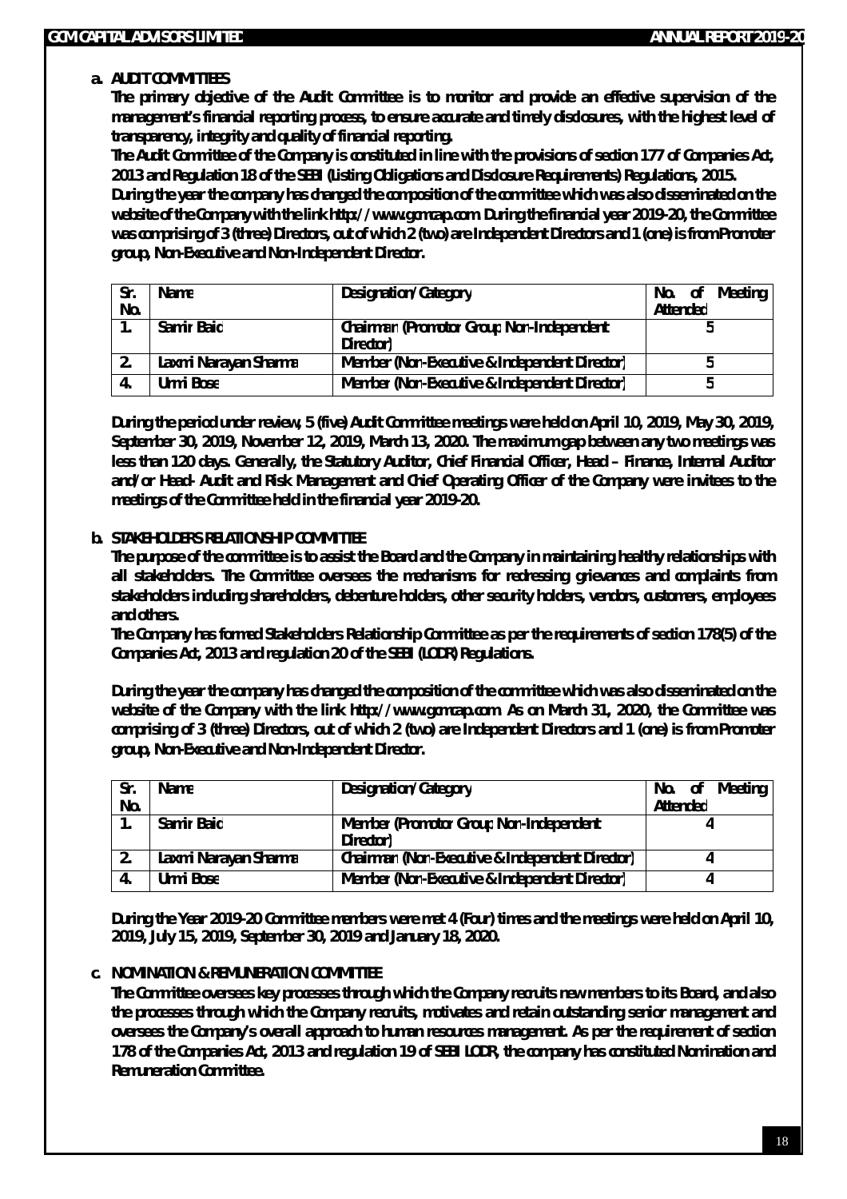**a. AUDIT COMMITTEES**

The primary objective of the Audit Committee is to monitor and provide an effective supervision of the management's financial reporting process, to ensure accurate and timely disclosures, with the highest level of transparency, integrity and quality of financial reporting.

The Audit Committee of the Company is constituted in line with the provisions of section 177 of Companies Act, 2013 and Regulation 18 of the SEBI (Listing Obligations and Disclosure Requirements) Regulations, 2015.

During the year the company has changed the composition of the committee which was also disseminated on the website of the Company with the link http://www.gcmcap.com. During the financial year 2019-20, the Committee was comprising of 3 (three) Directors, out of which 2 (two) are Independent Directors and 1 (one) is from Promoter group, Non-Executive and Non-Independent Director.

| Sr. No. | Name | Designation/Category | No. of Meeting Attended |
|---|---|---|---|
| 1. | Samir Baid | Chairman (Promotor Group Non-Independent Director) | 5 |
| 2. | Laxmi Narayan Sharma | Member (Non-Executive & Independent Director) | 5 |
| 4. | Urmi Bose | Member (Non-Executive & Independent Director) | 5 |

During the period under review, 5 (five) Audit Committee meetings were held on April 10, 2019, May 30, 2019, September 30, 2019, November 12, 2019, March 13, 2020. The maximum gap between any two meetings was less than 120 days. Generally, the Statutory Auditor, Chief Financial Officer, Head – Finance, Internal Auditor and/or Head- Audit and Risk Management and Chief Operating Officer of the Company were invitees to the meetings of the Committee held in the financial year 2019-20.

**b. STAKEHOLDERS RELATIONSHIP COMMITTEE**

The purpose of the committee is to assist the Board and the Company in maintaining healthy relationships with all stakeholders. The Committee oversees the mechanisms for redressing grievances and complaints from stakeholders including shareholders, debenture holders, other security holders, vendors, customers, employees and others.

The Company has formed Stakeholders Relationship Committee as per the requirements of section 178(5) of the Companies Act, 2013 and regulation 20 of the SEBI (LODR) Regulations.

During the year the company has changed the composition of the committee which was also disseminated on the website of the Company with the link http://www.gcmcap.com. As on March 31, 2020, the Committee was comprising of 3 (three) Directors, out of which 2 (two) are Independent Directors and 1 (one) is from Promoter group, Non-Executive and Non-Independent Director.

| Sr. No. | Name | Designation/Category | No. of Meeting Attended |
|---|---|---|---|
| 1. | Samir Baid | Member (Promotor Group Non-Independent Director) | 4 |
| 2. | Laxmi Narayan Sharma | Chairman (Non-Executive & Independent Director) | 4 |
| 4. | Urmi Bose | Member (Non-Executive & Independent Director) | 4 |

During the Year 2019-20 Committee members were met 4 (Four) times and the meetings were held on April 10, 2019, July 15, 2019, September 30, 2019 and January 18, 2020.

**c. NOMINATION & REMUNERATION COMMITTEE**

The Committee oversees key processes through which the Company recruits new members to its Board, and also the processes through which the Company recruits, motivates and retain outstanding senior management and oversees the Company's overall approach to human resources management. As per the requirement of section 178 of the Companies Act, 2013 and regulation 19 of SEBI LODR, the company has constituted Nomination and Remuneration Committee.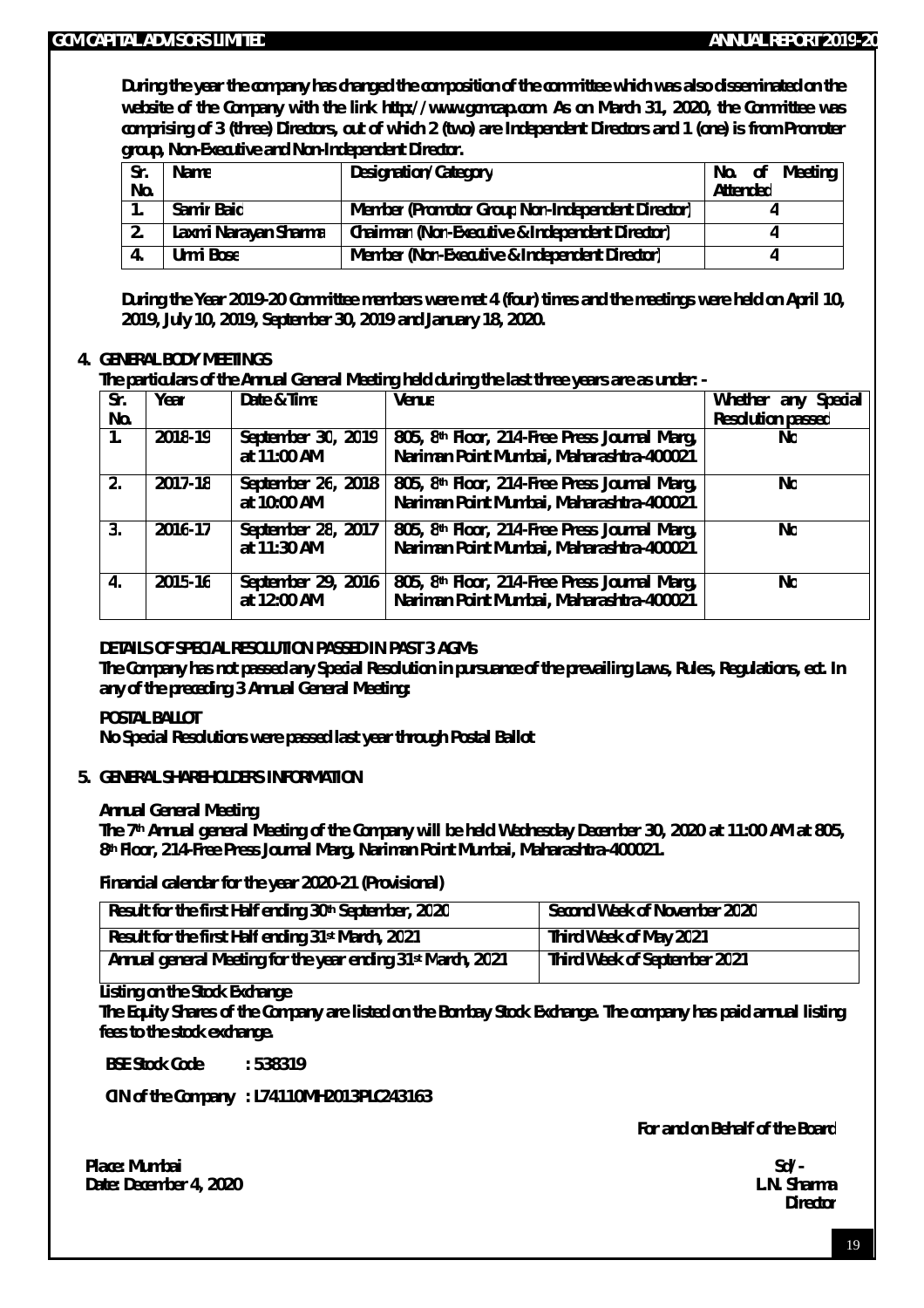During the year the company has changed the composition of the committee which was also disseminated on the website of the Company with the link http://www.gcmcap.com. As on March 31, 2020, the Committee was comprising of 3 (three) Directors, out of which 2 (two) are Independent Directors and 1 (one) is from Promoter group, Non-Executive and Non-Independent Director.

| Sr. No. | Name | Designation/Category | No. of Meeting Attended |
|---|---|---|---|
| 1. | Samir Baid | Member (Promotor Group Non-Independent Director) | 4 |
| 2. | Laxmi Narayan Sharma | Chairman (Non-Executive & Independent Director) | 4 |
| 4. | Urmi Bose | Member (Non-Executive & Independent Director) | 4 |

During the Year 2019-20 Committee members were met 4 (four) times and the meetings were held on April 10, 2019, July 10, 2019, September 30, 2019 and January 18, 2020.

**4. GENERAL BODY MEETINGS**

The particulars of the Annual General Meeting held during the last three years are as under: -

| Sr. No. | Year | Date & Time | Venue | Whether any Special Resolution passed |
|---|---|---|---|---|
| 1. | 2018-19 | September 30, 2019 at 11:00 AM | 805, 8th Floor, 214-Free Press Journal Marg, Nariman Point Mumbai, Maharashtra-400021 | No |
| 2. | 2017-18 | September 26, 2018 at 10:00 AM | 805, 8th Floor, 214-Free Press Journal Marg, Nariman Point Mumbai, Maharashtra-400021 | No |
| 3. | 2016-17 | September 28, 2017 at 11:30 AM | 805, 8th Floor, 214-Free Press Journal Marg, Nariman Point Mumbai, Maharashtra-400021 | No |
| 4. | 2015-16 | September 29, 2016 at 12:00 AM | 805, 8th Floor, 214-Free Press Journal Marg, Nariman Point Mumbai, Maharashtra-400021 | No |

**DETAILS OF SPECIAL RESOLUTION PASSED IN PAST 3 AGMs**

The Company has not passed any Special Resolution in pursuance of the prevailing Laws, Rules, Regulations, ect. In any of the preceding 3 Annual General Meetings

**POSTAL BALLOT**

No Special Resolutions were passed last year through Postal Ballot

**5. GENERAL SHAREHOLDERS INFORMATION**

**Annual General Meeting**

The 7th Annual general Meeting of the Company will be held Wednesday December 30, 2020 at 11:00 AM at 805, 8th Floor, 214-Free Press Journal Marg, Nariman Point Mumbai, Maharashtra-400021.

**Financial calendar for the year 2020-21 (Provisional)**

| | |
|---|---|
| Result for the first Half ending 30th September, 2020 | Second Week of November 2020 |
| Result for the first Half ending 31st March, 2021 | Third Week of May 2021 |
| Annual general Meeting for the year ending 31st March, 2021 | Third Week of September 2021 |

**Listing on the Stock Exchange**

The Equity Shares of the Company are listed on the Bombay Stock Exchange. The company has paid annual listing fees to the stock exchange.

BSE Stock Code : 538319

CIN of the Company : L74110MH2013PLC243163

For and on Behalf of the Board

Place: Mumbai
Date: December 4, 2020

Sd/-
L.N. Sharma
Director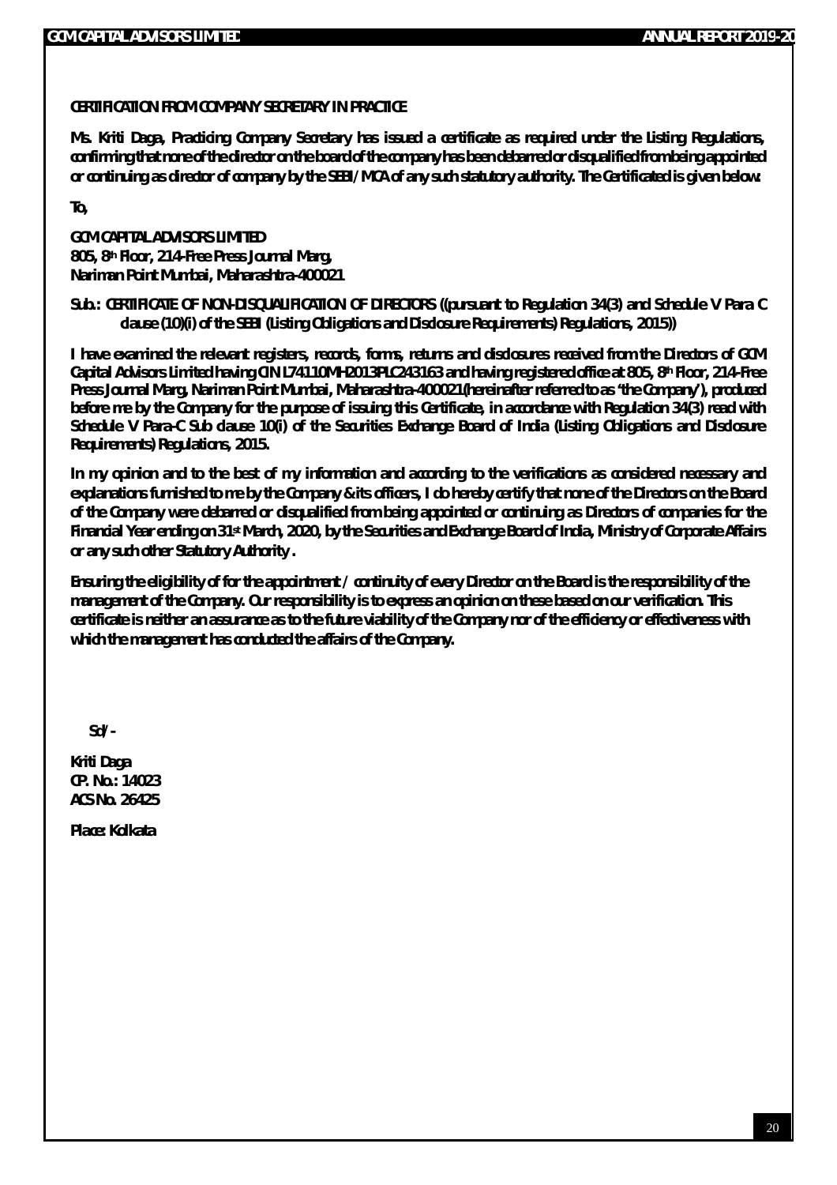**CERTIFICATION FROM COMPANY SECRETARY IN PRACTICE**

**Ms. Kriti Daga, Practicing Company Secretary has issued a certificate as required under the Listing Regulations, confirming that none of the director on the board of the company has been debarred or disqualified from being appointed or continuing as director of company by the SEBI/MCA of any such statutory authority. The Certificated is given below:**

**To,**

**GCM CAPITAL ADVISORS LIMITED**
**805, 8th Floor, 214-Free Press Journal Marg,**
**Nariman Point Mumbai, Maharashtra-400021**

**Sub.: CERTIFICATE OF NON-DISQUALIFICATION OF DIRECTORS ((pursuant to Regulation 34(3) and Schedule V Para C clause (10)(i) of the SEBI (Listing Obligations and Disclosure Requirements) Regulations, 2015))**

**I have examined the relevant registers, records, forms, returns and disclosures received from the Directors of GCM Capital Advisors Limited having CIN L74110MH2013PLC243163 and having registered office at 805, 8th Floor, 214-Free Press Journal Marg, Nariman Point Mumbai, Maharashtra-400021(hereinafter referred to as 'the Company'), produced before me by the Company for the purpose of issuing this Certificate, in accordance with Regulation 34(3) read with Schedule V Para-C Sub clause 10(i) of the Securities Exchange Board of India (Listing Obligations and Disclosure Requirements) Regulations, 2015.**

**In my opinion and to the best of my information and according to the verifications as considered necessary and explanations furnished to me by the Company & its officers, I do hereby certify that none of the Directors on the Board of the Company were debarred or disqualified from being appointed or continuing as Directors of companies for the Financial Year ending on 31st March, 2020, by the Securities and Exchange Board of India, Ministry of Corporate Affairs or any such other Statutory Authority .**

**Ensuring the eligibility of for the appointment / continuity of every Director on the Board is the responsibility of the management of the Company. Our responsibility is to express an opinion on these based on our verification. This certificate is neither an assurance as to the future viability of the Company nor of the efficiency or effectiveness with which the management has conducted the affairs of the Company.**

**Sd/-**

**Kriti Daga**
**CP. No.: 14023**
**ACS No. 26425**

**Place: Kolkata**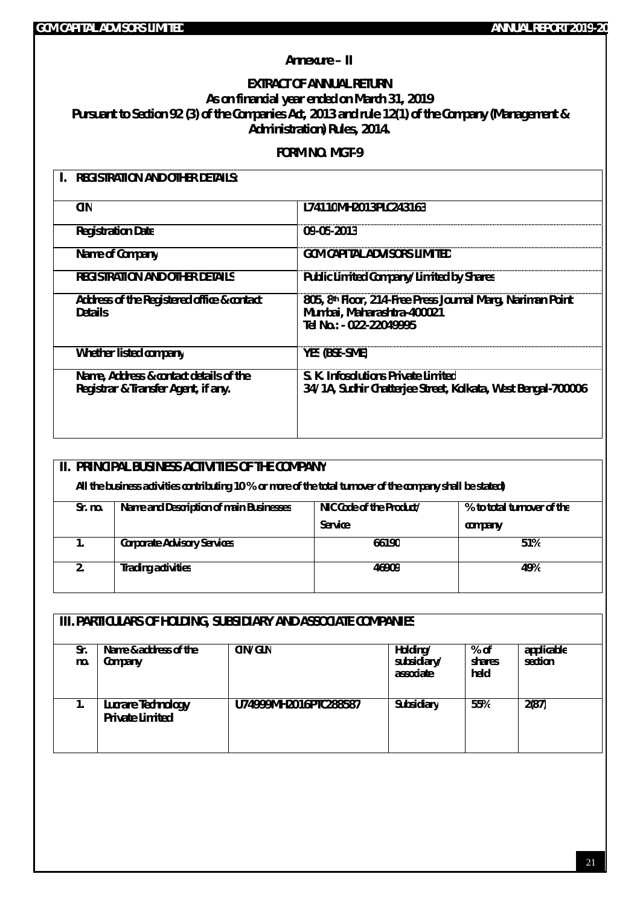## Annexure – II

**EXTRACT OF ANNUAL RETURN**
**As on financial year ended on March 31, 2019**
**Pursuant to Section 92 (3) of the Companies Act, 2013 and rule 12(1) of the Company (Management & Administration) Rules, 2014.**

**FORM NO. MGT-9**

### I. REGISTRATION AND OTHER DETAILS:

| | |
|---|---|
| CIN | L74110MH2013PLC243163 |
| Registration Date | 09-05-2013 |
| Name of Company | GCM CAPITAL ADVISORS LIMITED |
| REGISTRATION AND OTHER DETAILS | Public Limited Company/ Limited by Shares |
| Address of the Registered office & contact Details | 805, 8th Floor, 214-Free Press Journal Marg, Nariman Point Mumbai, Maharashtra-400021<br>Tel No.: - 022-22049995 |
| Whether listed company | YES (BSE-SME) |
| Name, Address & contact details of the Registrar & Transfer Agent, if any. | S. K. Infosolutions Private Limited<br>34/1A, Sudhir Chatterjee Street, Kolkata, West Bengal-700006 |

### II. PRINCIPAL BUSINESS ACTIVITIES OF THE COMPANY

**All the business activities contributing 10 % or more of the total turnover of the company shall be stated)**

| Sr. no. | Name and Description of main Businesses | NIC Code of the Product/ Service | % to total turnover of the company |
|---|---|---|---|
| 1. | Corporate Advisory Services | 66190 | 51% |
| 2. | Trading activities | 46909 | 49% |

### III. PARTICULARS OF HOLDING, SUBSIDIARY AND ASSOCIATE COMPANIES

| Sr. no. | Name & address of the Company | CIN/GLN | Holding/ subsidiary/ associate | % of shares held | applicable section |
|---|---|---|---|---|---|
| 1. | Lucrare Technology Private Limited | U74999MH2016PTC288587 | Subsidiary | 55% | 2(87) |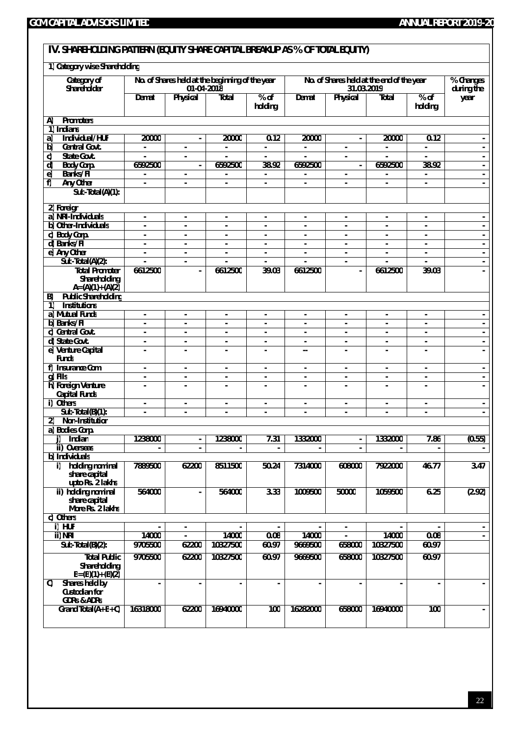## IV. SHAREHOLDING PATTERN (EQUITY SHARE CAPITAL BREAKUP AS % OF TOTAL EQUITY)

1) Category wise Shareholding

| Category of Shareholder | No. of Shares held at the beginning of the year 01-04-2018 | | | | No. of Shares held at the end of the year 31.03.2019 | | | | % Changes during the year |
|---|---|---|---|---|---|---|---|---|---|
| | Demat | Physical | Total | % of holding | Demat | Physical | Total | % of holding | |
| **A) Promoters** | | | | | | | | | |
| 1) Indians | | | | | | | | | |
| a) Individual/HUF | 20000 | - | 20000 | 0.12 | 20000 | - | 20000 | 0.12 | - |
| b) Central Govt. | - | - | - | - | - | - | - | - | - |
| c) State Govt. | - | - | - | - | - | - | - | - | - |
| d) Body Corp. | 6592500 | - | 6592500 | 38.92 | 6592500 | - | 6592500 | 38.92 | - |
| e) Banks/FI | - | - | - | - | - | - | - | - | - |
| f) Any Other | - | - | - | - | - | - | - | - | - |
| Sub-Total (A)(1): | | | | | | | | | |
| 2) Foreign | | | | | | | | | |
| a) NRI-Individuals | - | - | - | - | - | - | - | - | - |
| b) Other-Individuals | - | - | - | - | - | - | - | - | - |
| c) Body Corp. | - | - | - | - | - | - | - | - | - |
| d) Banks/FI | - | - | - | - | - | - | - | - | - |
| e) Any Other | - | - | - | - | - | - | - | - | - |
| Sub-Total (A)(2): | - | - | - | - | - | - | - | - | - |
| Total Promoter Shareholding A=(A)(1)+(A)(2) | 6612500 | - | 6612500 | 39.03 | 6612500 | - | 6612500 | 39.03 | - |
| **B) Public Shareholding** | | | | | | | | | |
| 1) Institutions | | | | | | | | | |
| a) Mutual Funds | - | - | - | - | - | - | - | - | - |
| b) Banks/FI | - | - | - | - | - | - | - | - | - |
| c) Central Govt. | - | - | - | - | - | - | - | - | - |
| d) State Govt. | - | - | - | - | - | - | - | - | - |
| e) Venture Capital Funds | - | - | - | - | -- | - | - | - | - |
| f) Insurance Com | - | - | - | - | - | - | - | - | - |
| g) FIIs | - | - | - | - | - | - | - | - | - |
| h) Foreign Venture Capital Funds | - | - | - | - | - | - | - | - | - |
| i) Others | - | - | - | - | - | - | - | - | - |
| Sub-Total (B)(1): | - | - | - | - | - | - | - | - | - |
| 2) Non-Institution | | | | | | | | | |
| a) Bodies Corp. | | | | | | | | | |
| i) Indian | 1238000 | - | 1238000 | 7.31 | 1332000 | - | 1332000 | 7.86 | (0.55) |
| ii) Overseas | - | - | - | - | - | - | - | - | - |
| b) Individuals | | | | | | | | | |
| i) holding nominal share capital upto Rs. 2 lakhs | 7889500 | 62200 | 8511500 | 50.24 | 7314000 | 608000 | 7922000 | 46.77 | 3.47 |
| ii) holding nominal share capital More Rs. 2 lakhs | 564000 | - | 564000 | 3.33 | 1009500 | 50000 | 1059500 | 6.25 | (2.92) |
| c) Others | | | | | | | | | |
| i) HUF | - | - | - | - | - | - | - | - | - |
| ii) NRI | 14000 | - | 14000 | 0.08 | 14000 | - | 14000 | 0.08 | - |
| Sub-Total (B)(2): | 9705500 | 62200 | 10327500 | 60.97 | 9669500 | 658000 | 10327500 | 60.97 | |
| Total Public Shareholding B=(B)(1)+(B)(2) | 9705500 | 62200 | 10327500 | 60.97 | 9669500 | 658000 | 10327500 | 60.97 | |
| C) Shares held by Custodian for GDRs & ADRs | - | - | - | - | - | - | - | - | - |
| Grand Total (A+B+C) | 16318000 | 62200 | 16940000 | 100 | 16282000 | 658000 | 16940000 | 100 | - |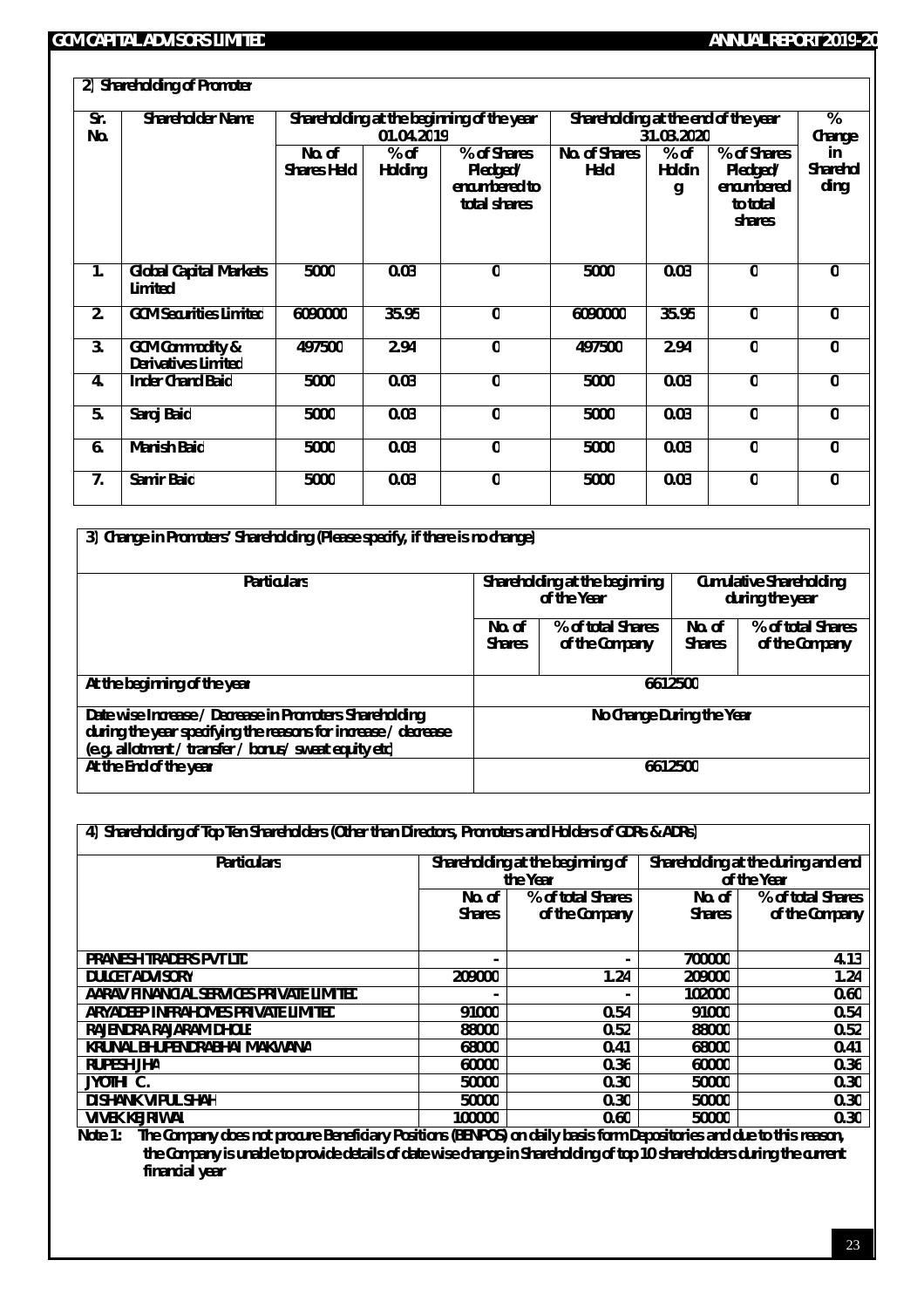### 2) Shareholding of Promoter

| Sr. No. | Shareholder Name | Shareholding at the beginning of the year 01.04.2019 | | | Shareholding at the end of the year 31.03.2020 | | | % Change in Shareholding |
|---|---|---|---|---|---|---|---|---|
| | | No. of Shares Held | % of Holding | % of Shares Pledged/ encumbered to total shares | No. of Shares Held | % of Holding | % of Shares Pledged/ encumbered to total shares | |
| 1. | Global Capital Markets Limited | 5000 | 0.03 | 0 | 5000 | 0.03 | 0 | 0 |
| 2. | GCM Securities Limited | 6090000 | 35.95 | 0 | 6090000 | 35.95 | 0 | 0 |
| 3. | GCM Commodity & Derivatives Limited | 497500 | 2.94 | 0 | 497500 | 2.94 | 0 | 0 |
| 4. | Inder Chand Baid | 5000 | 0.03 | 0 | 5000 | 0.03 | 0 | 0 |
| 5. | Saroj Baid | 5000 | 0.03 | 0 | 5000 | 0.03 | 0 | 0 |
| 6. | Manish Baid | 5000 | 0.03 | 0 | 5000 | 0.03 | 0 | 0 |
| 7. | Samir Baid | 5000 | 0.03 | 0 | 5000 | 0.03 | 0 | 0 |

### 3) Change in Promoters' Shareholding (Please specify, if there is no change)

| Particulars | Shareholding at the beginning of the Year | | Cumulative Shareholding during the year | |
|---|---|---|---|---|
| | No. of Shares | % of total Shares of the Company | No. of Shares | % of total Shares of the Company |
| At the beginning of the year | 6612500 | | | |
| Date wise Increase / Decrease in Promoters Shareholding during the year specifying the reasons for increase / decrease (e.g. allotment / transfer / bonus/ sweat equity etc) | No Change During the Year | | | |
| At the End of the year | 6612500 | | | |

### 4) Shareholding of Top Ten Shareholders (Other than Directors, Promoters and Holders of GDRs & ADRs)

| Particulars | Shareholding at the beginning of the Year | | Shareholding at the during and end of the Year | |
|---|---|---|---|---|
| | No. of Shares | % of total Shares of the Company | No. of Shares | % of total Shares of the Company |
| PRANESH TRADERS PVT LTD | - | - | 700000 | 4.13 |
| DULCET ADVISORY | 209000 | 1.24 | 209000 | 1.24 |
| AARAV FINANCIAL SERVICES PRIVATE LIMITED | - | - | 102000 | 0.60 |
| ARYADEEP INFRAHOMES PRIVATE LIMITED | 91000 | 0.54 | 91000 | 0.54 |
| RAJENDRA RAJARAM DHOLE | 88000 | 0.52 | 88000 | 0.52 |
| KRUNAL BHUPENDRABHAI MAKWANA | 68000 | 0.41 | 68000 | 0.41 |
| RUPESH JHA | 60000 | 0.36 | 60000 | 0.36 |
| JYOTHI C. | 50000 | 0.30 | 50000 | 0.30 |
| DISHANK VIPUL SHAH | 50000 | 0.30 | 50000 | 0.30 |
| VIVEK KEJRIWAL | 100000 | 0.60 | 50000 | 0.30 |

**Note 1:** The Company does not procure Beneficiary Positions (BENPOS) on daily basis form Depositories and due to this reason, the Company is unable to provide details of date wise change in Shareholding of top 10 shareholders during the current financial year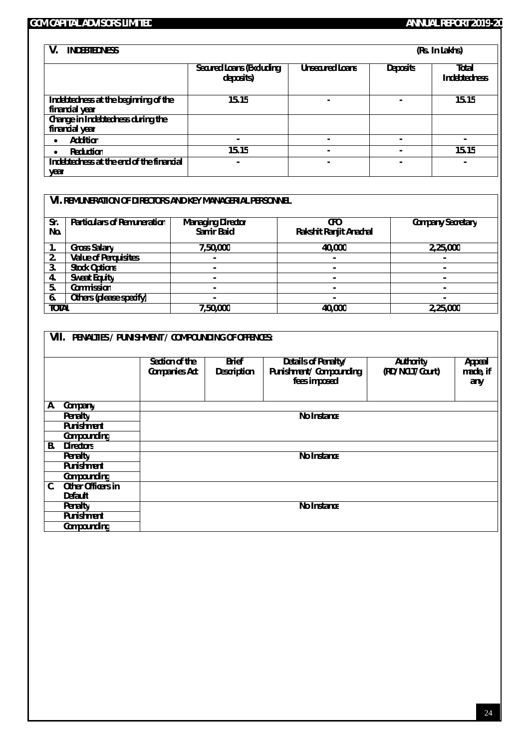## V. INDEBTEDNESS

(Rs. In Lakhs)

| | Secured Loans (Excluding deposits) | Unsecured Loans | Deposits | Total Indebtedness |
|---|---|---|---|---|
| Indebtedness at the beginning of the financial year | 15.15 | - | - | 15.15 |
| Change in Indebtedness during the financial year | | | | |
| • Addition | - | - | - | - |
| • Reduction | 15.15 | - | - | 15.15 |
| Indebtedness at the end of the financial year | - | - | - | - |

## VI. REMUNERATION OF DIRECTORS AND KEY MANAGERIAL PERSONNEL

| Sr. No. | Particulars of Remuneration | Managing Director Samir Baid | CFO Rakshit Ranjit Anachal | Company Secretary |
|---|---|---|---|---|
| 1. | Gross Salary | 7,50,000 | 40,000 | 2,25,000 |
| 2. | Value of Perquisites | - | - | - |
| 3. | Stock Options | - | - | - |
| 4. | Sweat Equity | - | - | - |
| 5. | Commission | - | - | - |
| 6. | Others (please specify) | - | - | - |
| TOTAL | | 7,50,000 | 40,000 | 2,25,000 |

## VII. PENALTIES / PUNISHMENT / COMPOUNDING OF OFFENCES:

| | Section of the Companies Act | Brief Description | Details of Penalty/ Punishment/ Compounding fees imposed | Authority (RD/NCLT/Court) | Appeal made, if any |
|---|---|---|---|---|---|
| A. Company | | | | | |
| Penalty | No Instance | | | | |
| Punishment | | | | | |
| Compounding | | | | | |
| B. Directors | | | | | |
| Penalty | No Instance | | | | |
| Punishment | | | | | |
| Compounding | | | | | |
| C. Other Officers in Default | | | | | |
| Penalty | No Instance | | | | |
| Punishment | | | | | |
| Compounding | | | | | |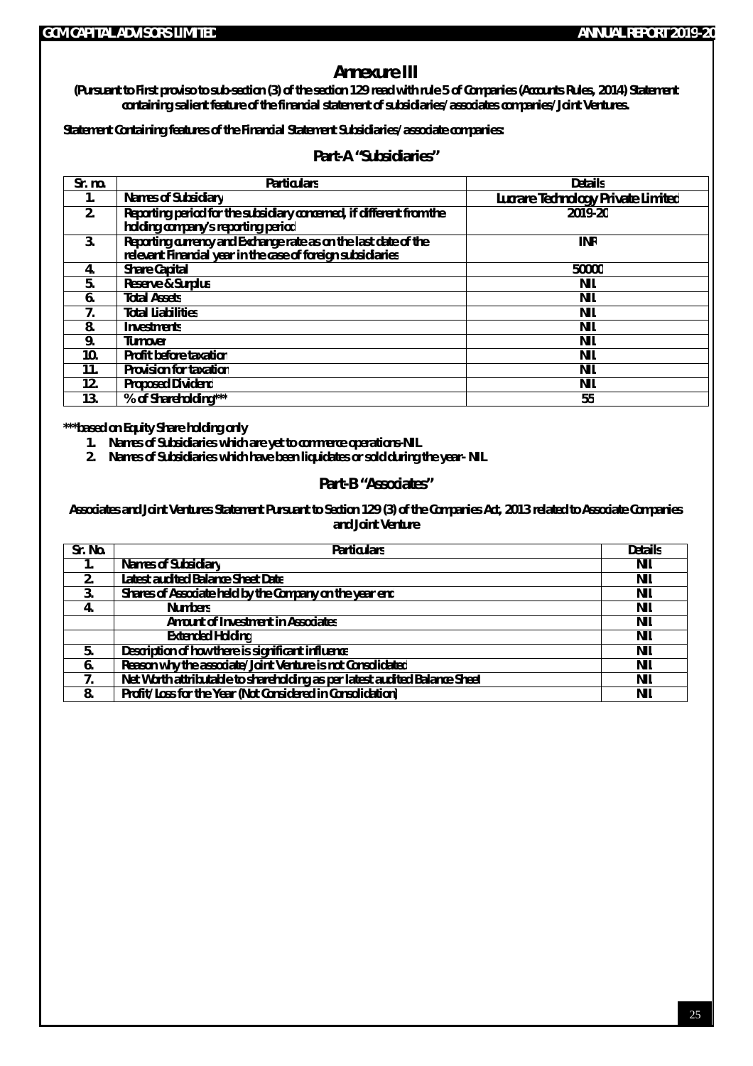# Annexure III

**(Pursuant to First proviso to sub-section (3) of the section 129 read with rule 5 of Companies (Accounts Rules, 2014) Statement containing salient feature of the financial statement of subsidiaries/associates companies/Joint Ventures.**

**Statement Containing features of the Financial Statement Subsidiaries/associate companies:**

## Part-A "Subsidiaries"

| Sr. no. | Particulars | Details |
|---|---|---|
| 1. | Names of Subsidiary | Lucrare Technology Private Limited |
| 2. | Reporting period for the subsidiary concerned, if different from the holding company's reporting period | 2019-20 |
| 3. | Reporting currency and Exchange rate as on the last date of the relevant Financial year in the case of foreign subsidiaries | INR |
| 4. | Share Capital | 50000 |
| 5. | Reserve & Surplus | NIL |
| 6. | Total Assets | NIL |
| 7. | Total Liabilities | NIL |
| 8. | Investments | NIL |
| 9. | Turnover | NIL |
| 10. | Profit before taxation | NIL |
| 11. | Provision for taxation | NIL |
| 12. | Proposed Dividend | NIL |
| 13. | % of Shareholding*** | 55 |

***based on Equity Share holding only

1. Names of Subsidiaries which are yet to commence operations-NIL
2. Names of Subsidiaries which have been liquidates or sold during the year- NIL

## Part-B "Associates"

**Associates and Joint Ventures Statement Pursuant to Section 129 (3) of the Companies Act, 2013 related to Associate Companies and Joint Venture**

| Sr. No. | Particulars | Details |
|---|---|---|
| 1. | Names of Subsidiary | NIL |
| 2. | Latest audited Balance Sheet Date | NIL |
| 3. | Shares of Associate held by the Company on the year end | NIL |
| 4. | Numbers | NIL |
| | Amount of Investment in Associates | NIL |
| | Extended Holding | NIL |
| 5. | Description of how there is significant influence | NIL |
| 6. | Reason why the associate/Joint Venture is not Consolidated | NIL |
| 7. | Net Worth attributable to shareholding as per latest audited Balance Sheet | NIL |
| 8. | Profit/Loss for the Year (Not Considered in Consolidation) | NIL |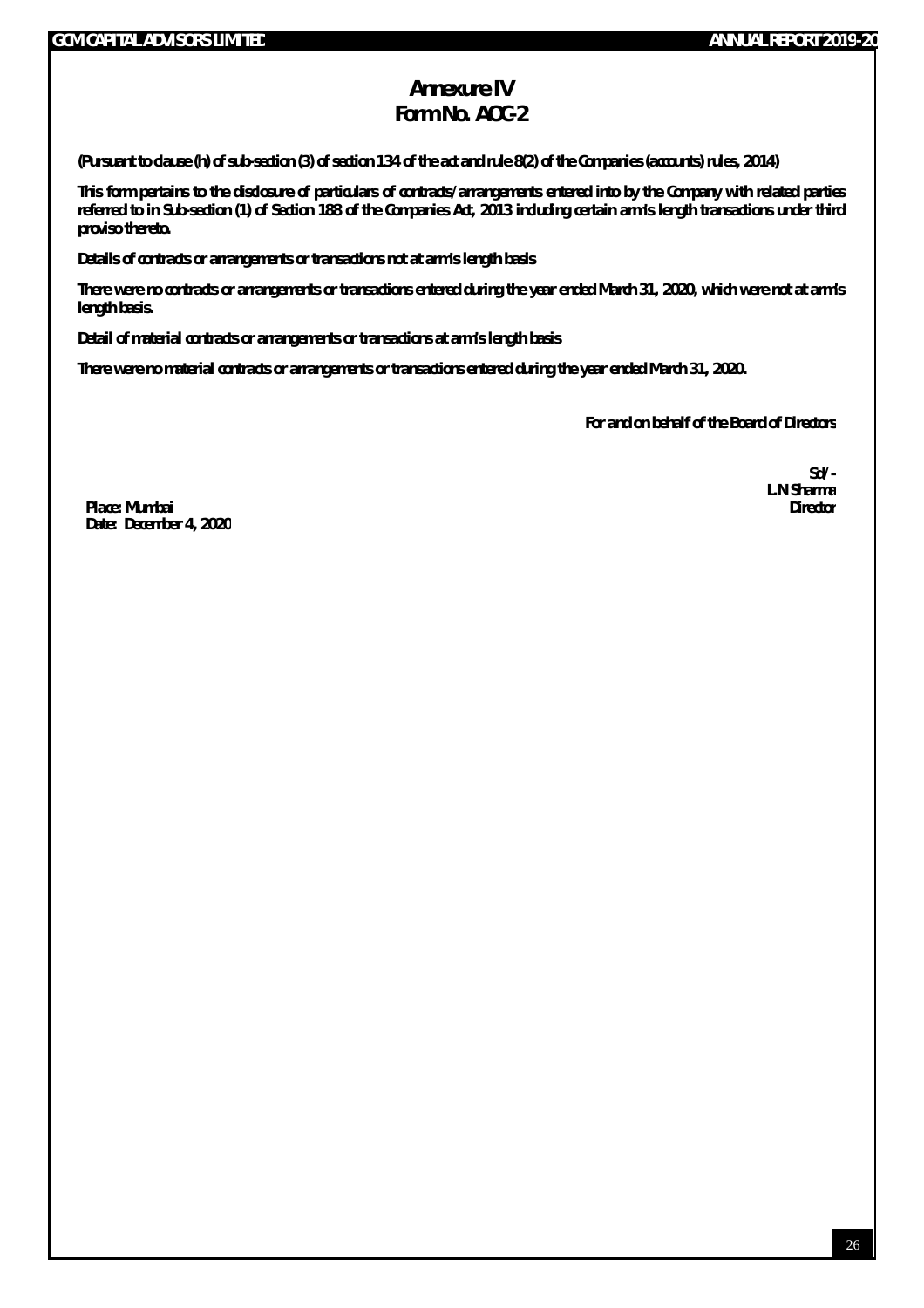# Annexure IV
# Form No. AOC-2

**(Pursuant to clause (h) of sub-section (3) of section 134 of the act and rule 8(2) of the Companies (accounts) rules, 2014)**

**This form pertains to the disclosure of particulars of contracts/arrangements entered into by the Company with related parties referred to in Sub-section (1) of Section 188 of the Companies Act, 2013 including certain arm's length transactions under third proviso thereto.**

**Details of contracts or arrangements or transactions not at arm's length basis**

**There were no contracts or arrangements or transactions entered during the year ended March 31, 2020, which were not at arm's length basis.**

**Detail of material contracts or arrangements or transactions at arm's length basis**

**There were no material contracts or arrangements or transactions entered during the year ended March 31, 2020.**

**For and on behalf of the Board of Directors**

**Sd/-**
**L.N Sharma**
**Director**

**Place: Mumbai**
**Date: December 4, 2020**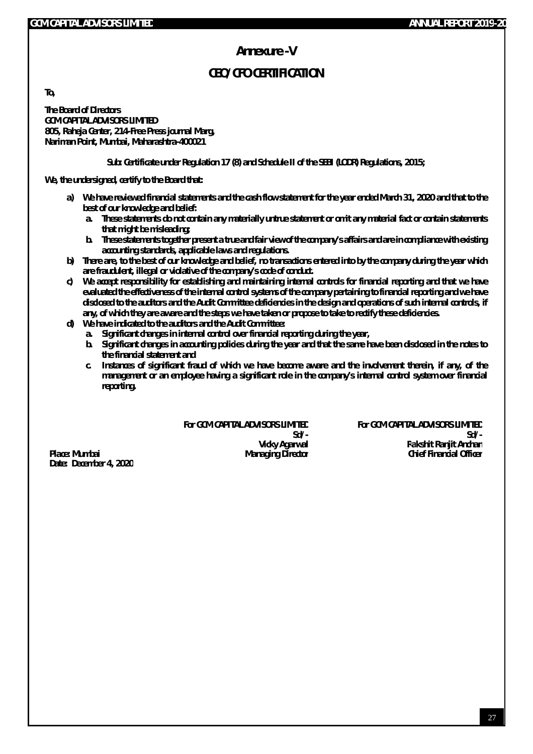# Annexure -V

## CEO/CFO CERTIFICATION

**To,**

**The Board of Directors**
**GCM CAPITAL ADVISORS LIMITED**
**805, Raheja Center, 214-Free Press journal Marg,**
**Nariman Point, Mumbai, Maharashtra-400021**

**Sub: Certificate under Regulation 17 (8) and Schedule II of the SEBI (LODR) Regulations, 2015;**

**We, the undersigned, certify to the Board that:**

a) We have reviewed financial statements and the cash flow statement for the year ended March 31, 2020 and that to the best of our knowledge and belief:
   a. These statements do not contain any materially untrue statement or omit any material fact or contain statements that might be misleading;
   b. These statements together present a true and fair view of the company's affairs and are in compliance with existing accounting standards, applicable laws and regulations.

b) There are, to the best of our knowledge and belief, no transactions entered into by the company during the year which are fraudulent, illegal or violative of the company's code of conduct.

c) We accept responsibility for establishing and maintaining internal controls for financial reporting and that we have evaluated the effectiveness of the internal control systems of the company pertaining to financial reporting and we have disclosed to the auditors and the Audit Committee deficiencies in the design and operations of such internal controls, if any, of which they are aware and the steps we have taken or propose to take to rectify these deficiencies.

d) We have indicated to the auditors and the Audit Committee:
   a. Significant changes in internal control over financial reporting during the year,
   b. Significant changes in accounting policies during the year and that the same have been disclosed in the notes to the financial statement and
   c. Instances of significant fraud of which we have become aware and the involvement therein, if any, of the management or an employee having a significant role in the company's internal control system over financial reporting.

For GCM CAPITAL ADVISORS LIMITED
Sd/-
Vicky Agarwal
Managing Director

For GCM CAPITAL ADVISORS LIMITED
Sd/-
Rakshit Ranjit Andhan
Chief Financial Officer

Place: Mumbai
Date: December 4, 2020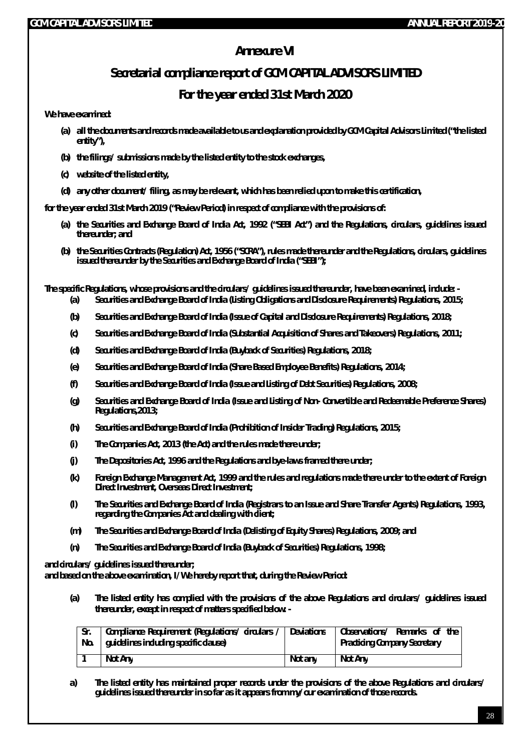# Annexure VI

## Secretarial compliance report of GCM CAPITAL ADVISORS LIMITED

## For the year ended 31st March 2020

We have examined:

(a) all the documents and records made available to us and explanation provided by GCM Capital Advisors Limited ("the listed entity"),

(b) the filings/ submissions made by the listed entity to the stock exchanges,

(c) website of the listed entity,

(d) any other document/ filing, as may be relevant, which has been relied upon to make this certification,

for the year ended 31st March 2019 ("Review Period) in respect of compliance with the provisions of:

(a) the Securities and Exchange Board of India Act, 1992 ("SEBI Act") and the Regulations, circulars, guidelines issued thereunder; and

(b) the Securities Contracts (Regulation) Act, 1956 ("SCRA"), rules made thereunder and the Regulations, circulars, guidelines issued thereunder by the Securities and Exchange Board of India ("SEBI");

The specific Regulations, whose provisions and the circulars/ guidelines issued thereunder, have been examined, include: -

(a) Securities and Exchange Board of India (Listing Obligations and Disclosure Requirements) Regulations, 2015;

(b) Securities and Exchange Board of India (Issue of Capital and Disclosure Requirements) Regulations, 2018;

(c) Securities and Exchange Board of India (Substantial Acquisition of Shares and Takeovers) Regulations, 2011;

(d) Securities and Exchange Board of India (Buyback of Securities) Regulations, 2018;

(e) Securities and Exchange Board of India (Share Based Employee Benefits) Regulations, 2014;

(f) Securities and Exchange Board of India (Issue and Listing of Debt Securities) Regulations, 2008;

(g) Securities and Exchange Board of India (Issue and Listing of Non- Convertible and Redeemable Preference Shares) Regulations,2013;

(h) Securities and Exchange Board of India (Prohibition of Insider Trading) Regulations, 2015;

(i) The Companies Act, 2013 (the Act) and the rules made there under;

(j) The Depositories Act, 1996 and the Regulations and bye-laws framed there under;

(k) Foreign Exchange Management Act, 1999 and the rules and regulations made there under to the extent of Foreign Direct Investment, Overseas Direct Investment;

(l) The Securities and Exchange Board of India (Registrars to an Issue and Share Transfer Agents) Regulations, 1993, regarding the Companies Act and dealing with client;

(m) The Securities and Exchange Board of India (Delisting of Equity Shares) Regulations, 2009; and

(n) The Securities and Exchange Board of India (Buyback of Securities) Regulations, 1998;

and circulars/ guidelines issued thereunder;

and based on the above examination, I/ We hereby report that, during the Review Period:

(a) The listed entity has complied with the provisions of the above Regulations and circulars/ guidelines issued thereunder, except in respect of matters specified below: -

| Sr. No. | Compliance Requirement (Regulations/ circulars / guidelines including specific clause) | Deviations | Observations/ Remarks of the Practicing Company Secretary |
|---|---|---|---|
| 1 | Not Any | Not any | Not Any |

a) The listed entity has maintained proper records under the provisions of the above Regulations and circulars/ guidelines issued thereunder in so far as it appears from my/our examination of those records.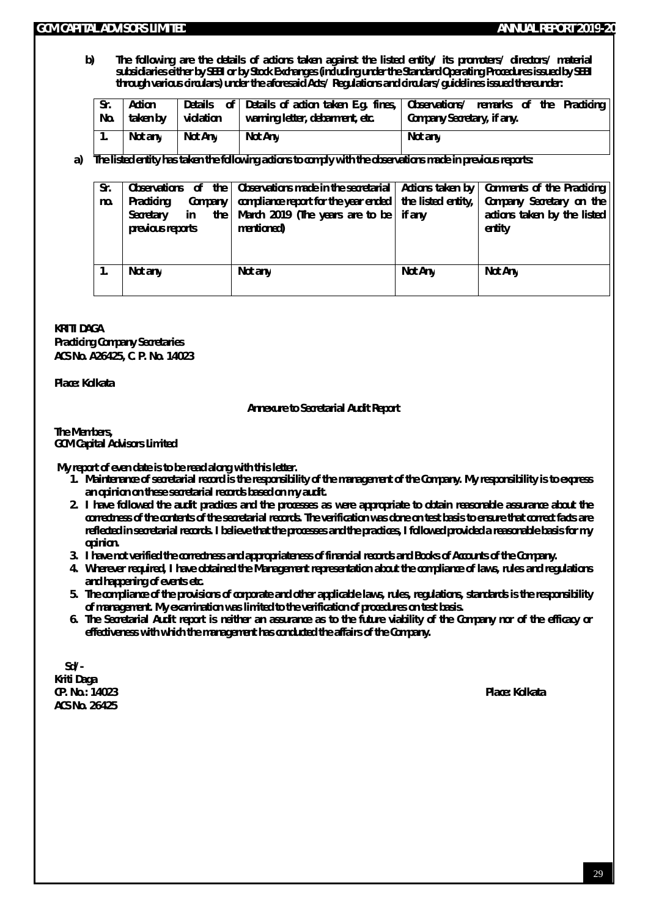b) **The following are the details of actions taken against the listed entity/ its promoters/ directors/ material subsidiaries either by SEBI or by Stock Exchanges (including under the Standard Operating Procedures issued by SEBI through various circulars) under the aforesaid Acts/ Regulations and circulars/guidelines issued thereunder:**

| Sr. No. | Action taken by | Details of violation | Details of action taken E.g. fines, warning letter, debarment, etc. | Observations/ remarks of the Practicing Company Secretary, if any. |
|---|---|---|---|---|
| 1. | Not any | Not Any | Not Any | Not any |

a) **The listed entity has taken the following actions to comply with the observations made in previous reports:**

| Sr. no. | Observations of the Practicing Company Secretary in the previous reports | Observations made in the secretarial compliance report for the year ended March 2019 (The years are to be mentioned) | Actions taken by the listed entity, if any | Comments of the Practicing Company Secretary on the actions taken by the listed entity |
|---|---|---|---|---|
| 1. | Not any | Not any | Not Any | Not Any |

**KRITI DAGA**
**Practicing Company Secretaries**
**ACS No. A26425, C. P. No. 14023**

**Place: Kolkata**

**Annexure to Secretarial Audit Report**

**The Members,**
**GCM Capital Advisors Limited**

**My report of even date is to be read along with this letter.**

1. **Maintenance of secretarial record is the responsibility of the management of the Company. My responsibility is to express an opinion on these secretarial records based on my audit.**
2. **I have followed the audit practices and the processes as were appropriate to obtain reasonable assurance about the correctness of the contents of the secretarial records. The verification was done on test basis to ensure that correct facts are reflected in secretarial records. I believe that the processes and the practices, I followed provided a reasonable basis for my opinion.**
3. **I have not verified the correctness and appropriateness of financial records and Books of Accounts of the Company.**
4. **Wherever required, I have obtained the Management representation about the compliance of laws, rules and regulations and happening of events etc.**
5. **The compliance of the provisions of corporate and other applicable laws, rules, regulations, standards is the responsibility of management. My examination was limited to the verification of procedures on test basis.**
6. **The Secretarial Audit report is neither an assurance as to the future viability of the Company nor of the efficacy or effectiveness with which the management has conducted the affairs of the Company.**

**Sd/-**
**Kriti Daga**
**CP. No.: 14023**
**ACS No. 26425**

**Place: Kolkata**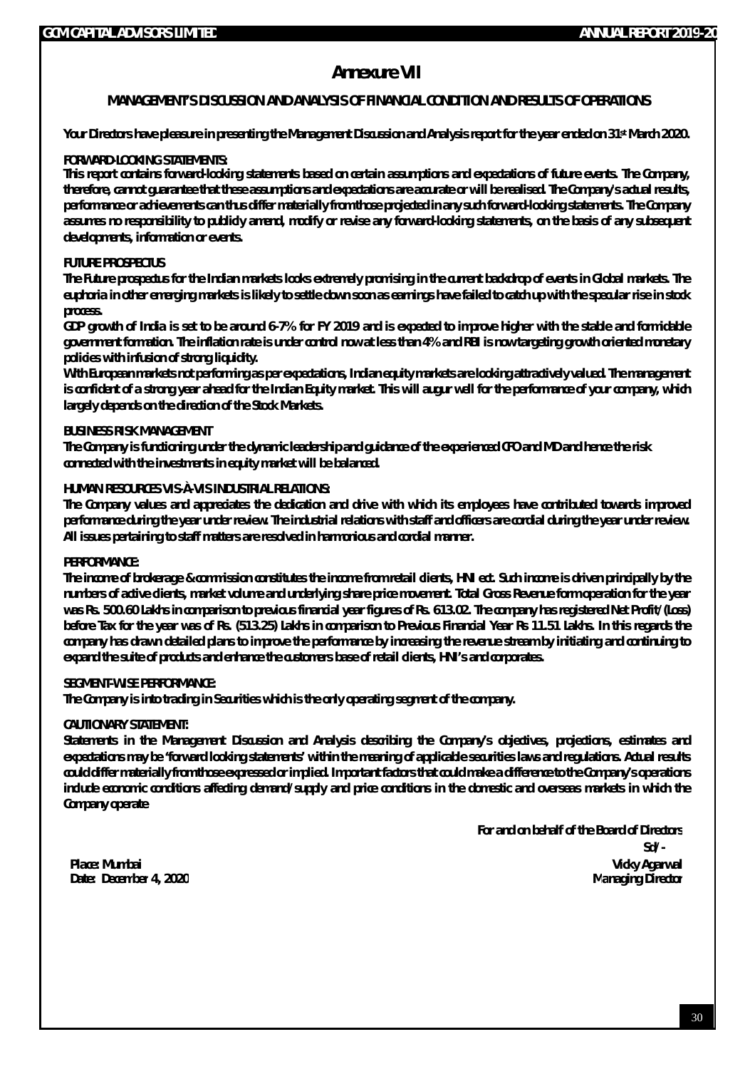# Annexure VII

## MANAGEMENT'S DISCUSSION AND ANALYSIS OF FINANCIAL CONDITION AND RESULTS OF OPERATIONS

**Your Directors have pleasure in presenting the Management Discussion and Analysis report for the year ended on 31st March 2020.**

**FORWARD-LOOKING STATEMENTS:**

This report contains forward-looking statements based on certain assumptions and expectations of future events. The Company, therefore, cannot guarantee that these assumptions and expectations are accurate or will be realised. The Company's actual results, performance or achievements can thus differ materially from those projected in any such forward-looking statements. The Company assumes no responsibility to publicly amend, modify or revise any forward-looking statements, on the basis of any subsequent developments, information or events.

**FUTURE PROSPECTUS**

The Future prospectus for the Indian markets looks extremely promising in the current backdrop of events in Global markets. The euphoria in other emerging markets is likely to settle down soon as earnings have failed to catch up with the specular rise in stock process.

GDP growth of India is set to be around 6-7% for FY 2019 and is expected to improve higher with the stable and formidable government formation. The inflation rate is under control now at less than 4% and RBI is now targeting growth oriented monetary policies with infusion of strong liquidity.

With European markets not performing as per expectations, Indian equity markets are looking attractively valued. The management is confident of a strong year ahead for the Indian Equity market. This will augur well for the performance of your company, which largely depends on the direction of the Stock Markets.

**BUSINESS RISK MANAGEMENT**

The Company is functioning under the dynamic leadership and guidance of the experienced CFO and MD and hence the risk connected with the investments in equity market will be balanced.

**HUMAN RESOURCES VIS-À-VIS INDUSTRIAL RELATIONS:**

The Company values and appreciates the dedication and drive with which its employees have contributed towards improved performance during the year under review. The industrial relations with staff and officers are cordial during the year under review. All issues pertaining to staff matters are resolved in harmonious and cordial manner.

**PERFORMANCE:**

The income of brokerage & commission constitutes the income from retail clients, HNI ect. Such income is driven principally by the numbers of active clients, market volume and underlying share price movement. Total Gross Revenue form operation for the year was Rs. 500.60 Lakhs in comparison to previous financial year figures of Rs. 613.02. The company has registered Net Profit/(Loss) before Tax for the year was of Rs. (513.25) Lakhs in comparison to Previous Financial Year Rs 11.51 Lakhs. In this regards the company has drawn detailed plans to improve the performance by increasing the revenue stream by initiating and continuing to expand the suite of products and enhance the customers base of retail clients, HNI's and corporates.

**SEGMENT-WISE PERFORMANCE:**

The Company is into trading in Securities which is the only operating segment of the company.

**CAUTIONARY STATEMENT:**

Statements in the Management Discussion and Analysis describing the Company's objectives, projections, estimates and expectations may be "forward looking statements" within the meaning of applicable securities laws and regulations. Actual results could differ materially from those expressed or implied. Important factors that could make a difference to the Company's operations include economic conditions affecting demand/supply and price conditions in the domestic and overseas markets in which the Company operate

For and on behalf of the Board of Directors

Sd/-

Vicky Agarwal
Managing Director

Place: Mumbai
Date: December 4, 2020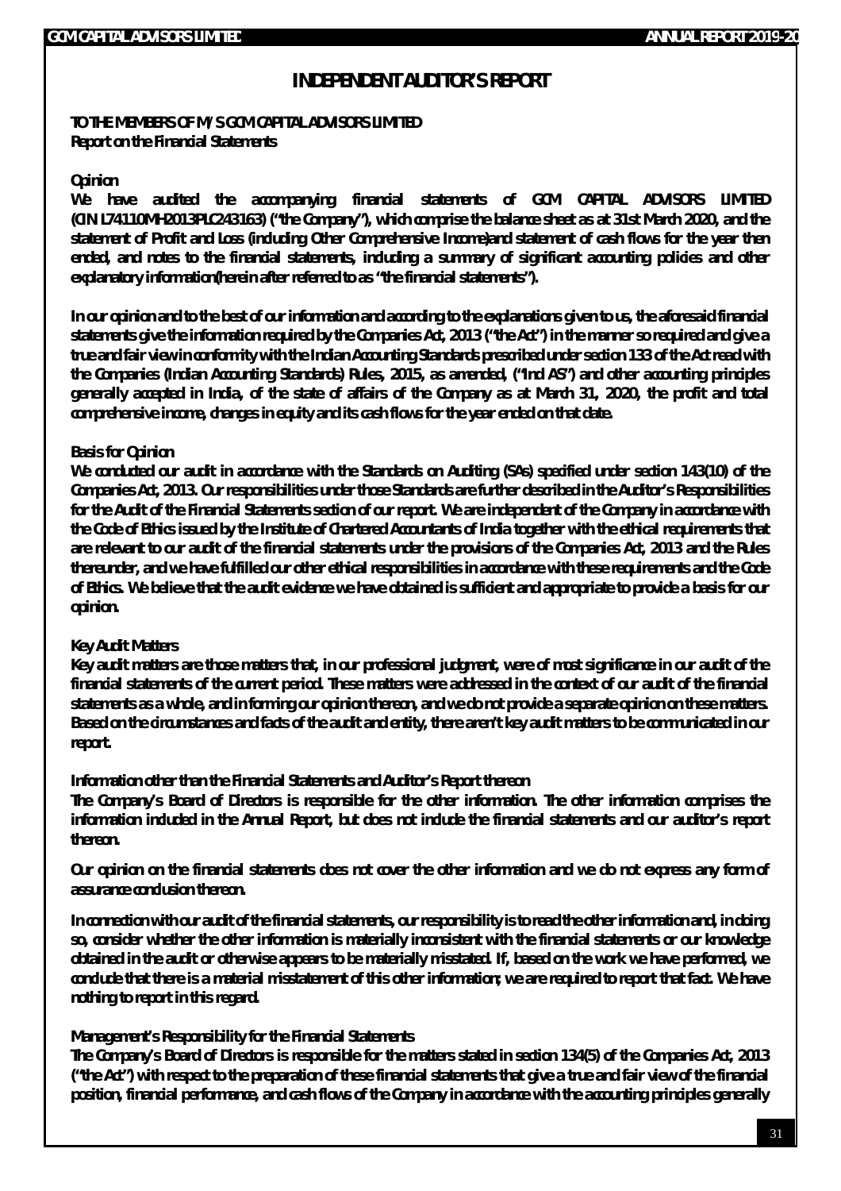# INDEPENDENT AUDITOR'S REPORT

**TO THE MEMBERS OF M/S GCM CAPITAL ADVISORS LIMITED**
**Report on the Financial Statements**

**Opinion**

We have audited the accompanying financial statements of GCM CAPITAL ADVISORS LIMITED (CIN L74110MH2013PLC243163) ("the Company"), which comprise the balance sheet as at 31st March 2020, and the statement of Profit and Loss (including Other Comprehensive Income)and statement of cash flows for the year then ended, and notes to the financial statements, including a summary of significant accounting policies and other explanatory information(herein after referred to as "the financial statements").

In our opinion and to the best of our information and according to the explanations given to us, the aforesaid financial statements give the information required by the Companies Act, 2013 ("the Act") in the manner so required and give a true and fair view in conformity with the Indian Accounting Standards prescribed under section 133 of the Act read with the Companies (Indian Accounting Standards) Rules, 2015, as amended, ("Ind AS") and other accounting principles generally accepted in India, of the state of affairs of the Company as at March 31, 2020, the profit and total comprehensive income, changes in equity and its cash flows for the year ended on that date.

**Basis for Opinion**

We conducted our audit in accordance with the Standards on Auditing (SAs) specified under section 143(10) of the Companies Act, 2013. Our responsibilities under those Standards are further described in the Auditor's Responsibilities for the Audit of the Financial Statements section of our report. We are independent of the Company in accordance with the Code of Ethics issued by the Institute of Chartered Accountants of India together with the ethical requirements that are relevant to our audit of the financial statements under the provisions of the Companies Act, 2013 and the Rules thereunder, and we have fulfilled our other ethical responsibilities in accordance with these requirements and the Code of Ethics. We believe that the audit evidence we have obtained is sufficient and appropriate to provide a basis for our opinion.

**Key Audit Matters**

Key audit matters are those matters that, in our professional judgment, were of most significance in our audit of the financial statements of the current period. These matters were addressed in the context of our audit of the financial statements as a whole, and in forming our opinion thereon, and we do not provide a separate opinion on these matters. Based on the circumstances and facts of the audit and entity, there aren't key audit matters to be communicated in our report.

**Information other than the Financial Statements and Auditor's Report thereon**

The Company's Board of Directors is responsible for the other information. The other information comprises the information included in the Annual Report, but does not include the financial statements and our auditor's report thereon.

Our opinion on the financial statements does not cover the other information and we do not express any form of assurance conclusion thereon.

In connection with our audit of the financial statements, our responsibility is to read the other information and, in doing so, consider whether the other information is materially inconsistent with the financial statements or our knowledge obtained in the audit or otherwise appears to be materially misstated. If, based on the work we have performed, we conclude that there is a material misstatement of this other information; we are required to report that fact. We have nothing to report in this regard.

**Management's Responsibility for the Financial Statements**

The Company's Board of Directors is responsible for the matters stated in section 134(5) of the Companies Act, 2013 ("the Act") with respect to the preparation of these financial statements that give a true and fair view of the financial position, financial performance, and cash flows of the Company in accordance with the accounting principles generally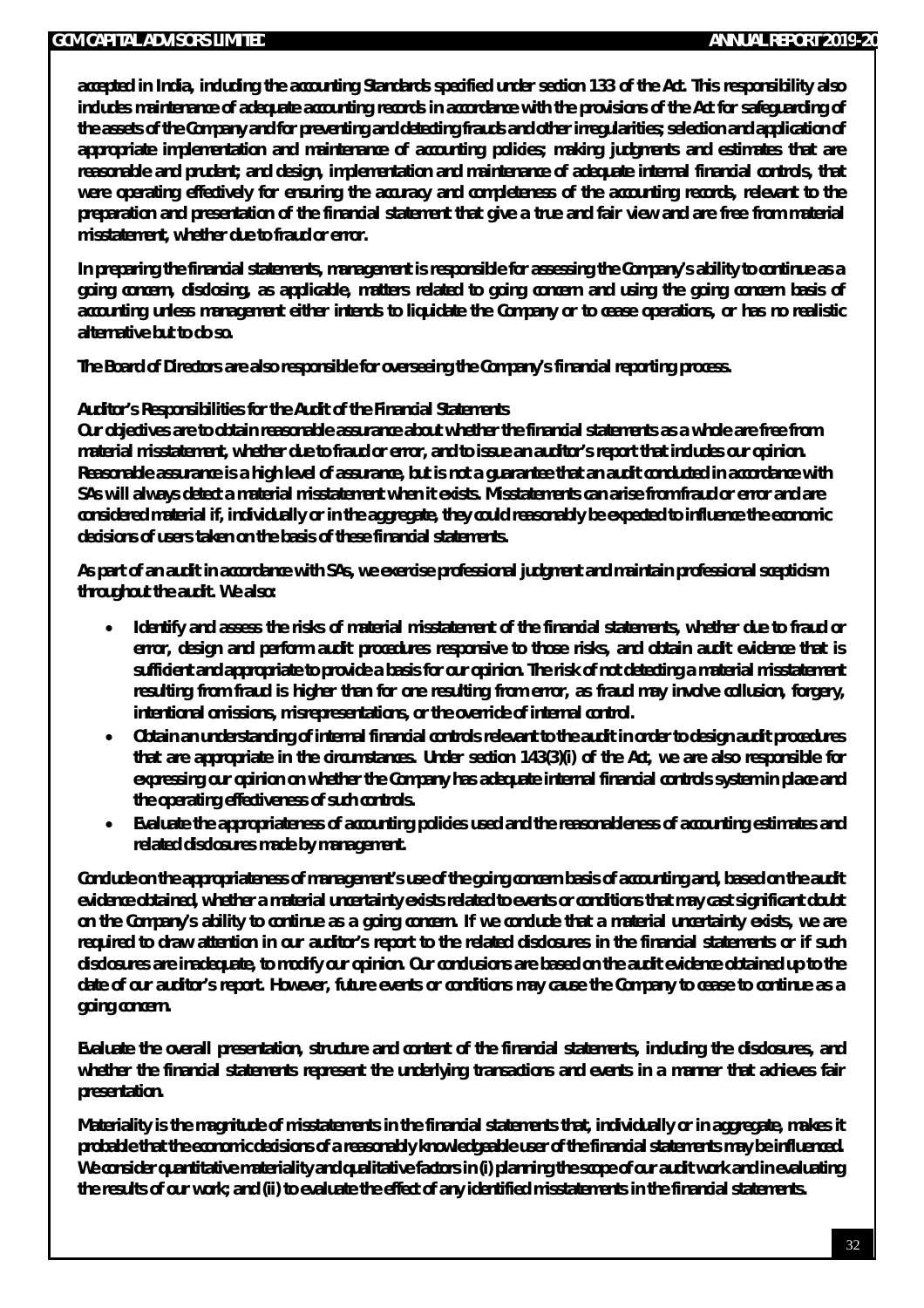accepted in India, including the accounting Standards specified under section 133 of the Act. This responsibility also includes maintenance of adequate accounting records in accordance with the provisions of the Act for safeguarding of the assets of the Company and for preventing and detecting frauds and other irregularities; selection and application of appropriate implementation and maintenance of accounting policies; making judgments and estimates that are reasonable and prudent; and design, implementation and maintenance of adequate internal financial controls, that were operating effectively for ensuring the accuracy and completeness of the accounting records, relevant to the preparation and presentation of the financial statement that give a true and fair view and are free from material misstatement, whether due to fraud or error.

In preparing the financial statements, management is responsible for assessing the Company's ability to continue as a going concern, disclosing, as applicable, matters related to going concern and using the going concern basis of accounting unless management either intends to liquidate the Company or to cease operations, or has no realistic alternative but to do so.

The Board of Directors are also responsible for overseeing the Company's financial reporting process.

**Auditor's Responsibilities for the Audit of the Financial Statements**

Our objectives are to obtain reasonable assurance about whether the financial statements as a whole are free from material misstatement, whether due to fraud or error, and to issue an auditor's report that includes our opinion. Reasonable assurance is a high level of assurance, but is not a guarantee that an audit conducted in accordance with SAs will always detect a material misstatement when it exists. Misstatements can arise from fraud or error and are considered material if, individually or in the aggregate, they could reasonably be expected to influence the economic decisions of users taken on the basis of these financial statements.

As part of an audit in accordance with SAs, we exercise professional judgment and maintain professional scepticism throughout the audit. We also:

- Identify and assess the risks of material misstatement of the financial statements, whether due to fraud or error, design and perform audit procedures responsive to those risks, and obtain audit evidence that is sufficient and appropriate to provide a basis for our opinion. The risk of not detecting a material misstatement resulting from fraud is higher than for one resulting from error, as fraud may involve collusion, forgery, intentional omissions, misrepresentations, or the override of internal control.
- Obtain an understanding of internal financial controls relevant to the audit in order to design audit procedures that are appropriate in the circumstances. Under section 143(3)(i) of the Act, we are also responsible for expressing our opinion on whether the Company has adequate internal financial controls system in place and the operating effectiveness of such controls.
- Evaluate the appropriateness of accounting policies used and the reasonableness of accounting estimates and related disclosures made by management.

Conclude on the appropriateness of management's use of the going concern basis of accounting and, based on the audit evidence obtained, whether a material uncertainty exists related to events or conditions that may cast significant doubt on the Company's ability to continue as a going concern. If we conclude that a material uncertainty exists, we are required to draw attention in our auditor's report to the related disclosures in the financial statements or if such disclosures are inadequate, to modify our opinion. Our conclusions are based on the audit evidence obtained up to the date of our auditor's report. However, future events or conditions may cause the Company to cease to continue as a going concern.

Evaluate the overall presentation, structure and content of the financial statements, including the disclosures, and whether the financial statements represent the underlying transactions and events in a manner that achieves fair presentation.

Materiality is the magnitude of misstatements in the financial statements that, individually or in aggregate, makes it probable that the economic decisions of a reasonably knowledgeable user of the financial statements may be influenced. We consider quantitative materiality and qualitative factors in (i) planning the scope of our audit work and in evaluating the results of our work; and (ii) to evaluate the effect of any identified misstatements in the financial statements.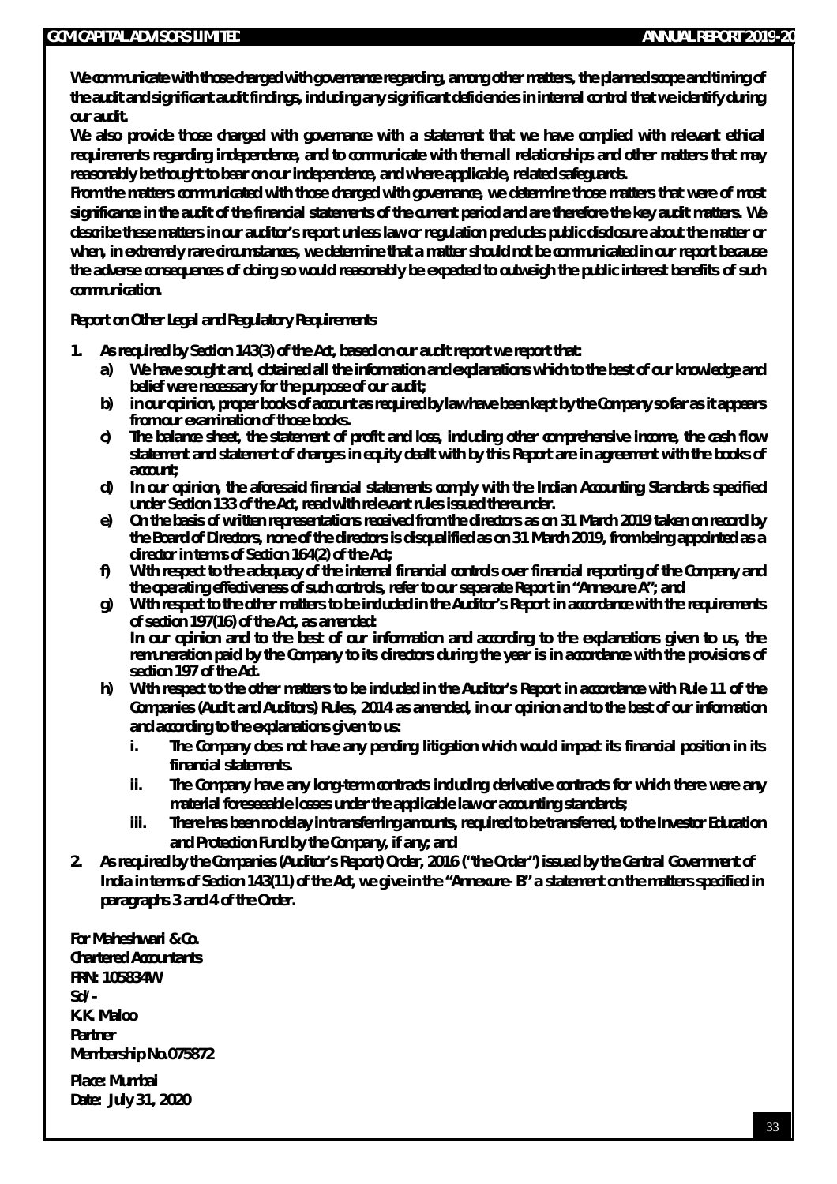We communicate with those charged with governance regarding, among other matters, the planned scope and timing of the audit and significant audit findings, including any significant deficiencies in internal control that we identify during our audit.

We also provide those charged with governance with a statement that we have complied with relevant ethical requirements regarding independence, and to communicate with them all relationships and other matters that may reasonably be thought to bear on our independence, and where applicable, related safeguards.

From the matters communicated with those charged with governance, we determine those matters that were of most significance in the audit of the financial statements of the current period and are therefore the key audit matters. We describe these matters in our auditor's report unless law or regulation precludes public disclosure about the matter or when, in extremely rare circumstances, we determine that a matter should not be communicated in our report because the adverse consequences of doing so would reasonably be expected to outweigh the public interest benefits of such communication.

**Report on Other Legal and Regulatory Requirements**

1. As required by Section 143(3) of the Act, based on our audit report we report that:
   a) We have sought and, obtained all the information and explanations which to the best of our knowledge and belief were necessary for the purpose of our audit;
   b) in our opinion, proper books of account as required by law have been kept by the Company so far as it appears from our examination of those books.
   c) The balance sheet, the statement of profit and loss, including other comprehensive income, the cash flow statement and statement of changes in equity dealt with by this Report are in agreement with the books of account;
   d) In our opinion, the aforesaid financial statements comply with the Indian Accounting Standards specified under Section 133 of the Act, read with relevant rules issued thereunder.
   e) On the basis of written representations received from the directors as on 31 March 2019 taken on record by the Board of Directors, none of the directors is disqualified as on 31 March 2019, from being appointed as a director in terms of Section 164(2) of the Act;
   f) With respect to the adequacy of the internal financial controls over financial reporting of the Company and the operating effectiveness of such controls, refer to our separate Report in "Annexure A"; and
   g) With respect to the other matters to be included in the Auditor's Report in accordance with the requirements of section 197(16) of the Act, as amended:
      In our opinion and to the best of our information and according to the explanations given to us, the remuneration paid by the Company to its directors during the year is in accordance with the provisions of section 197 of the Act.
   h) With respect to the other matters to be included in the Auditor's Report in accordance with Rule 11 of the Companies (Audit and Auditors) Rules, 2014 as amended, in our opinion and to the best of our information and according to the explanations given to us:
      i. The Company does not have any pending litigation which would impact its financial position in its financial statements.
      ii. The Company have any long-term contracts including derivative contracts for which there were any material foreseeable losses under the applicable law or accounting standards;
      iii. There has been no delay in transferring amounts, required to be transferred, to the Investor Education and Protection Fund by the Company, if any; and
2. As required by the Companies (Auditor's Report) Order, 2016 ("the Order") issued by the Central Government of India in terms of Section 143(11) of the Act, we give in the "Annexure- B" a statement on the matters specified in paragraphs 3 and 4 of the Order.

For Maheshwari & Co.
Chartered Accountants
FRN: 105834W
Sd/-
K.K. Maloo
Partner
Membership No.075872

Place: Mumbai
Date: July 31, 2020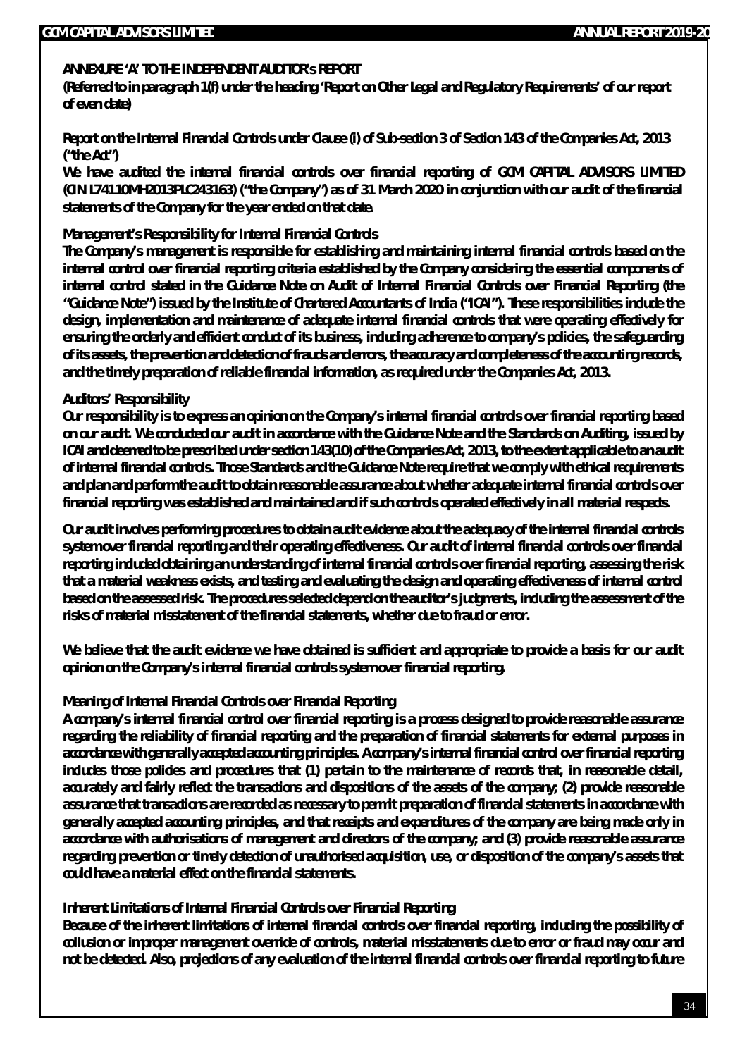## ANNEXURE 'A' TO THE INDEPENDENT AUDITOR's REPORT

**(Referred to in paragraph 1(f) under the heading 'Report on Other Legal and Regulatory Requirements' of our report of even date)**

### Report on the Internal Financial Controls under Clause (i) of Sub-section 3 of Section 143 of the Companies Act, 2013 ("the Act")

We have audited the internal financial controls over financial reporting of GCM CAPITAL ADVISORS LIMITED (CIN L74110MH2013PLC243163) ("the Company") as of 31 March 2020 in conjunction with our audit of the financial statements of the Company for the year ended on that date.

### Management's Responsibility for Internal Financial Controls

The Company's management is responsible for establishing and maintaining internal financial controls based on the internal control over financial reporting criteria established by the Company considering the essential components of internal control stated in the Guidance Note on Audit of Internal Financial Controls over Financial Reporting (the "Guidance Note") issued by the Institute of Chartered Accountants of India ("ICAI"). These responsibilities include the design, implementation and maintenance of adequate internal financial controls that were operating effectively for ensuring the orderly and efficient conduct of its business, including adherence to company's policies, the safeguarding of its assets, the prevention and detection of frauds and errors, the accuracy and completeness of the accounting records, and the timely preparation of reliable financial information, as required under the Companies Act, 2013.

### Auditors' Responsibility

Our responsibility is to express an opinion on the Company's internal financial controls over financial reporting based on our audit. We conducted our audit in accordance with the Guidance Note and the Standards on Auditing, issued by ICAI and deemed to be prescribed under section 143(10) of the Companies Act, 2013, to the extent applicable to an audit of internal financial controls. Those Standards and the Guidance Note require that we comply with ethical requirements and plan and perform the audit to obtain reasonable assurance about whether adequate internal financial controls over financial reporting was established and maintained and if such controls operated effectively in all material respects.

Our audit involves performing procedures to obtain audit evidence about the adequacy of the internal financial controls system over financial reporting and their operating effectiveness. Our audit of internal financial controls over financial reporting included obtaining an understanding of internal financial controls over financial reporting, assessing the risk that a material weakness exists, and testing and evaluating the design and operating effectiveness of internal control based on the assessed risk. The procedures selected depend on the auditor's judgments, including the assessment of the risks of material misstatement of the financial statements, whether due to fraud or error.

We believe that the audit evidence we have obtained is sufficient and appropriate to provide a basis for our audit opinion on the Company's internal financial controls system over financial reporting.

### Meaning of Internal Financial Controls over Financial Reporting

A company's internal financial control over financial reporting is a process designed to provide reasonable assurance regarding the reliability of financial reporting and the preparation of financial statements for external purposes in accordance with generally accepted accounting principles. A company's internal financial control over financial reporting includes those policies and procedures that (1) pertain to the maintenance of records that, in reasonable detail, accurately and fairly reflect the transactions and dispositions of the assets of the company; (2) provide reasonable assurance that transactions are recorded as necessary to permit preparation of financial statements in accordance with generally accepted accounting principles, and that receipts and expenditures of the company are being made only in accordance with authorisations of management and directors of the company; and (3) provide reasonable assurance regarding prevention or timely detection of unauthorised acquisition, use, or disposition of the company's assets that could have a material effect on the financial statements.

### Inherent Limitations of Internal Financial Controls over Financial Reporting

Because of the inherent limitations of internal financial controls over financial reporting, including the possibility of collusion or improper management override of controls, material misstatements due to error or fraud may occur and not be detected. Also, projections of any evaluation of the internal financial controls over financial reporting to future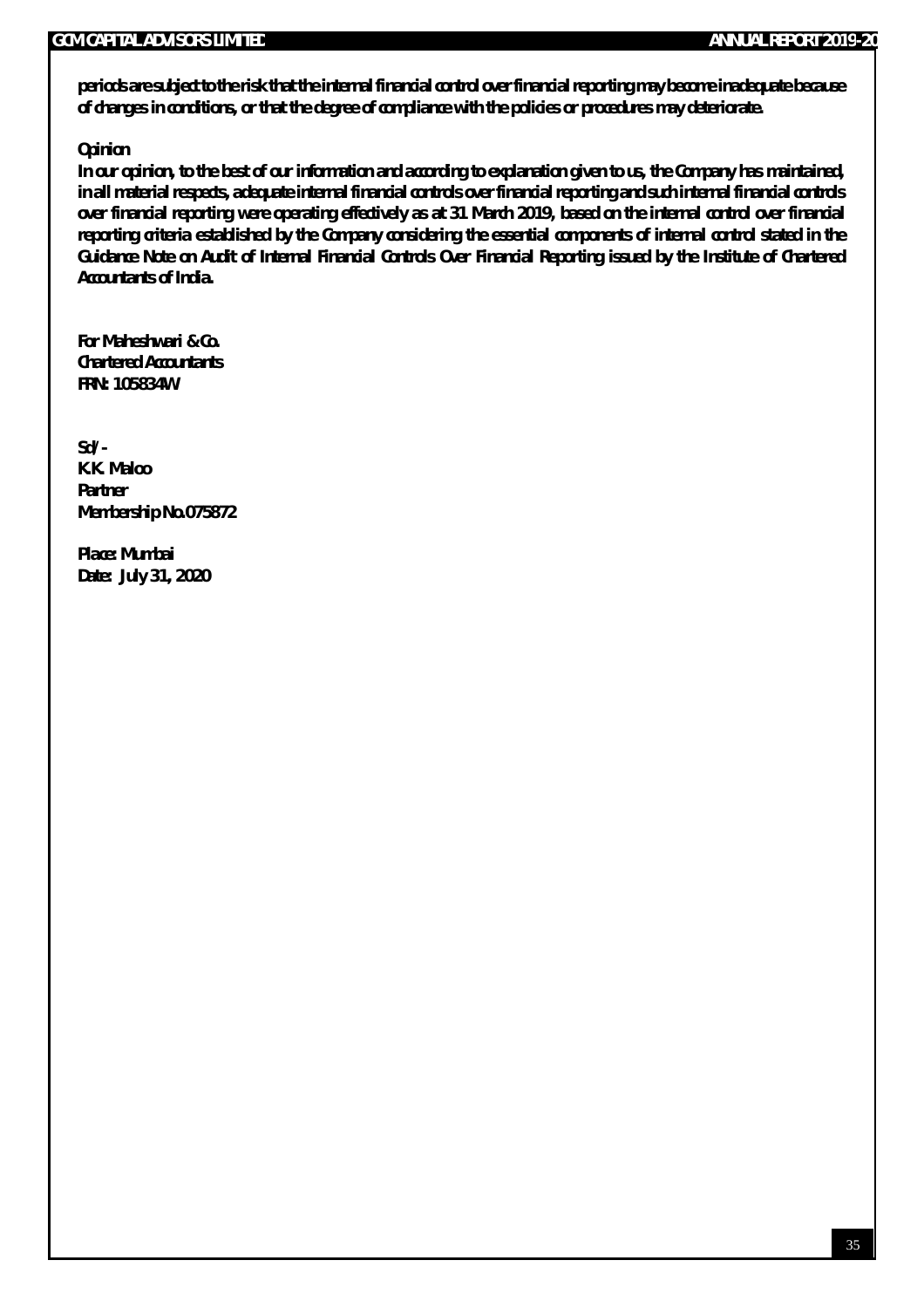**periods are subject to the risk that the internal financial control over financial reporting may become inadequate because of changes in conditions, or that the degree of compliance with the policies or procedures may deteriorate.**

**Opinion**

**In our opinion, to the best of our information and according to explanation given to us, the Company has maintained, in all material respects, adequate internal financial controls over financial reporting and such internal financial controls over financial reporting were operating effectively as at 31 March 2019, based on the internal control over financial reporting criteria established by the Company considering the essential components of internal control stated in the Guidance Note on Audit of Internal Financial Controls Over Financial Reporting issued by the Institute of Chartered Accountants of India.**

**For Maheshwari & Co.**
**Chartered Accountants**
**FRN: 105834W**

**Sd/-**
**K.K. Maloo**
**Partner**
**Membership No.075872**

**Place: Mumbai**
**Date: July 31, 2020**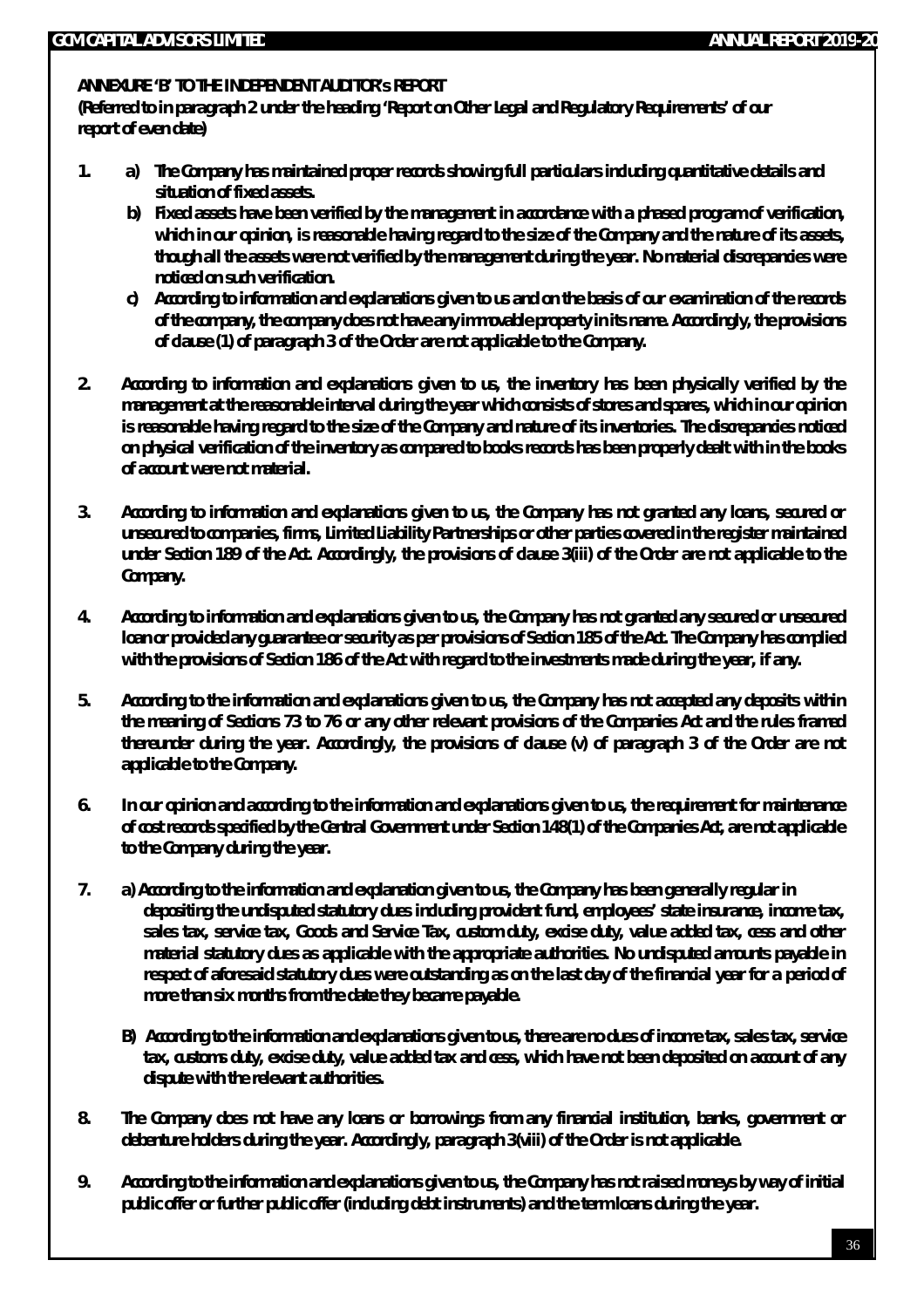**ANNEXURE 'B' TO THE INDEPENDENT AUDITOR's REPORT**

**(Referred to in paragraph 2 under the heading 'Report on Other Legal and Regulatory Requirements' of our report of even date)**

1. a) The Company has maintained proper records showing full particulars including quantitative details and situation of fixed assets.

   b) Fixed assets have been verified by the management in accordance with a phased program of verification, which in our opinion, is reasonable having regard to the size of the Company and the nature of its assets, though all the assets were not verified by the management during the year. No material discrepancies were noticed on such verification.

   c) According to information and explanations given to us and on the basis of our examination of the records of the company, the company does not have any immovable property in its name. Accordingly, the provisions of clause (1) of paragraph 3 of the Order are not applicable to the Company.

2. According to information and explanations given to us, the inventory has been physically verified by the management at the reasonable interval during the year which consists of stores and spares, which in our opinion is reasonable having regard to the size of the Company and nature of its inventories. The discrepancies noticed on physical verification of the inventory as compared to books records has been properly dealt with in the books of account were not material.

3. According to information and explanations given to us, the Company has not granted any loans, secured or unsecured to companies, firms, Limited Liability Partnerships or other parties covered in the register maintained under Section 189 of the Act. Accordingly, the provisions of clause 3(iii) of the Order are not applicable to the Company.

4. According to information and explanations given to us, the Company has not granted any secured or unsecured loan or provided any guarantee or security as per provisions of Section 185 of the Act. The Company has complied with the provisions of Section 186 of the Act with regard to the investments made during the year, if any.

5. According to the information and explanations given to us, the Company has not accepted any deposits within the meaning of Sections 73 to 76 or any other relevant provisions of the Companies Act and the rules framed thereunder during the year. Accordingly, the provisions of clause (v) of paragraph 3 of the Order are not applicable to the Company.

6. In our opinion and according to the information and explanations given to us, the requirement for maintenance of cost records specified by the Central Government under Section 148(1) of the Companies Act, are not applicable to the Company during the year.

7. a) According to the information and explanation given to us, the Company has been generally regular in depositing the undisputed statutory dues including provident fund, employees' state insurance, income tax, sales tax, service tax, Goods and Service Tax, custom duty, excise duty, value added tax, cess and other material statutory dues as applicable with the appropriate authorities. No undisputed amounts payable in respect of aforesaid statutory dues were outstanding as on the last day of the financial year for a period of more than six months from the date they became payable.

   B) According to the information and explanations given to us, there are no dues of income tax, sales tax, service tax, customs duty, excise duty, value added tax and cess, which have not been deposited on account of any dispute with the relevant authorities.

8. The Company does not have any loans or borrowings from any financial institution, banks, government or debenture holders during the year. Accordingly, paragraph 3(viii) of the Order is not applicable.

9. According to the information and explanations given to us, the Company has not raised moneys by way of initial public offer or further public offer (including debt instruments) and the term loans during the year.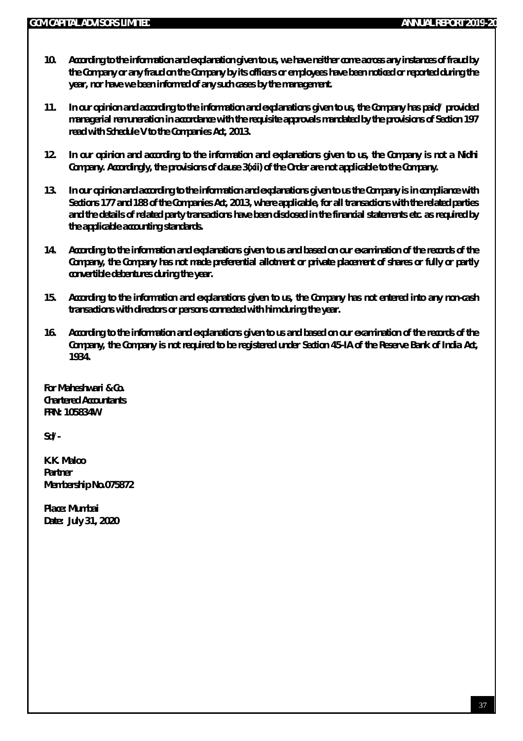10. **According to the information and explanation given to us, we have neither come across any instances of fraud by the Company or any fraud on the Company by its officers or employees have been noticed or reported during the year, nor have we been informed of any such cases by the management.**

11. **In our opinion and according to the information and explanations given to us, the Company has paid/ provided managerial remuneration in accordance with the requisite approvals mandated by the provisions of Section 197 read with Schedule V to the Companies Act, 2013.**

12. **In our opinion and according to the information and explanations given to us, the Company is not a Nidhi Company. Accordingly, the provisions of clause 3(xii) of the Order are not applicable to the Company.**

13. **In our opinion and according to the information and explanations given to us the Company is in compliance with Sections 177 and 188 of the Companies Act, 2013, where applicable, for all transactions with the related parties and the details of related party transactions have been disclosed in the financial statements etc. as required by the applicable accounting standards.**

14. **According to the information and explanations given to us and based on our examination of the records of the Company, the Company has not made preferential allotment or private placement of shares or fully or partly convertible debentures during the year.**

15. **According to the information and explanations given to us, the Company has not entered into any non-cash transactions with directors or persons connected with him during the year.**

16. **According to the information and explanations given to us and based on our examination of the records of the Company, the Company is not required to be registered under Section 45-IA of the Reserve Bank of India Act, 1934.**

**For Maheshwari & Co.**
**Chartered Accountants**
**FRN: 105834W**

**Sd/-**

**K.K. Maloo**
**Partner**
**Membership No.075872**

**Place: Mumbai**
**Date: July 31, 2020**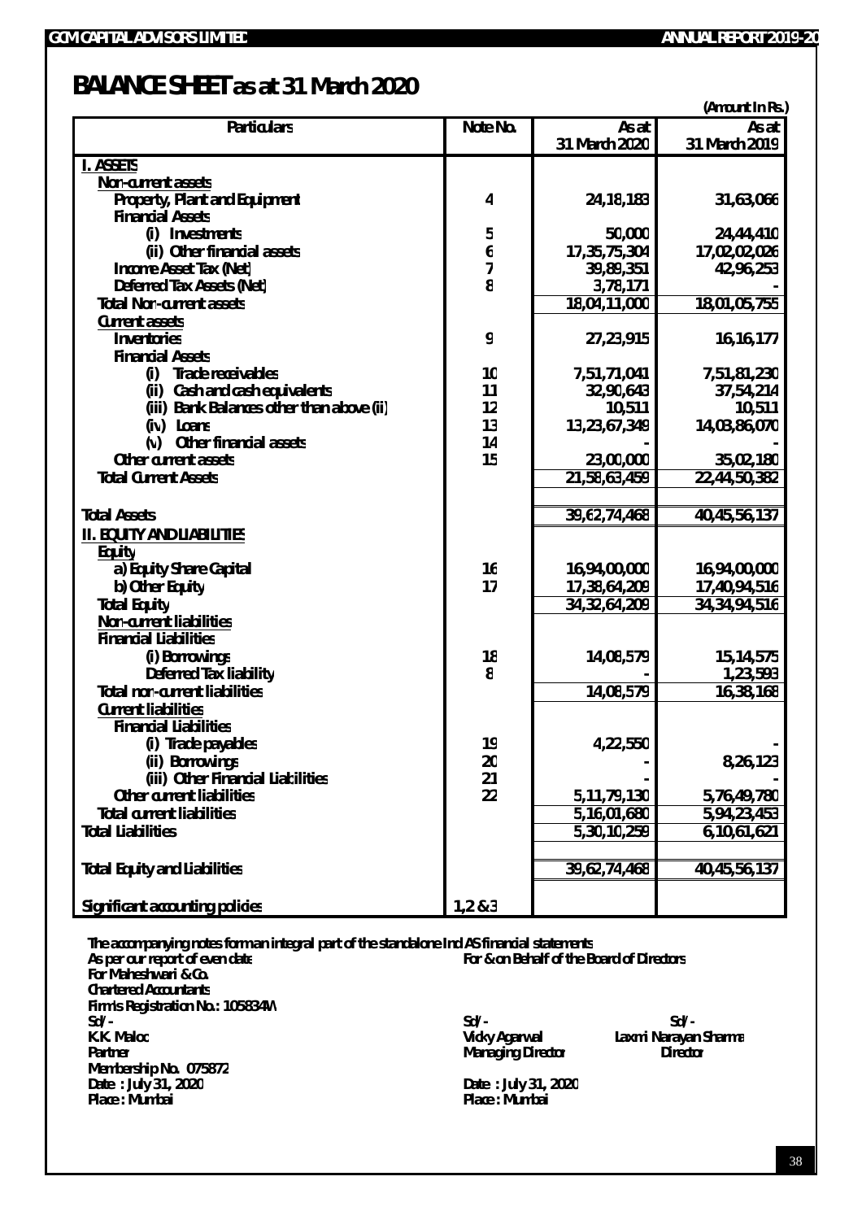# BALANCE SHEET as at 31 March 2020

(Amount In Rs.)

| Particulars | Note No. | As at 31 March 2020 | As at 31 March 2019 |
|---|---|---|---|
| **I. ASSETS** | | | |
| Non-current assets | | | |
| Property, Plant and Equipment | 4 | 24,18,183 | 31,63,066 |
| Financial Assets | | | |
| (i) Investments | 5 | 50,000 | 24,44,410 |
| (ii) Other financial assets | 6 | 17,35,75,304 | 17,02,02,026 |
| Income Asset Tax (Net) | 7 | 39,89,351 | 42,96,253 |
| Deferred Tax Assets (Net) | 8 | 3,78,171 | - |
| Total Non-current assets | | 18,04,11,000 | 18,01,05,755 |
| Current assets | | | |
| Inventories | 9 | 27,23,915 | 16,16,177 |
| Financial Assets | | | |
| (i) Trade receivables | 10 | 7,51,71,041 | 7,51,81,230 |
| (ii) Cash and cash equivalents | 11 | 32,90,643 | 37,54,214 |
| (iii) Bank Balances other than above (ii) | 12 | 10,511 | 10,511 |
| (iv) Loans | 13 | 13,23,67,349 | 14,03,86,070 |
| (v) Other financial assets | 14 | - | - |
| Other current assets | 15 | 23,00,000 | 35,02,180 |
| Total Current Assets | | 21,58,63,459 | 22,44,50,382 |
| | | | |
| Total Assets | | 39,62,74,468 | 40,45,56,137 |
| **II. EQUITY AND LIABILITIES** | | | |
| Equity | | | |
| a) Equity Share Capital | 16 | 16,94,00,000 | 16,94,00,000 |
| b) Other Equity | 17 | 17,38,64,209 | 17,40,94,516 |
| Total Equity | | 34,32,64,209 | 34,34,94,516 |
| Non-current liabilities | | | |
| Financial Liabilities | | | |
| (i) Borrowings | 18 | 14,08,579 | 15,14,575 |
| Deferred Tax liability | 8 | - | 1,23,593 |
| Total non-current liabilities | | 14,08,579 | 16,38,168 |
| Current liabilities | | | |
| Financial Liabilities | | | |
| (i) Trade payables | 19 | 4,22,550 | - |
| (ii) Borrowings | 20 | - | 8,26,123 |
| (iii) Other Financial Liabilities | 21 | - | - |
| Other current liabilities | 22 | 5,11,79,130 | 5,76,49,780 |
| Total current liabilities | | 5,16,01,680 | 5,94,23,453 |
| Total Liabilities | | 5,30,10,259 | 6,10,61,621 |
| | | | |
| Total Equity and Liabilities | | 39,62,74,468 | 40,45,56,137 |
| | | | |
| Significant accounting policies | 1,2 & 3 | | |

The accompanying notes form an integral part of the standalone Ind AS financial statements

As per our report of even date
For Maheshwari & Co.
Chartered Accountants
Firm's Registration No.: 105834W
Sd/-
K.K. Maloo
Partner
Membership No. 075872
Date : July 31, 2020
Place : Mumbai

For & on Behalf of the Board of Directors

Sd/-
Vicky Agarwal
Managing Director

Sd/-
Laxmi Narayan Sharma
Director

Date : July 31, 2020
Place : Mumbai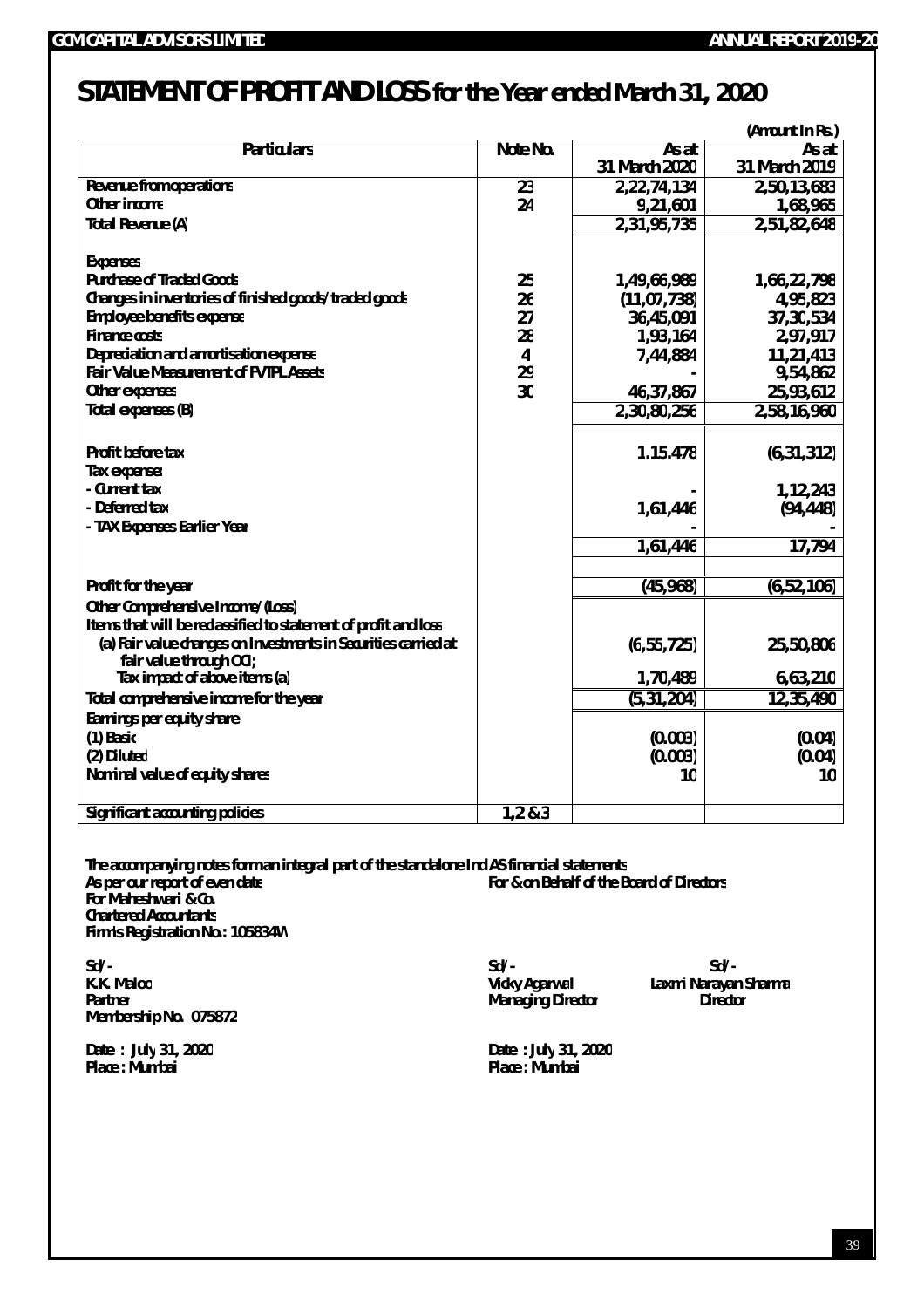# STATEMENT OF PROFIT AND LOSS for the Year ended March 31, 2020

(Amount In Rs.)

| Particulars | Note No. | As at 31 March 2020 | As at 31 March 2019 |
|---|---|---|---|
| Revenue from operations | 23 | 2,22,74,134 | 2,50,13,683 |
| Other income | 24 | 9,21,601 | 1,68,965 |
| Total Revenue (A) | | 2,31,95,735 | 2,51,82,648 |
| Expenses | | | |
| Purchase of Traded Goods | 25 | 1,49,66,989 | 1,66,22,798 |
| Changes in inventories of finished goods/traded goods | 26 | (11,07,738) | 4,95,823 |
| Employee benefits expense | 27 | 36,45,091 | 37,30,534 |
| Finance costs | 28 | 1,93,164 | 2,97,917 |
| Depreciation and amortisation expense | 4 | 7,44,884 | 11,21,413 |
| Fair Value Measurement of FVTPL Assets | 29 | - | 9,54,862 |
| Other expenses | 30 | 46,37,867 | 25,93,612 |
| Total expenses (B) | | 2,30,80,256 | 2,58,16,960 |
| Profit before tax | | 1.15.478 | (6,31,312) |
| Tax expense: | | | |
| - Current tax | | - | 1,12,243 |
| - Deferred tax | | 1,61,446 | (94,448) |
| - TAX Expenses Earlier Year | | - | - |
| | | 1,61,446 | 17,794 |
| Profit for the year | | (45,968) | (6,52,106) |
| Other Comprehensive Income/(Loss) | | | |
| Items that will be reclassified to statement of profit and loss | | | |
| (a) Fair value changes on Investments in Securities carried at fair value through OCI; | | (6,55,725) | 25,50,806 |
| Tax impact of above items (a) | | 1,70,489 | 6,63,210 |
| Total comprehensive income for the year | | (5,31,204) | 12,35,490 |
| Earnings per equity share | | | |
| (1) Basic | | (0.003) | (0.04) |
| (2) Diluted | | (0.003) | (0.04) |
| Nominal value of equity shares | | 10 | 10 |
| Significant accounting policies | 1,2 &3 | | |

The accompanying notes form an integral part of the standalone Ind AS financial statements

As per our report of even date
For Maheshwari & Co.
Chartered Accountants
Firm's Registration No.: 105834W

Sd/-
K.K. Maloo
Partner
Membership No. 075872

Date : July 31, 2020
Place : Mumbai

For & on Behalf of the Board of Directors

Sd/-
Vicky Agarwal
Managing Director

Sd/-
Laxmi Narayan Sharma
Director

Date : July 31, 2020
Place : Mumbai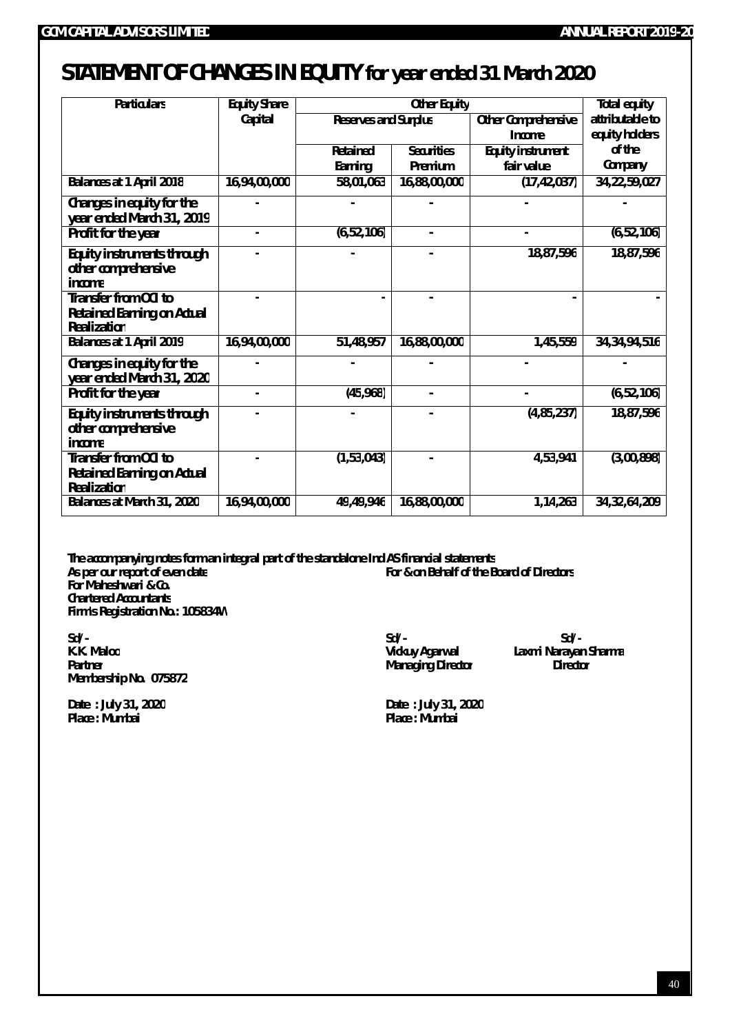# STATEMENT OF CHANGES IN EQUITY for year ended 31 March 2020

| Particulars | Equity Share Capital | Other Equity | | | Total equity attributable to equity holders of the Company |
|---|---|---|---|---|---|
| | | Reserves and Surplus | | Other Comprehensive Income | |
| | | Retained Earning | Securities Premium | Equity instrument fair value | |
| Balances at 1 April 2018 | 16,94,00,000 | 58,01,063 | 16,88,00,000 | (17,42,037) | 34,22,59,027 |
| Changes in equity for the year ended March 31, 2019 | - | - | - | - | - |
| Profit for the year | - | (6,52,106) | - | - | (6,52,106) |
| Equity instruments through other comprehensive income | - | - | - | 18,87,596 | 18,87,596 |
| Transfer from OCI to Retained Earning on Actual Realization | - | - | - | - | - |
| Balances at 1 April 2019 | 16,94,00,000 | 51,48,957 | 16,88,00,000 | 1,45,559 | 34,34,94,516 |
| Changes in equity for the year ended March 31, 2020 | - | - | - | - | - |
| Profit for the year | - | (45,968) | - | - | (6,52,106) |
| Equity instruments through other comprehensive income | - | - | - | (4,85,237) | 18,87,596 |
| Transfer from OCI to Retained Earning on Actual Realization | - | (1,53,043) | - | 4,53,941 | (3,00,898) |
| Balances at March 31, 2020 | 16,94,00,000 | 49,49,946 | 16,88,00,000 | 1,14,263 | 34,32,64,209 |

The accompanying notes form an integral part of the standalone Ind AS financial statements

As per our report of even date
For Maheshwari & Co.
Chartered Accountants
Firm's Registration No.: 105834W

Sd/-
K.K. Maloo
Partner
Membership No. 075872

Date : July 31, 2020
Place : Mumbai

For & on Behalf of the Board of Directors

Sd/-
Vickuy Agarwal
Managing Director

Sd/-
Laxmi Narayan Sharma
Director

Date : July 31, 2020
Place : Mumbai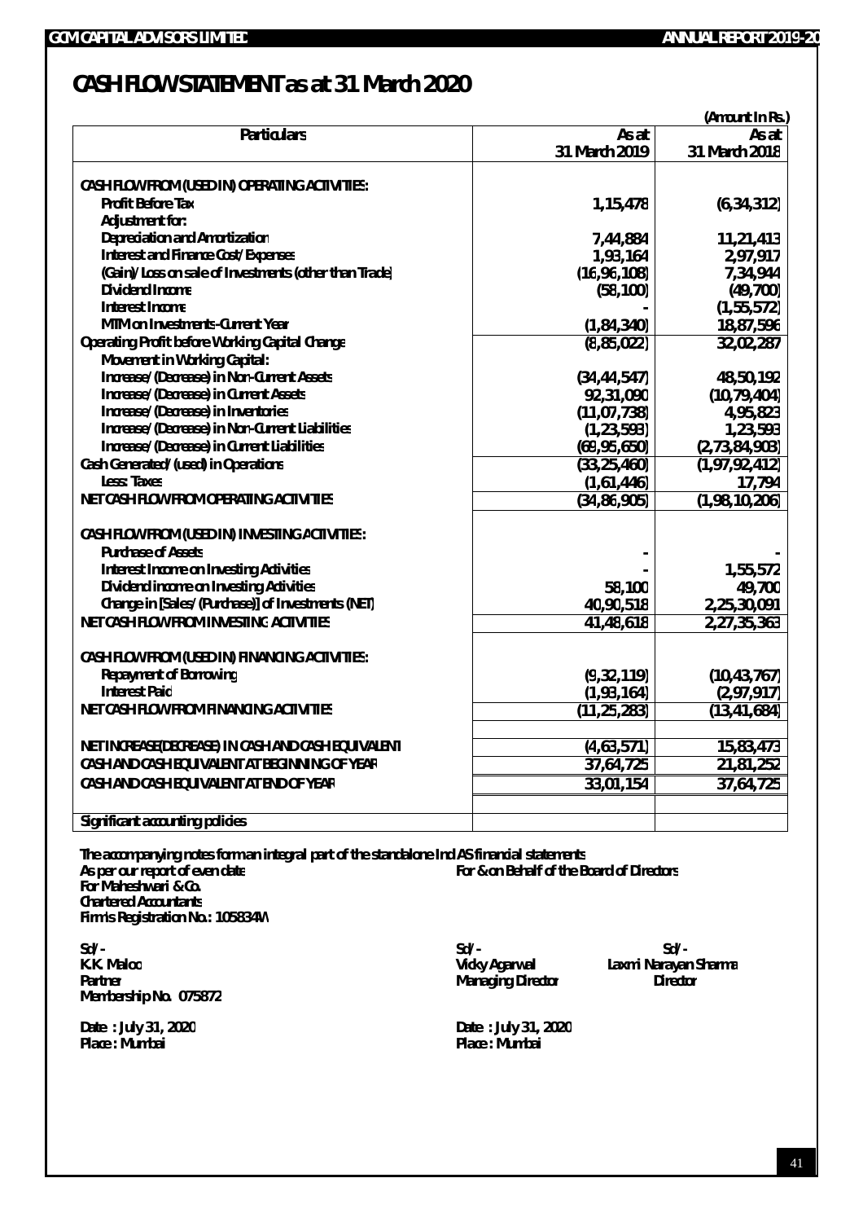# CASH FLOW STATEMENT as at 31 March 2020

(Amount In Rs.)

| Particulars | As at 31 March 2019 | As at 31 March 2018 |
|---|---|---|
| **CASH FLOW FROM (USED IN) OPERATING ACTIVITIES :** | | |
| Profit Before Tax | 1,15,478 | (6,34,312) |
| Adjustment for: | | |
| Depreciation and Amortization | 7,44,884 | 11,21,413 |
| Interest and Finance Cost/Expenses | 1,93,164 | 2,97,917 |
| (Gain)/Loss on sale of Investments (other than Trade) | (16,96,108) | 7,34,944 |
| Dividend Income | (58,100) | (49,700) |
| Interest Income | - | (1,55,572) |
| MTM on Investments -Current Year | (1,84,340) | 18,87,596 |
| Operating Profit before Working Capital Change | (8,85,022) | 32,02,287 |
| Movement in Working Capital : | | |
| Increase/(Decrease) in Non-Current Assets | (34,44,547) | 48,50,192 |
| Increase/(Decrease) in Current Assets | 92,31,090 | (10,79,404) |
| Increase/(Decrease) in Inventories | (11,07,738) | 4,95,823 |
| Increase/(Decrease) in Non-Current Liabilities | (1,23,593) | 1,23,593 |
| Increase/(Decrease) in Current Liabilities | (69,95,650) | (2,73,84,903) |
| Cash Generated/(used) in Operations | (33,25,460) | (1,97,92,412) |
| Less: Taxes | (1,61,446) | 17,794 |
| **NET CASH FLOW FROM OPERATING ACTIVITIES** | (34,86,905) | (1,98,10,206) |
| **CASH FLOW FROM (USED IN) INVESTING ACTIVITIES :** | | |
| Purchase of Assets | - | - |
| Interest Income on Investing Activities | - | 1,55,572 |
| Dividend income on Investing Activities | 58,100 | 49,700 |
| Change in [Sales/(Purchase)] of Investments (NET) | 40,90,518 | 2,25,30,091 |
| **NET CASH FLOW FROM INVESTING ACTIVITIES** | 41,48,618 | 2,27,35,363 |
| **CASH FLOW FROM (USED IN) FINANCING ACTIVITIES :** | | |
| Repayment of Borrowing | (9,32,119) | (10,43,767) |
| Interest Paid | (1,93,164) | (2,97,917) |
| **NET CASH FLOW FROM FINANCING ACTIVITIES** | (11,25,283) | (13,41,684) |
| **NET INCREASE(DECREASE) IN CASH AND CASH EQUIVALENT** | (4,63,571) | 15,83,473 |
| **CASH AND CASH EQUIVALENT AT BEGINNING OF YEAR** | 37,64,725 | 21,81,252 |
| **CASH AND CASH EQUIVALENT AT END OF YEAR** | 33,01,154 | 37,64,725 |
| Significant accounting policies | | |

The accompanying notes form an integral part of the standalone Ind AS financial statements

As per our report of even date
For Maheshwari & Co.
Chartered Accountants
Firm's Registration No.: 105834W

For & on Behalf of the Board of Directors

Sd/-
K.K. Maloo
Partner
Membership No. 075872

Sd/-
Vicky Agarwal
Managing Director

Sd/-
Laxmi Narayan Sharma
Director

Date : July 31, 2020
Place : Mumbai

Date : July 31, 2020
Place : Mumbai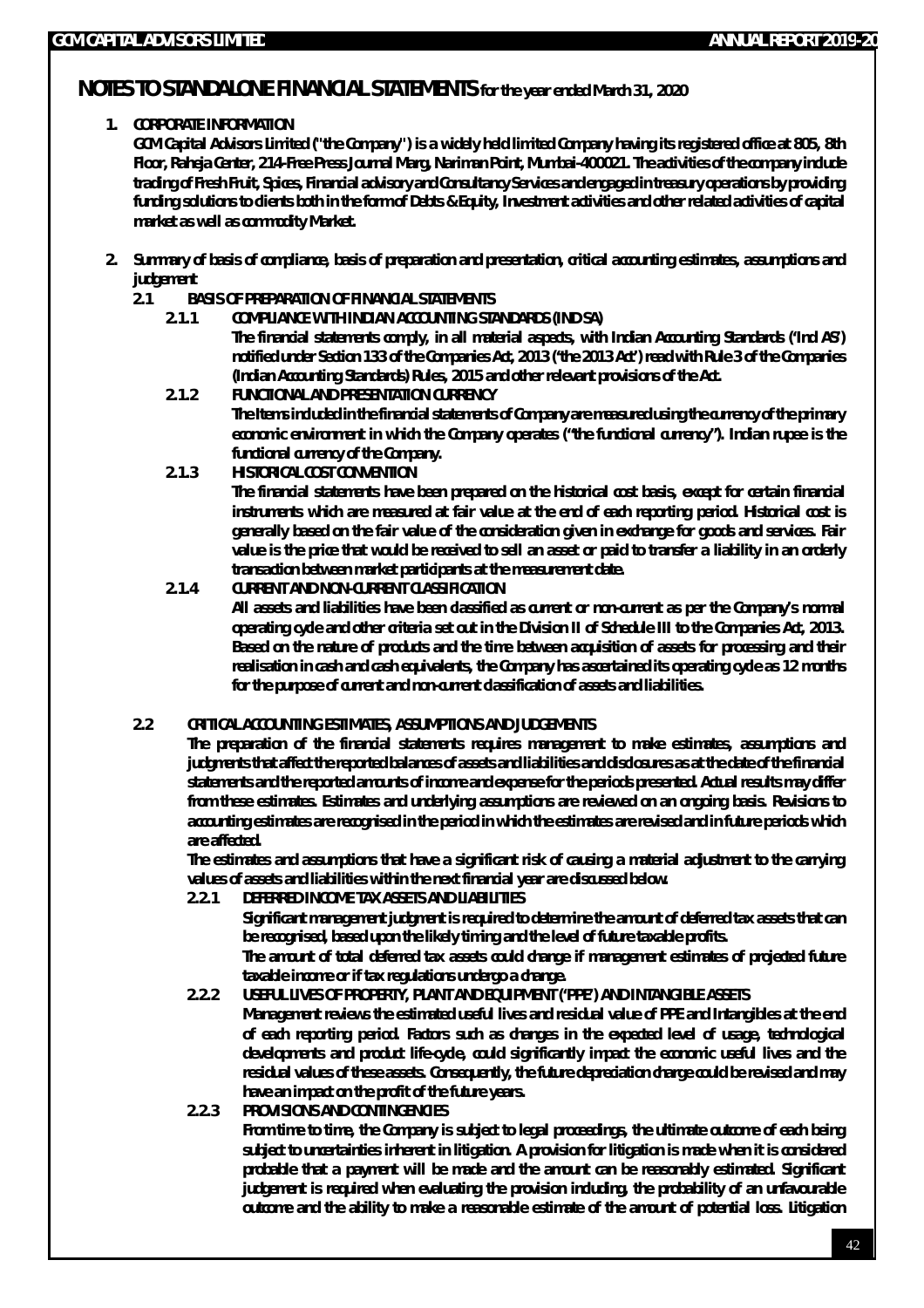# NOTES TO STANDALONE FINANCIAL STATEMENTS for the year ended March 31, 2020

**1. CORPORATE INFORMATION**

GCM Capital Advisors Limited ("the Company") is a widely held limited Company having its registered office at 805, 8th Floor, Raheja Center, 214-Free Press Journal Marg, Nariman Point, Mumbai-400021. The activities of the company include trading of Fresh Fruit, Spices, Financial advisory and Consultancy Services and engaged in treasury operations by providing funding solutions to clients both in the form of Debts & Equity, Investment activities and other related activities of capital market as well as commodity Market.

**2. Summary of basis of compliance, basis of preparation and presentation, critical accounting estimates, assumptions and judgement**

**2.1 BASIS OF PREPARATION OF FINANCIAL STATEMENTS**

**2.1.1 COMPLIANCE WITH INDIAN ACCOUNTING STANDARDS (IND SA)**

The financial statements comply, in all material aspects, with Indian Accounting Standards ('Ind AS') notified under Section 133 of the Companies Act, 2013 ('the 2013 Act') read with Rule 3 of the Companies (Indian Accounting Standards) Rules, 2015 and other relevant provisions of the Act.

**2.1.2 FUNCTIONAL AND PRESENTATION CURRENCY**

The Items included in the financial statements of Company are measured using the currency of the primary economic environment in which the Company operates ("the functional currency"). Indian rupee is the functional currency of the Company.

**2.1.3 HISTORICAL COST CONVENTION**

The financial statements have been prepared on the historical cost basis, except for certain financial instruments which are measured at fair value at the end of each reporting period. Historical cost is generally based on the fair value of the consideration given in exchange for goods and services. Fair value is the price that would be received to sell an asset or paid to transfer a liability in an orderly transaction between market participants at the measurement date.

**2.1.4 CURRENT AND NON-CURRENT CLASSIFICATION**

All assets and liabilities have been classified as current or non-current as per the Company's normal operating cycle and other criteria set out in the Division II of Schedule III to the Companies Act, 2013. Based on the nature of products and the time between acquisition of assets for processing and their realisation in cash and cash equivalents, the Company has ascertained its operating cycle as 12 months for the purpose of current and non-current classification of assets and liabilities.

**2.2 CRITICAL ACCOUNTING ESTIMATES, ASSUMPTIONS AND JUDGEMENTS**

The preparation of the financial statements requires management to make estimates, assumptions and judgments that affect the reported balances of assets and liabilities and disclosures as at the date of the financial statements and the reported amounts of income and expense for the periods presented. Actual results may differ from these estimates. Estimates and underlying assumptions are reviewed on an ongoing basis. Revisions to accounting estimates are recognised in the period in which the estimates are revised and in future periods which are affected.

The estimates and assumptions that have a significant risk of causing a material adjustment to the carrying values of assets and liabilities within the next financial year are discussed below.

**2.2.1 DEFERRED INCOME TAX ASSETS AND LIABILITIES**

Significant management judgment is required to determine the amount of deferred tax assets that can be recognised, based upon the likely timing and the level of future taxable profits.

The amount of total deferred tax assets could change if management estimates of projected future taxable income or if tax regulations undergo a change.

**2.2.2 USEFUL LIVES OF PROPERTY, PLANT AND EQUIPMENT ('PPE') AND INTANGIBLE ASSETS**

Management reviews the estimated useful lives and residual value of PPE and Intangibles at the end of each reporting period. Factors such as changes in the expected level of usage, technological developments and product life-cycle, could significantly impact the economic useful lives and the residual values of these assets. Consequently, the future depreciation charge could be revised and may have an impact on the profit of the future years.

**2.2.3 PROVISIONS AND CONTINGENCIES**

From time to time, the Company is subject to legal proceedings, the ultimate outcome of each being subject to uncertainties inherent in litigation. A provision for litigation is made when it is considered probable that a payment will be made and the amount can be reasonably estimated. Significant judgement is required when evaluating the provision including, the probability of an unfavourable outcome and the ability to make a reasonable estimate of the amount of potential loss. Litigation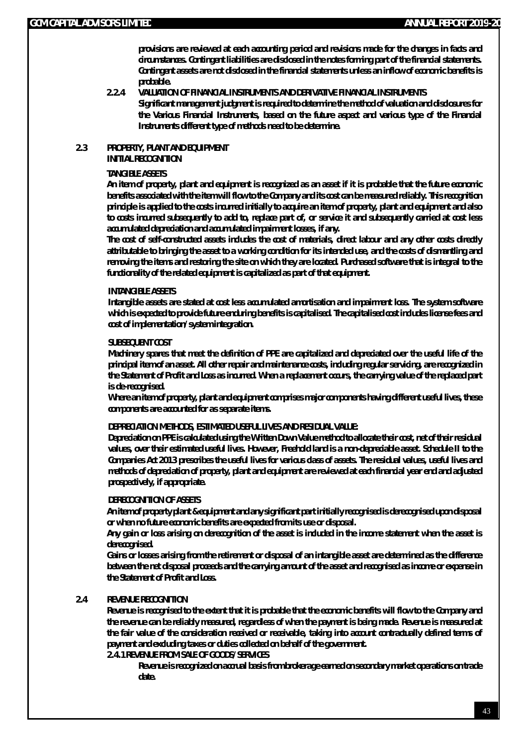provisions are reviewed at each accounting period and revisions made for the changes in facts and circumstances. Contingent liabilities are disclosed in the notes forming part of the financial statements. Contingent assets are not disclosed in the financial statements unless an inflow of economic benefits is probable.

**2.2.4 VALUATION OF FINANCIAL INSTRUMENTS AND DERIVATIVE FINANCIAL INSTRUMENTS**

Significant management judgment is required to determine the method of valuation and disclosures for the Various Financial Instruments, based on the future aspect and various type of the Financial Instruments different type of methods need to be determine.

## 2.3 PROPERTY, PLANT AND EQUIPMENT

**INITIAL RECOGNITION**

**TANGIBLE ASSETS**

An item of property, plant and equipment is recognized as an asset if it is probable that the future economic benefits associated with the item will flow to the Company and its cost can be measured reliably. This recognition principle is applied to the costs incurred initially to acquire an item of property, plant and equipment and also to costs incurred subsequently to add to, replace part of, or service it and subsequently carried at cost less accumulated depreciation and accumulated impairment losses, if any.

The cost of self-constructed assets includes the cost of materials, direct labour and any other costs directly attributable to bringing the asset to a working condition for its intended use, and the costs of dismantling and removing the items and restoring the site on which they are located. Purchased software that is integral to the functionality of the related equipment is capitalized as part of that equipment.

**INTANGIBLE ASSETS**

Intangible assets are stated at cost less accumulated amortisation and impairment loss. The system software which is expected to provide future enduring benefits is capitalised. The capitalised cost includes license fees and cost of implementation/system integration.

**SUBSEQUENT COST**

Machinery spares that meet the definition of PPE are capitalized and depreciated over the useful life of the principal item of an asset. All other repair and maintenance costs, including regular servicing, are recognized in the Statement of Profit and Loss as incurred. When a replacement occurs, the carrying value of the replaced part is de-recognised.

Where an item of property, plant and equipment comprises major components having different useful lives, these components are accounted for as separate items.

**DEPRECIATION METHODS, ESTIMATED USEFUL LIVES AND RESIDUAL VALUE:**

Depreciation on PPE is calculated using the Written Down Value method to allocate their cost, net of their residual values, over their estimated useful lives. However, Freehold land is a non-depreciable asset. Schedule II to the Companies Act 2013 prescribes the useful lives for various class of assets. The residual values, useful lives and methods of depreciation of property, plant and equipment are reviewed at each financial year end and adjusted prospectively, if appropriate.

**DERECOGNITION OF ASSETS**

An item of property plant & equipment and any significant part initially recognised is derecognised upon disposal or when no future economic benefits are expected from its use or disposal.

Any gain or loss arising on derecognition of the asset is included in the income statement when the asset is derecognised.

Gains or losses arising from the retirement or disposal of an intangible asset are determined as the difference between the net disposal proceeds and the carrying amount of the asset and recognised as income or expense in the Statement of Profit and Loss.

## 2.4 REVENUE RECOGNITION

Revenue is recognised to the extent that it is probable that the economic benefits will flow to the Company and the revenue can be reliably measured, regardless of when the payment is being made. Revenue is measured at the fair value of the consideration received or receivable, taking into account contractually defined terms of payment and excluding taxes or duties collected on behalf of the government.

**2.4.1 REVENUE FROM SALE OF GOODS/SERVICES**

Revenue is recognized on accrual basis from brokerage earned on secondary market operations on trade date.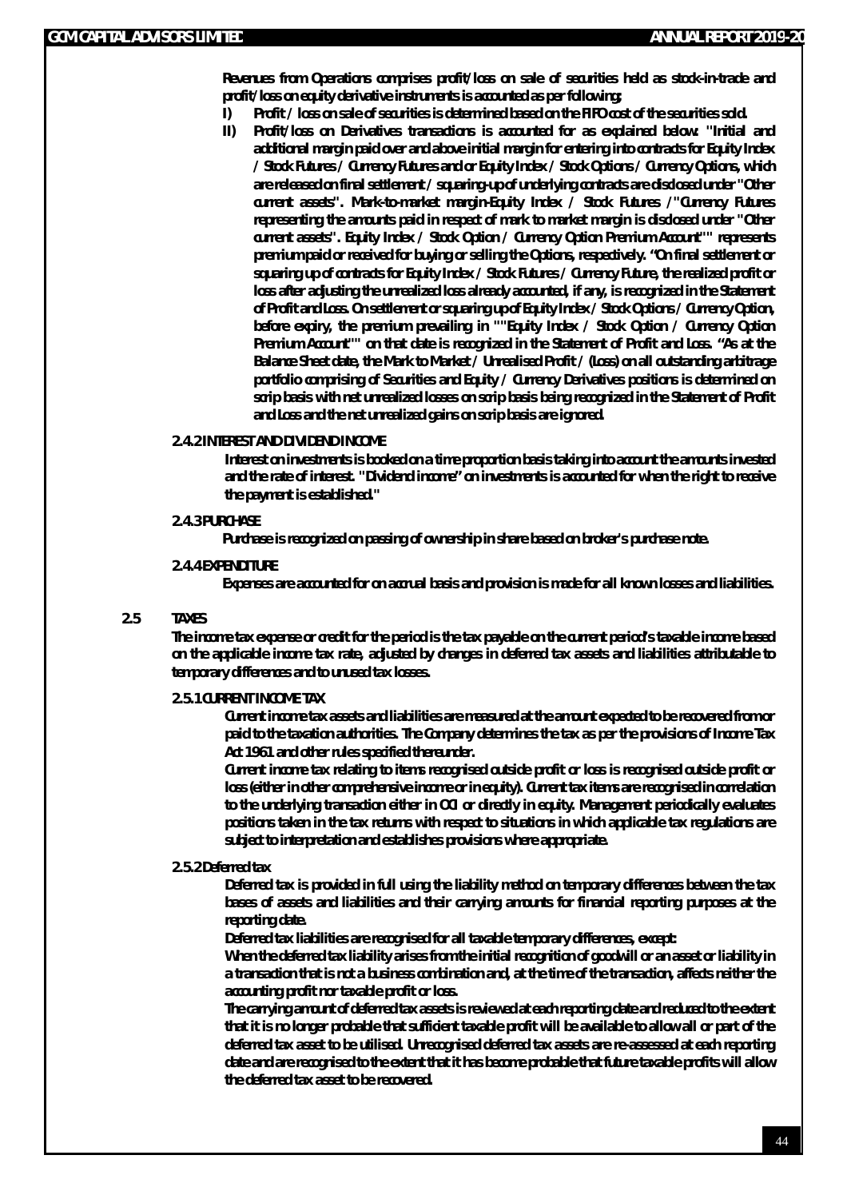Revenues from Operations comprises profit/loss on sale of securities held as stock-in-trade and profit/loss on equity derivative instruments is accounted as per following:

I) Profit / loss on sale of securities is determined based on the FIFO cost of the securities sold.

II) Profit/loss on Derivatives transactions is accounted for as explained below: "Initial and additional margin paid over and above initial margin for entering into contracts for Equity Index / Stock Futures / Currency Futures and or Equity Index / Stock Options / Currency Options, which are released on final settlement / squaring-up of underlying contracts are disclosed under "Other current assets". Mark-to-market margin-Equity Index / Stock Futures /"Currency Futures representing the amounts paid in respect of mark to market margin is disclosed under "Other current assets". Equity Index / Stock Option / Currency Option Premium Account"" represents premium paid or received for buying or selling the Options, respectively. "On final settlement or squaring up of contracts for Equity Index / Stock Futures / Currency Future, the realized profit or loss after adjusting the unrealized loss already accounted, if any, is recognized in the Statement of Profit and Loss. On settlement or squaring up of Equity Index / Stock Options / Currency Option, before expiry, the premium prevailing in ""Equity Index / Stock Option / Currency Option Premium Account"" on that date is recognized in the Statement of Profit and Loss. "As at the Balance Sheet date, the Mark to Market / Unrealised Profit / (Loss) on all outstanding arbitrage portfolio comprising of Securities and Equity / Currency Derivatives positions is determined on scrip basis with net unrealized losses on scrip basis being recognized in the Statement of Profit and Loss and the net unrealized gains on scrip basis are ignored.

### 2.4.2 INTEREST AND DIVIDEND INCOME

Interest on investments is booked on a time proportion basis taking into account the amounts invested and the rate of interest. "Dividend income" on investments is accounted for when the right to receive the payment is established."

### 2.4.3 PURCHASE

Purchase is recognized on passing of ownership in share based on broker's purchase note.

### 2.4.4 EXPENDITURE

Expenses are accounted for on accrual basis and provision is made for all known losses and liabilities.

## 2.5 TAXES

The income tax expense or credit for the period is the tax payable on the current period's taxable income based on the applicable income tax rate, adjusted by changes in deferred tax assets and liabilities attributable to temporary differences and to unused tax losses.

### 2.5.1 CURRENT INCOME TAX

Current income tax assets and liabilities are measured at the amount expected to be recovered from or paid to the taxation authorities. The Company determines the tax as per the provisions of Income Tax Act 1961 and other rules specified thereunder.

Current income tax relating to items recognised outside profit or loss is recognised outside profit or loss (either in other comprehensive income or in equity). Current tax items are recognised in correlation to the underlying transaction either in OCI or directly in equity. Management periodically evaluates positions taken in the tax returns with respect to situations in which applicable tax regulations are subject to interpretation and establishes provisions where appropriate.

### 2.5.2 Deferred tax

Deferred tax is provided in full using the liability method on temporary differences between the tax bases of assets and liabilities and their carrying amounts for financial reporting purposes at the reporting date.

Deferred tax liabilities are recognised for all taxable temporary differences, except:

When the deferred tax liability arises from the initial recognition of goodwill or an asset or liability in a transaction that is not a business combination and, at the time of the transaction, affects neither the accounting profit nor taxable profit or loss.

The carrying amount of deferred tax assets is reviewed at each reporting date and reduced to the extent that it is no longer probable that sufficient taxable profit will be available to allow all or part of the deferred tax asset to be utilised. Unrecognised deferred tax assets are re-assessed at each reporting date and are recognised to the extent that it has become probable that future taxable profits will allow the deferred tax asset to be recovered.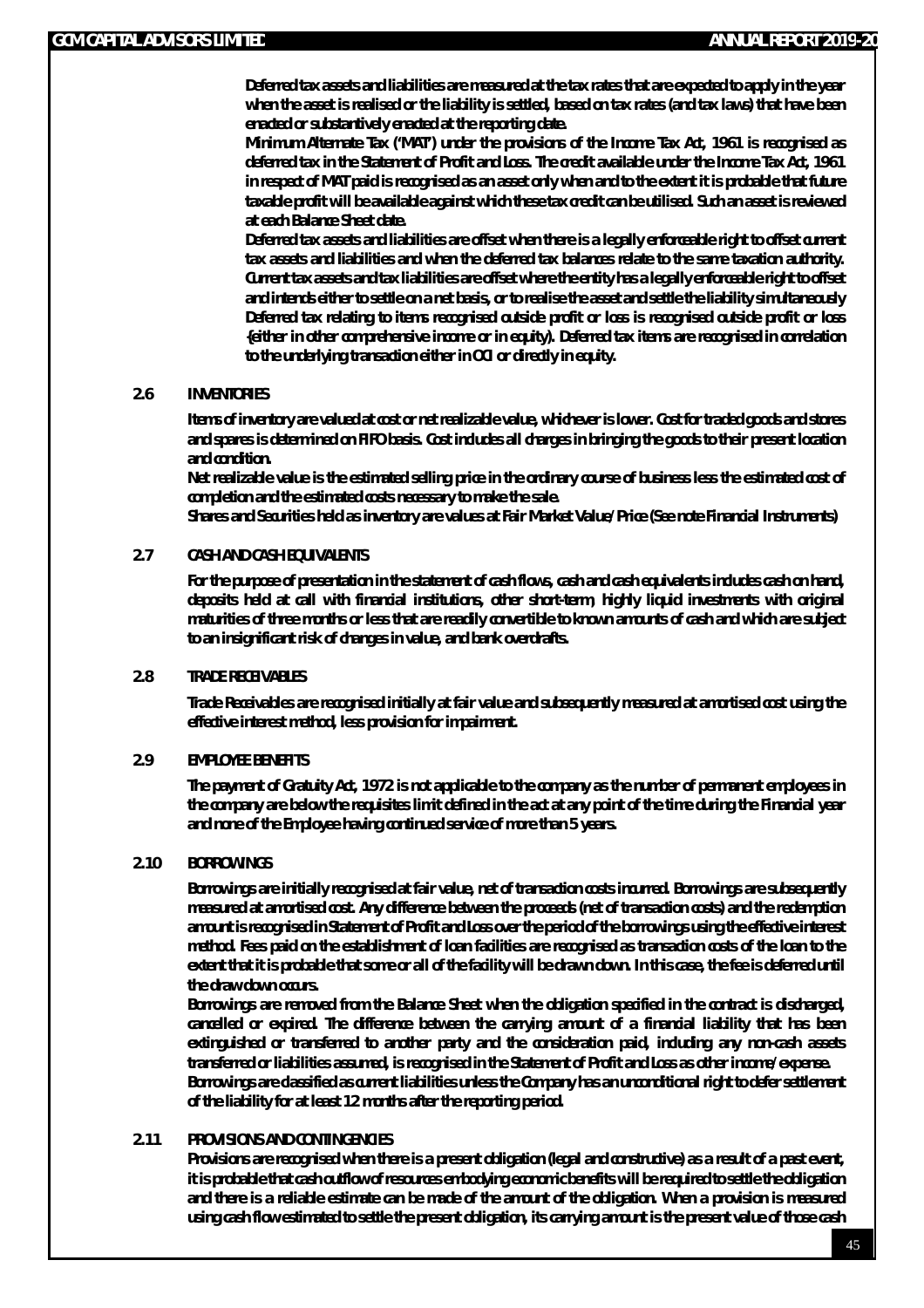Deferred tax assets and liabilities are measured at the tax rates that are expected to apply in the year when the asset is realised or the liability is settled, based on tax rates (and tax laws) that have been enacted or substantively enacted at the reporting date.

Minimum Alternate Tax ('MAT') under the provisions of the Income Tax Act, 1961 is recognised as deferred tax in the Statement of Profit and Loss. The credit available under the Income Tax Act, 1961 in respect of MAT paid is recognised as an asset only when and to the extent it is probable that future taxable profit will be available against which these tax credit can be utilised. Such an asset is reviewed at each Balance Sheet date.

Deferred tax assets and liabilities are offset when there is a legally enforceable right to offset current tax assets and liabilities and when the deferred tax balances relate to the same taxation authority. Current tax assets and tax liabilities are offset where the entity has a legally enforceable right to offset and intends either to settle on a net basis, or to realise the asset and settle the liability simultaneously Deferred tax relating to items recognised outside profit or loss is recognised outside profit or loss (either in other comprehensive income or in equity). Deferred tax items are recognised in correlation to the underlying transaction either in OCI or directly in equity.

## 2.6 INVENTORIES

Items of inventory are valued at cost or net realizable value, whichever is lower. Cost for traded goods and stores and spares is determined on FIFO basis. Cost includes all charges in bringing the goods to their present location and condition.

Net realizable value is the estimated selling price in the ordinary course of business less the estimated cost of completion and the estimated costs necessary to make the sale.

Shares and Securities held as inventory are values at Fair Market Value/Price (See note Financial Instruments)

## 2.7 CASH AND CASH EQUIVALENTS

For the purpose of presentation in the statement of cash flows, cash and cash equivalents includes cash on hand, deposits held at call with financial institutions, other short-term, highly liquid investments with original maturities of three months or less that are readily convertible to known amounts of cash and which are subject to an insignificant risk of changes in value, and bank overdrafts.

## 2.8 TRADE RECEIVABLES

Trade Receivables are recognised initially at fair value and subsequently measured at amortised cost using the effective interest method, less provision for impairment.

## 2.9 EMPLOYEE BENEFITS

The payment of Gratuity Act, 1972 is not applicable to the company as the number of permanent employees in the company are below the requisites limit defined in the act at any point of the time during the Financial year and none of the Employee having continued service of more than 5 years.

## 2.10 BORROWINGS

Borrowings are initially recognised at fair value, net of transaction costs incurred. Borrowings are subsequently measured at amortised cost. Any difference between the proceeds (net of transaction costs) and the redemption amount is recognised in Statement of Profit and Loss over the period of the borrowings using the effective interest method. Fees paid on the establishment of loan facilities are recognised as transaction costs of the loan to the extent that it is probable that some or all of the facility will be drawn down. In this case, the fee is deferred until the draw down occurs.

Borrowings are removed from the Balance Sheet when the obligation specified in the contract is discharged, cancelled or expired. The difference between the carrying amount of a financial liability that has been extinguished or transferred to another party and the consideration paid, including any non-cash assets transferred or liabilities assumed, is recognised in the Statement of Profit and Loss as other income/expense.

Borrowings are classified as current liabilities unless the Company has an unconditional right to defer settlement of the liability for at least 12 months after the reporting period.

## 2.11 PROVISIONS AND CONTINGENCIES

Provisions are recognised when there is a present obligation (legal and constructive) as a result of a past event, it is probable that cash outflow of resources embodying economic benefits will be required to settle the obligation and there is a reliable estimate can be made of the amount of the obligation. When a provision is measured using cash flow estimated to settle the present obligation, its carrying amount is the present value of those cash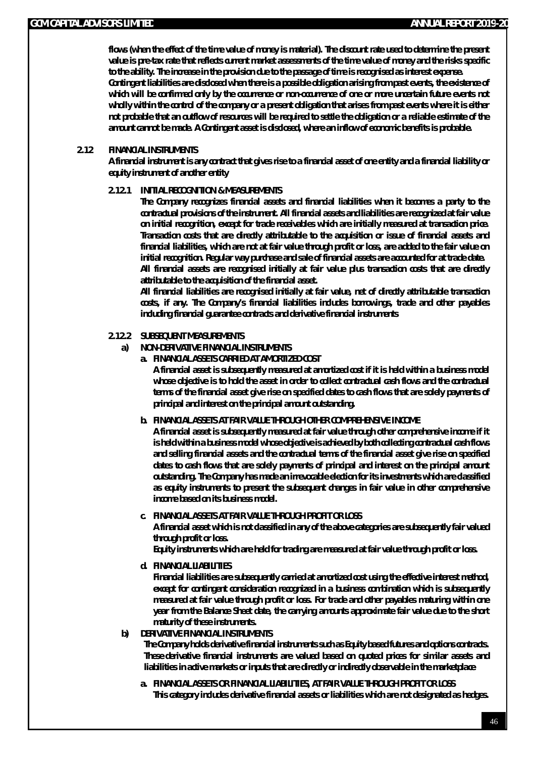flows (when the effect of the time value of money is material). The discount rate used to determine the present value is pre-tax rate that reflects current market assessments of the time value of money and the risks specific to the ability. The increase in the provision due to the passage of time is recognised as interest expense.

Contingent liabilities are disclosed when there is a possible obligation arising from past events, the existence of which will be confirmed only by the occurrence or non-occurrence of one or more uncertain future events not wholly within the control of the company or a present obligation that arises from past events where it is either not probable that an outflow of resources will be required to settle the obligation or a reliable estimate of the amount cannot be made. A Contingent asset is disclosed, where an inflow of economic benefits is probable.

## 2.12 FINANCIAL INSTRUMENTS

A financial instrument is any contract that gives rise to a financial asset of one entity and a financial liability or equity instrument of another entity

### 2.12.1 INITIAL RECOGNITION & MEASUREMENTS

The Company recognizes financial assets and financial liabilities when it becomes a party to the contractual provisions of the instrument. All financial assets and liabilities are recognized at fair value on initial recognition, except for trade receivables which are initially measured at transaction price. Transaction costs that are directly attributable to the acquisition or issue of financial assets and financial liabilities, which are not at fair value through profit or loss, are added to the fair value on initial recognition. Regular way purchase and sale of financial assets are accounted for at trade date.

All financial assets are recognised initially at fair value plus transaction costs that are directly attributable to the acquisition of the financial asset.

All financial liabilities are recognised initially at fair value, net of directly attributable transaction costs, if any. The Company's financial liabilities includes borrowings, trade and other payables including financial guarantee contracts and derivative financial instruments

### 2.12.2 SUBSEQUENT MEASUREMENTS

**a) NON-DERIVATIVE FINANCIAL INSTRUMENTS**

**a. FINANCIAL ASSETS CARRIED AT AMORTIZED COST**

A financial asset is subsequently measured at amortized cost if it is held within a business model whose objective is to hold the asset in order to collect contractual cash flows and the contractual terms of the financial asset give rise on specified dates to cash flows that are solely payments of principal and interest on the principal amount outstanding.

**b. FINANCIAL ASSETS AT FAIR VALUE THROUGH OTHER COMPREHENSIVE INCOME**

A financial asset is subsequently measured at fair value through other comprehensive income if it is held within a business model whose objective is achieved by both collecting contractual cash flows and selling financial assets and the contractual terms of the financial asset give rise on specified dates to cash flows that are solely payments of principal and interest on the principal amount outstanding. The Company has made an irrevocable election for its investments which are classified as equity instruments to present the subsequent changes in fair value in other comprehensive income based on its business model.

**c. FINANCIAL ASSETS AT FAIR VALUE THROUGH PROFIT OR LOSS**

A financial asset which is not classified in any of the above categories are subsequently fair valued through profit or loss.

Equity instruments which are held for trading are measured at fair value through profit or loss.

**d. FINANCIAL LIABILITIES**

Financial liabilities are subsequently carried at amortized cost using the effective interest method, except for contingent consideration recognized in a business combination which is subsequently measured at fair value through profit or loss. For trade and other payables maturing within one year from the Balance Sheet date, the carrying amounts approximate fair value due to the short maturity of these instruments.

**b) DERIVATIVE FINANCIAL INSTRUMENTS**

The Company holds derivative financial instruments such as Equity based futures and options contracts. These derivative financial instruments are valued based on quoted prices for similar assets and liabilities in active markets or inputs that are directly or indirectly observable in the marketplace

**a. FINANCIAL ASSETS OR FINANCIAL LIABILITIES, AT FAIR VALUE THROUGH PROFIT OR LOSS**

This category includes derivative financial assets or liabilities which are not designated as hedges.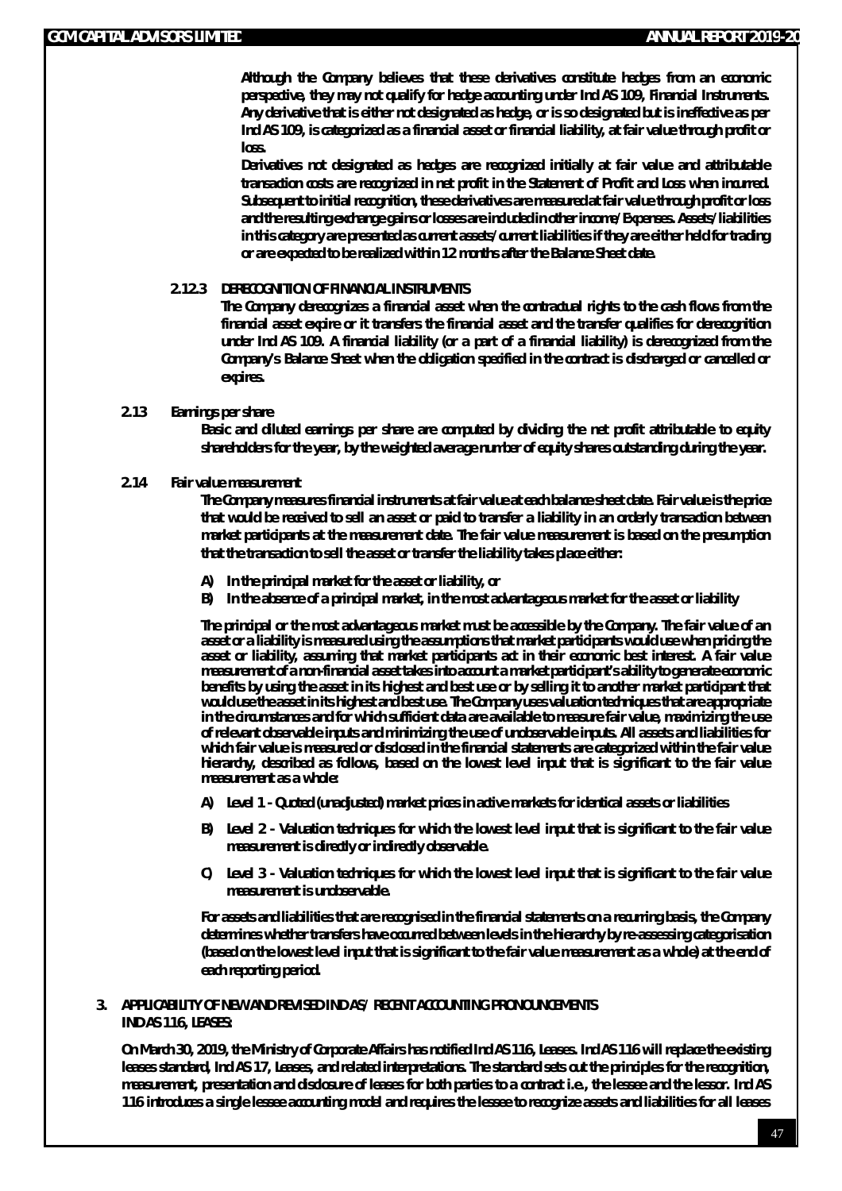Although the Company believes that these derivatives constitute hedges from an economic perspective, they may not qualify for hedge accounting under Ind AS 109, Financial Instruments. Any derivative that is either not designated as hedge, or is so designated but is ineffective as per Ind AS 109, is categorized as a financial asset or financial liability, at fair value through profit or loss.

Derivatives not designated as hedges are recognized initially at fair value and attributable transaction costs are recognized in net profit in the Statement of Profit and Loss when incurred. Subsequent to initial recognition, these derivatives are measured at fair value through profit or loss and the resulting exchange gains or losses are included in other income/Expenses. Assets/liabilities in this category are presented as current assets/current liabilities if they are either held for trading or are expected to be realized within 12 months after the Balance Sheet date.

#### 2.12.3 DERECOGNITION OF FINANCIAL INSTRUMENTS

The Company derecognizes a financial asset when the contractual rights to the cash flows from the financial asset expire or it transfers the financial asset and the transfer qualifies for derecognition under Ind AS 109. A financial liability (or a part of a financial liability) is derecognized from the Company's Balance Sheet when the obligation specified in the contract is discharged or cancelled or expires.

### 2.13 Earnings per share

Basic and diluted earnings per share are computed by dividing the net profit attributable to equity shareholders for the year, by the weighted average number of equity shares outstanding during the year.

### 2.14 Fair value measurement

The Company measures financial instruments at fair value at each balance sheet date. Fair value is the price that would be received to sell an asset or paid to transfer a liability in an orderly transaction between market participants at the measurement date. The fair value measurement is based on the presumption that the transaction to sell the asset or transfer the liability takes place either:

A) In the principal market for the asset or liability, or

B) In the absence of a principal market, in the most advantageous market for the asset or liability

The principal or the most advantageous market must be accessible by the Company. The fair value of an asset or a liability is measured using the assumptions that market participants would use when pricing the asset or liability, assuming that market participants act in their economic best interest. A fair value measurement of a non-financial asset takes into account a market participant's ability to generate economic benefits by using the asset in its highest and best use or by selling it to another market participant that would use the asset in its highest and best use. The Company uses valuation techniques that are appropriate in the circumstances and for which sufficient data are available to measure fair value, maximizing the use of relevant observable inputs and minimizing the use of unobservable inputs. All assets and liabilities for which fair value is measured or disclosed in the financial statements are categorized within the fair value hierarchy, described as follows, based on the lowest level input that is significant to the fair value measurement as a whole:

A) Level 1 - Quoted (unadjusted) market prices in active markets for identical assets or liabilities

B) Level 2 - Valuation techniques for which the lowest level input that is significant to the fair value measurement is directly or indirectly observable.

C) Level 3 - Valuation techniques for which the lowest level input that is significant to the fair value measurement is unobservable.

For assets and liabilities that are recognised in the financial statements on a recurring basis, the Company determines whether transfers have occurred between levels in the hierarchy by re-assessing categorisation (based on the lowest level input that is significant to the fair value measurement as a whole) at the end of each reporting period.

## 3. APPLICABILITY OF NEW AND REVISED IND AS/ RECENT ACCOUNTING PRONOUNCEMENTS

**IND AS 116, LEASES:**

On March 30, 2019, the Ministry of Corporate Affairs has notified Ind AS 116, Leases. Ind AS 116 will replace the existing leases standard, Ind AS 17, Leases, and related interpretations. The standard sets out the principles for the recognition, measurement, presentation and disclosure of leases for both parties to a contract i.e., the lessee and the lessor. Ind AS 116 introduces a single lessee accounting model and requires the lessee to recognize assets and liabilities for all leases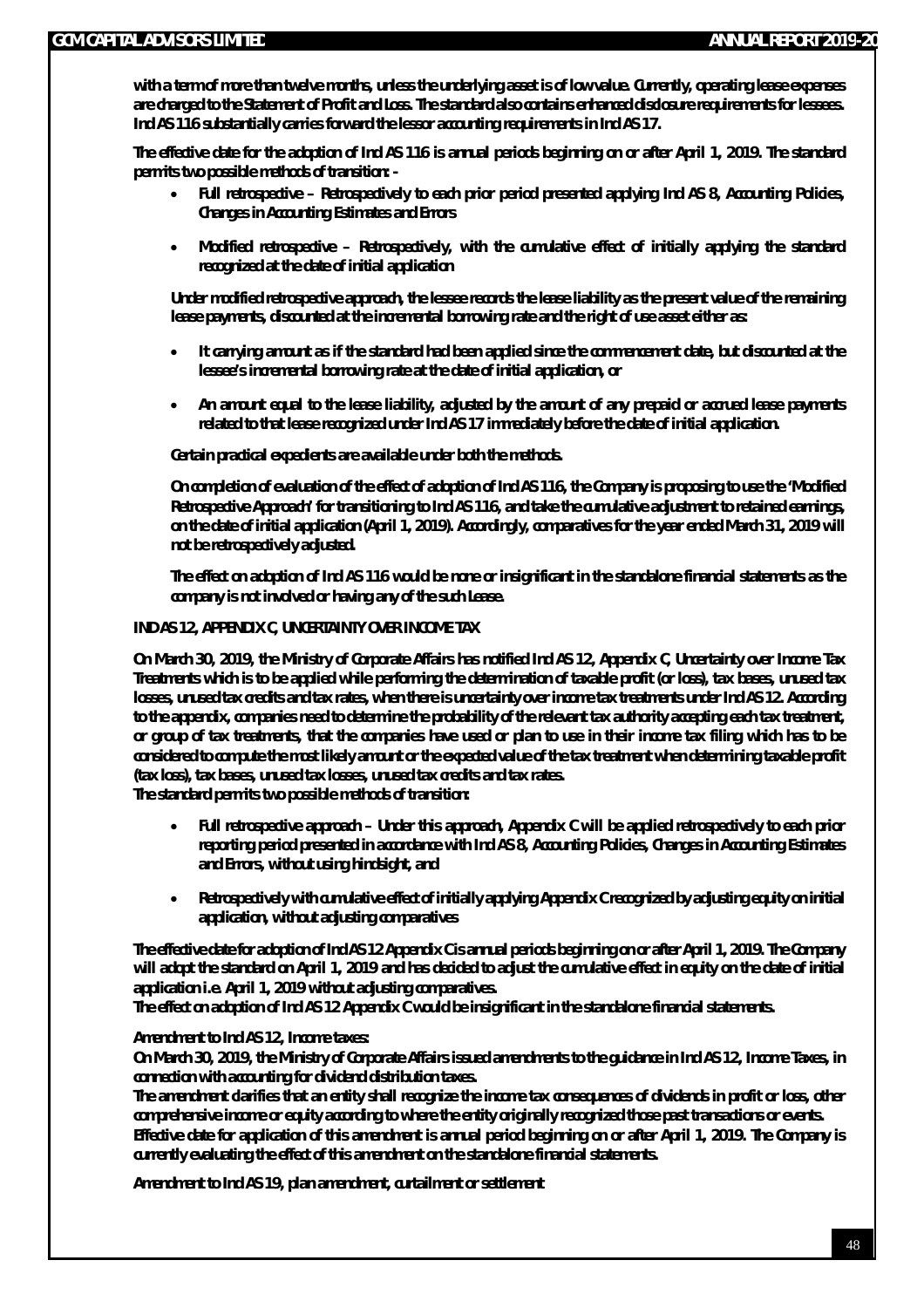with a term of more than twelve months, unless the underlying asset is of low value. Currently, operating lease expenses are charged to the Statement of Profit and Loss. The standard also contains enhanced disclosure requirements for lessees. Ind AS 116 substantially carries forward the lessor accounting requirements in Ind AS 17.

The effective date for the adoption of Ind AS 116 is annual periods beginning on or after April 1, 2019. The standard permits two possible methods of transition: -

- Full retrospective – Retrospectively to each prior period presented applying Ind AS 8, Accounting Policies, Changes in Accounting Estimates and Errors
- Modified retrospective – Retrospectively, with the cumulative effect of initially applying the standard recognized at the date of initial application

Under modified retrospective approach, the lessee records the lease liability as the present value of the remaining lease payments, discounted at the incremental borrowing rate and the right of use asset either as:

- It carrying amount as if the standard had been applied since the commencement date, but discounted at the lessee's incremental borrowing rate at the date of initial application, or
- An amount equal to the lease liability, adjusted by the amount of any prepaid or accrued lease payments related to that lease recognized under Ind AS 17 immediately before the date of initial application.

Certain practical expedients are available under both the methods.

On completion of evaluation of the effect of adoption of Ind AS 116, the Company is proposing to use the 'Modified Retrospective Approach' for transitioning to Ind AS 116, and take the cumulative adjustment to retained earnings, on the date of initial application (April 1, 2019). Accordingly, comparatives for the year ended March 31, 2019 will not be retrospectively adjusted.

The effect on adoption of Ind AS 116 would be none or insignificant in the standalone financial statements as the company is not involved or having any of the such Lease.

**IND AS 12, APPENDIX C, UNCERTAINTY OVER INCOME TAX**

On March 30, 2019, the Ministry of Corporate Affairs has notified Ind AS 12, Appendix C, Uncertainty over Income Tax Treatments which is to be applied while performing the determination of taxable profit (or loss), tax bases, unused tax losses, unused tax credits and tax rates, when there is uncertainty over income tax treatments under Ind AS 12. According to the appendix, companies need to determine the probability of the relevant tax authority accepting each tax treatment, or group of tax treatments, that the companies have used or plan to use in their income tax filing which has to be considered to compute the most likely amount or the expected value of the tax treatment when determining taxable profit (tax loss), tax bases, unused tax losses, unused tax credits and tax rates.
The standard permits two possible methods of transition:

- Full retrospective approach – Under this approach, Appendix C will be applied retrospectively to each prior reporting period presented in accordance with Ind AS 8, Accounting Policies, Changes in Accounting Estimates and Errors, without using hindsight, and
- Retrospectively with cumulative effect of initially applying Appendix C recognized by adjusting equity on initial application, without adjusting comparatives

The effective date for adoption of Ind AS 12 Appendix C is annual periods beginning on or after April 1, 2019. The Company will adopt the standard on April 1, 2019 and has decided to adjust the cumulative effect in equity on the date of initial application i.e. April 1, 2019 without adjusting comparatives.
The effect on adoption of Ind AS 12 Appendix C would be insignificant in the standalone financial statements.

Amendment to Ind AS 12, Income taxes:
On March 30, 2019, the Ministry of Corporate Affairs issued amendments to the guidance in Ind AS 12, Income Taxes, in connection with accounting for dividend distribution taxes.
The amendment clarifies that an entity shall recognize the income tax consequences of dividends in profit or loss, other comprehensive income or equity according to where the entity originally recognized those past transactions or events.
Effective date for application of this amendment is annual period beginning on or after April 1, 2019. The Company is currently evaluating the effect of this amendment on the standalone financial statements.

Amendment to Ind AS 19, plan amendment, curtailment or settlement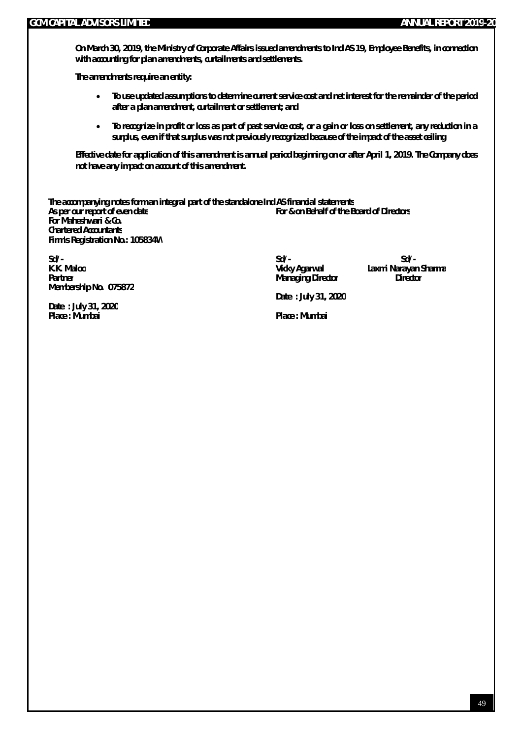**On March 30, 2019, the Ministry of Corporate Affairs issued amendments to Ind AS 19, Employee Benefits, in connection with accounting for plan amendments, curtailments and settlements.**

**The amendments require an entity:**

- **To use updated assumptions to determine current service cost and net interest for the remainder of the period after a plan amendment, curtailment or settlement; and**
- **To recognize in profit or loss as part of past service cost, or a gain or loss on settlement, any reduction in a surplus, even if that surplus was not previously recognized because of the impact of the asset ceiling.**

**Effective date for application of this amendment is annual period beginning on or after April 1, 2019. The Company does not have any impact on account of this amendment.**

**The accompanying notes form an integral part of the standalone Ind AS financial statements**

| As per our report of even date | For & on Behalf of the Board of Directors | |
|---|---|---|
| For Maheshwari & Co. | | |
| Chartered Accountants | | |
| Firm's Registration No.: 105834W | | |
| Sd/- | Sd/- | Sd/- |
| K.K. Maloo | Vicky Agarwal | Laxmi Narayan Sharma |
| Partner | Managing Director | Director |
| Membership No. 075872 | | |
| | Date : July 31, 2020 | |
| Date : July 31, 2020 | | |
| Place : Mumbai | Place : Mumbai | |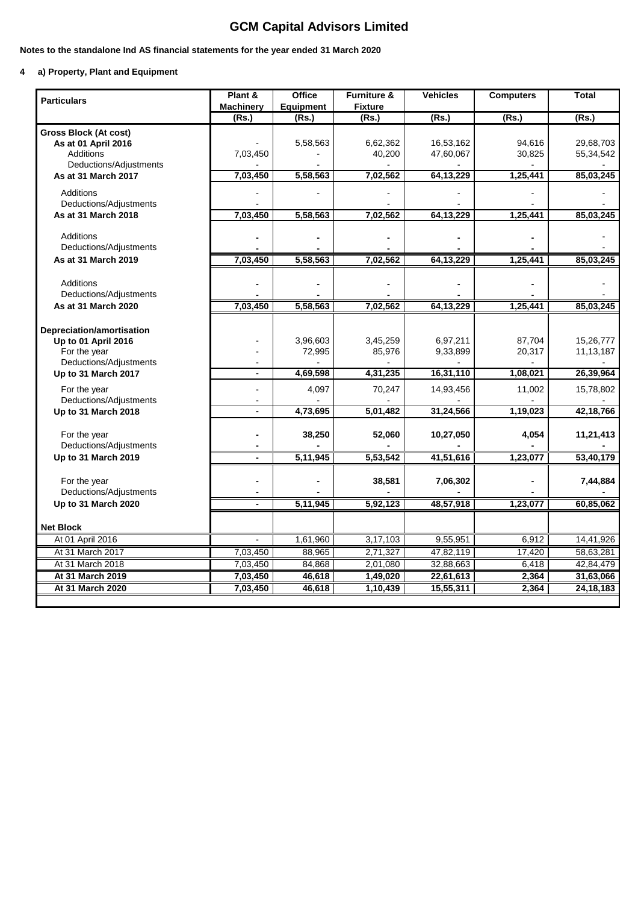# GCM Capital Advisors Limited

**Notes to the standalone Ind AS financial statements for the year ended 31 March 2020**

**4 a) Property, Plant and Equipment**

| Particulars | Plant & Machinery | Office Equipment | Furniture & Fixture | Vehicles | Computers | Total |
|---|---|---|---|---|---|---|
| | (Rs.) | (Rs.) | (Rs.) | (Rs.) | (Rs.) | (Rs.) |
| **Gross Block (At cost)** | | | | | | |
| **As at 01 April 2016** | - | 5,58,563 | 6,62,362 | 16,53,162 | 94,616 | 29,68,703 |
| Additions | 7,03,450 | - | 40,200 | 47,60,067 | 30,825 | 55,34,542 |
| Deductions/Adjustments | - | - | - | - | - | - |
| **As at 31 March 2017** | **7,03,450** | **5,58,563** | **7,02,562** | **64,13,229** | **1,25,441** | **85,03,245** |
| Additions | - | - | - | - | - | - |
| Deductions/Adjustments | - | - | - | - | - | - |
| **As at 31 March 2018** | **7,03,450** | **5,58,563** | **7,02,562** | **64,13,229** | **1,25,441** | **85,03,245** |
| Additions | - | - | - | - | - | - |
| Deductions/Adjustments | - | - | - | - | - | - |
| **As at 31 March 2019** | **7,03,450** | **5,58,563** | **7,02,562** | **64,13,229** | **1,25,441** | **85,03,245** |
| Additions | - | - | - | - | - | - |
| Deductions/Adjustments | - | - | - | - | - | - |
| **As at 31 March 2020** | **7,03,450** | **5,58,563** | **7,02,562** | **64,13,229** | **1,25,441** | **85,03,245** |
| **Depreciation/amortisation** | | | | | | |
| **Up to 01 April 2016** | - | 3,96,603 | 3,45,259 | 6,97,211 | 87,704 | 15,26,777 |
| For the year | - | 72,995 | 85,976 | 9,33,899 | 20,317 | 11,13,187 |
| Deductions/Adjustments | - | - | - | - | - | - |
| **Up to 31 March 2017** | **-** | **4,69,598** | **4,31,235** | **16,31,110** | **1,08,021** | **26,39,964** |
| For the year | - | 4,097 | 70,247 | 14,93,456 | 11,002 | 15,78,802 |
| Deductions/Adjustments | - | - | - | - | - | - |
| **Up to 31 March 2018** | **-** | **4,73,695** | **5,01,482** | **31,24,566** | **1,19,023** | **42,18,766** |
| For the year | **-** | **38,250** | **52,060** | **10,27,050** | **4,054** | **11,21,413** |
| Deductions/Adjustments | **-** | **-** | **-** | **-** | **-** | **-** |
| **Up to 31 March 2019** | **-** | **5,11,945** | **5,53,542** | **41,51,616** | **1,23,077** | **53,40,179** |
| For the year | **-** | **-** | **38,581** | **7,06,302** | **-** | **7,44,884** |
| Deductions/Adjustments | **-** | **-** | **-** | **-** | **-** | **-** |
| **Up to 31 March 2020** | **-** | **5,11,945** | **5,92,123** | **48,57,918** | **1,23,077** | **60,85,062** |
| **Net Block** | | | | | | |
| At 01 April 2016 | - | 1,61,960 | 3,17,103 | 9,55,951 | 6,912 | 14,41,926 |
| At 31 March 2017 | 7,03,450 | 88,965 | 2,71,327 | 47,82,119 | 17,420 | 58,63,281 |
| At 31 March 2018 | 7,03,450 | 84,868 | 2,01,080 | 32,88,663 | 6,418 | 42,84,479 |
| **At 31 March 2019** | **7,03,450** | **46,618** | **1,49,020** | **22,61,613** | **2,364** | **31,63,066** |
| **At 31 March 2020** | **7,03,450** | **46,618** | **1,10,439** | **15,55,311** | **2,364** | **24,18,183** |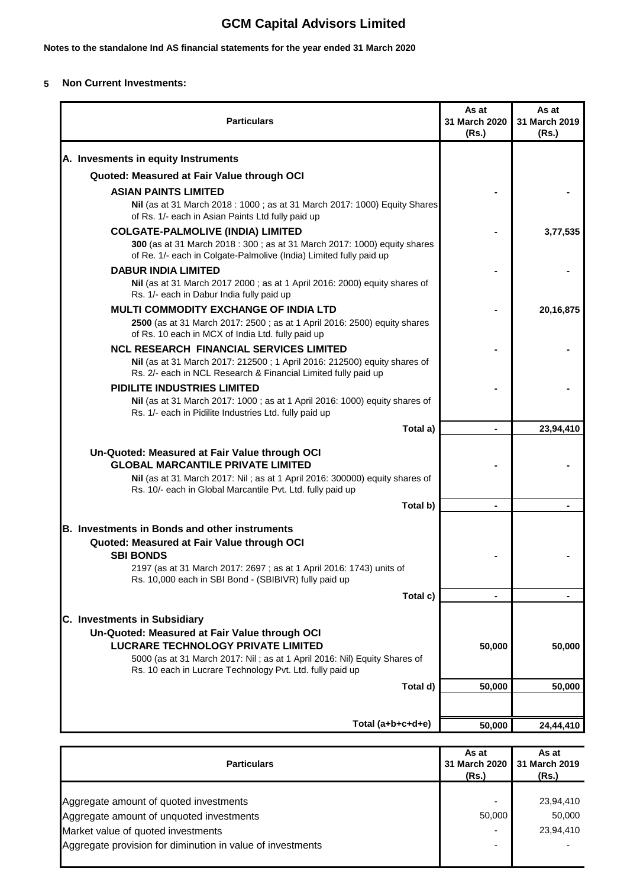# GCM Capital Advisors Limited

**Notes to the standalone Ind AS financial statements for the year ended 31 March 2020**

**5 Non Current Investments:**

| Particulars | As at 31 March 2020 (Rs.) | As at 31 March 2019 (Rs.) |
|---|---|---|
| **A. Invesments in equity Instruments** | | |
| **Quoted: Measured at Fair Value through OCI** | | |
| **ASIAN PAINTS LIMITED**<br>**Nil** (as at 31 March 2018 : 1000 ; as at 31 March 2017: 1000) Equity Shares of Rs. 1/- each in Asian Paints Ltd fully paid up | - | - |
| **COLGATE-PALMOLIVE (INDIA) LIMITED**<br>**300** (as at 31 March 2018 : 300 ; as at 31 March 2017: 1000) equity shares of Re. 1/- each in Colgate-Palmolive (India) Limited fully paid up | - | 3,77,535 |
| **DABUR INDIA LIMITED**<br>**Nil** (as at 31 March 2017 2000 ; as at 1 April 2016: 2000) equity shares of Rs. 1/- each in Dabur India fully paid up | - | - |
| **MULTI COMMODITY EXCHANGE OF INDIA LTD**<br>**2500** (as at 31 March 2017: 2500 ; as at 1 April 2016: 2500) equity shares of Rs. 10 each in MCX of India Ltd. fully paid up | - | 20,16,875 |
| **NCL RESEARCH FINANCIAL SERVICES LIMITED**<br>**Nil** (as at 31 March 2017: 212500 ; 1 April 2016: 212500) equity shares of Rs. 2/- each in NCL Research & Financial Limited fully paid up | - | - |
| **PIDILITE INDUSTRIES LIMITED**<br>**Nil** (as at 31 March 2017: 1000 ; as at 1 April 2016: 1000) equity shares of Rs. 1/- each in Pidilite Industries Ltd. fully paid up | - | - |
| **Total a)** | **-** | **23,94,410** |
| **Un-Quoted: Measured at Fair Value through OCI** | | |
| **GLOBAL MARCANTILE PRIVATE LIMITED**<br>**Nil** (as at 31 March 2017: Nil ; as at 1 April 2016: 300000) equity shares of Rs. 10/- each in Global Marcantile Pvt. Ltd. fully paid up | - | - |
| **Total b)** | **-** | **-** |
| **B. Investments in Bonds and other instruments** | | |
| **Quoted: Measured at Fair Value through OCI** | | |
| **SBI BONDS**<br>2197 (as at 31 March 2017: 2697 ; as at 1 April 2016: 1743) units of Rs. 10,000 each in SBI Bond - (SBIBIVR) fully paid up | - | - |
| **Total c)** | **-** | **-** |
| **C. Investments in Subsidiary** | | |
| **Un-Quoted: Measured at Fair Value through OCI** | | |
| **LUCRARE TECHNOLOGY PRIVATE LIMITED**<br>5000 (as at 31 March 2017: Nil ; as at 1 April 2016: Nil) Equity Shares of Rs. 10 each in Lucrare Technology Pvt. Ltd. fully paid up | 50,000 | 50,000 |
| **Total d)** | **50,000** | **50,000** |
| **Total (a+b+c+d+e)** | **50,000** | **24,44,410** |

| Particulars | As at 31 March 2020 (Rs.) | As at 31 March 2019 (Rs.) |
|---|---|---|
| Aggregate amount of quoted investments | - | 23,94,410 |
| Aggregate amount of unquoted investments | 50,000 | 50,000 |
| Market value of quoted investments | - | 23,94,410 |
| Aggregate provision for diminution in value of investments | - | - |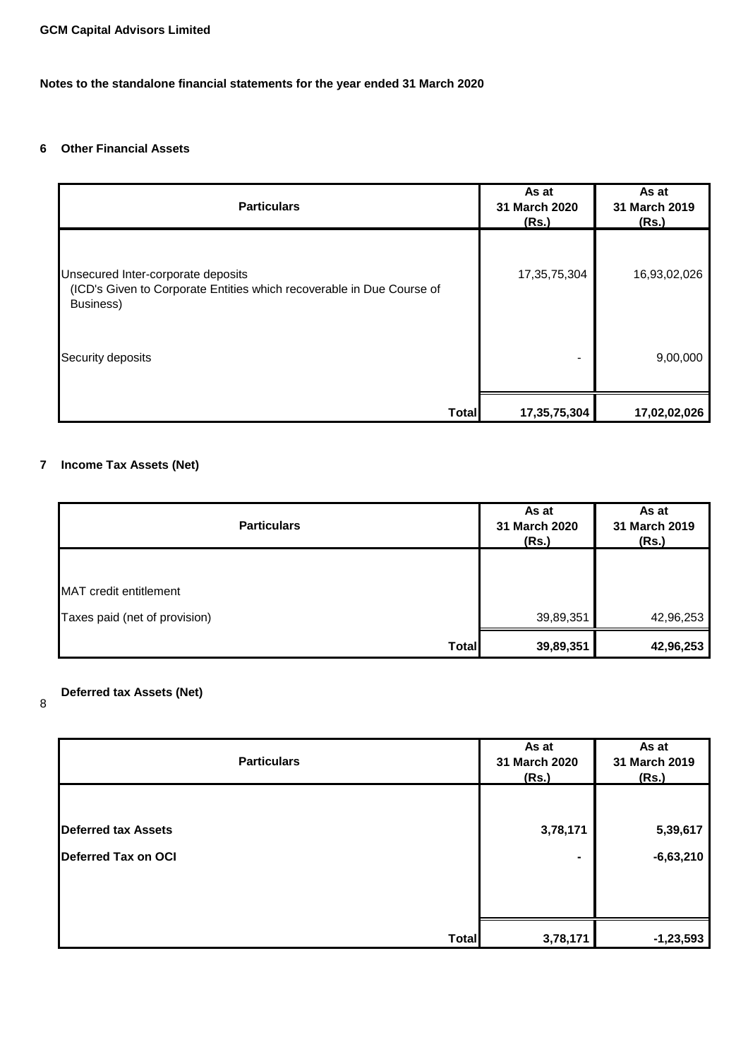**GCM Capital Advisors Limited**

**Notes to the standalone financial statements for the year ended 31 March 2020**

**6 Other Financial Assets**

| Particulars | As at 31 March 2020 (Rs.) | As at 31 March 2019 (Rs.) |
|---|---|---|
| Unsecured Inter-corporate deposits (ICD's Given to Corporate Entities which recoverable in Due Course of Business) | 17,35,75,304 | 16,93,02,026 |
| Security deposits | - | 9,00,000 |
| **Total** | **17,35,75,304** | **17,02,02,026** |

**7 Income Tax Assets (Net)**

| Particulars | As at 31 March 2020 (Rs.) | As at 31 March 2019 (Rs.) |
|---|---|---|
| MAT credit entitlement | | |
| Taxes paid (net of provision) | 39,89,351 | 42,96,253 |
| **Total** | **39,89,351** | **42,96,253** |

**8 Deferred tax Assets (Net)**

| Particulars | As at 31 March 2020 (Rs.) | As at 31 March 2019 (Rs.) |
|---|---|---|
| **Deferred tax Assets** | **3,78,171** | **5,39,617** |
| **Deferred Tax on OCI** | **-** | **-6,63,210** |
| **Total** | **3,78,171** | **-1,23,593** |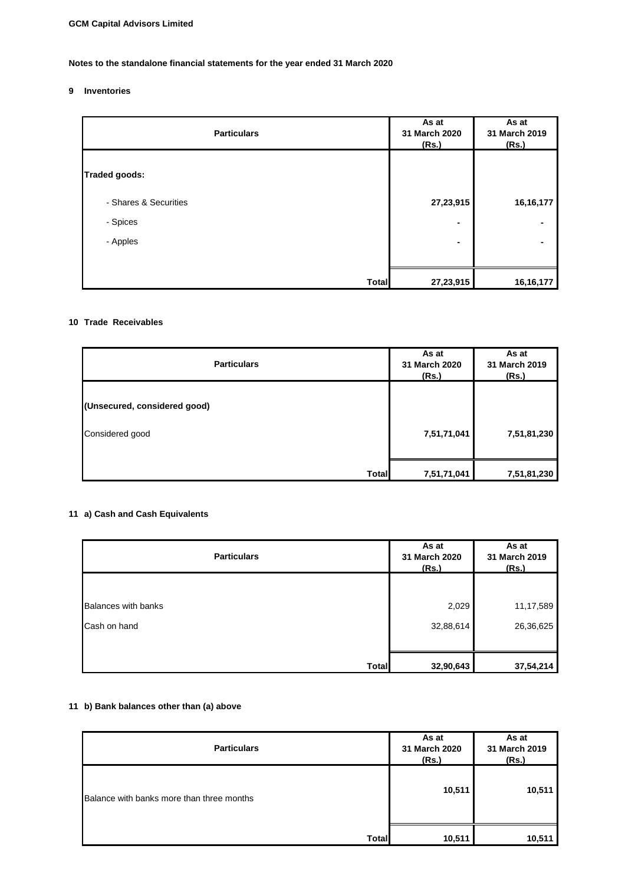**GCM Capital Advisors Limited**

**Notes to the standalone financial statements for the year ended 31 March 2020**

## 9 Inventories

| Particulars | As at 31 March 2020 (Rs.) | As at 31 March 2019 (Rs.) |
|---|---|---|
| **Traded goods:** | | |
| - Shares & Securities | **27,23,915** | **16,16,177** |
| - Spices | - | - |
| - Apples | - | - |
| **Total** | **27,23,915** | **16,16,177** |

## 10 Trade Receivables

| Particulars | As at 31 March 2020 (Rs.) | As at 31 March 2019 (Rs.) |
|---|---|---|
| **(Unsecured, considered good)** | | |
| Considered good | **7,51,71,041** | **7,51,81,230** |
| **Total** | **7,51,71,041** | **7,51,81,230** |

## 11 a) Cash and Cash Equivalents

| Particulars | As at 31 March 2020 (Rs.) | As at 31 March 2019 (Rs.) |
|---|---|---|
| Balances with banks | 2,029 | 11,17,589 |
| Cash on hand | 32,88,614 | 26,36,625 |
| **Total** | **32,90,643** | **37,54,214** |

## 11 b) Bank balances other than (a) above

| Particulars | As at 31 March 2020 (Rs.) | As at 31 March 2019 (Rs.) |
|---|---|---|
| Balance with banks more than three months | **10,511** | **10,511** |
| **Total** | **10,511** | **10,511** |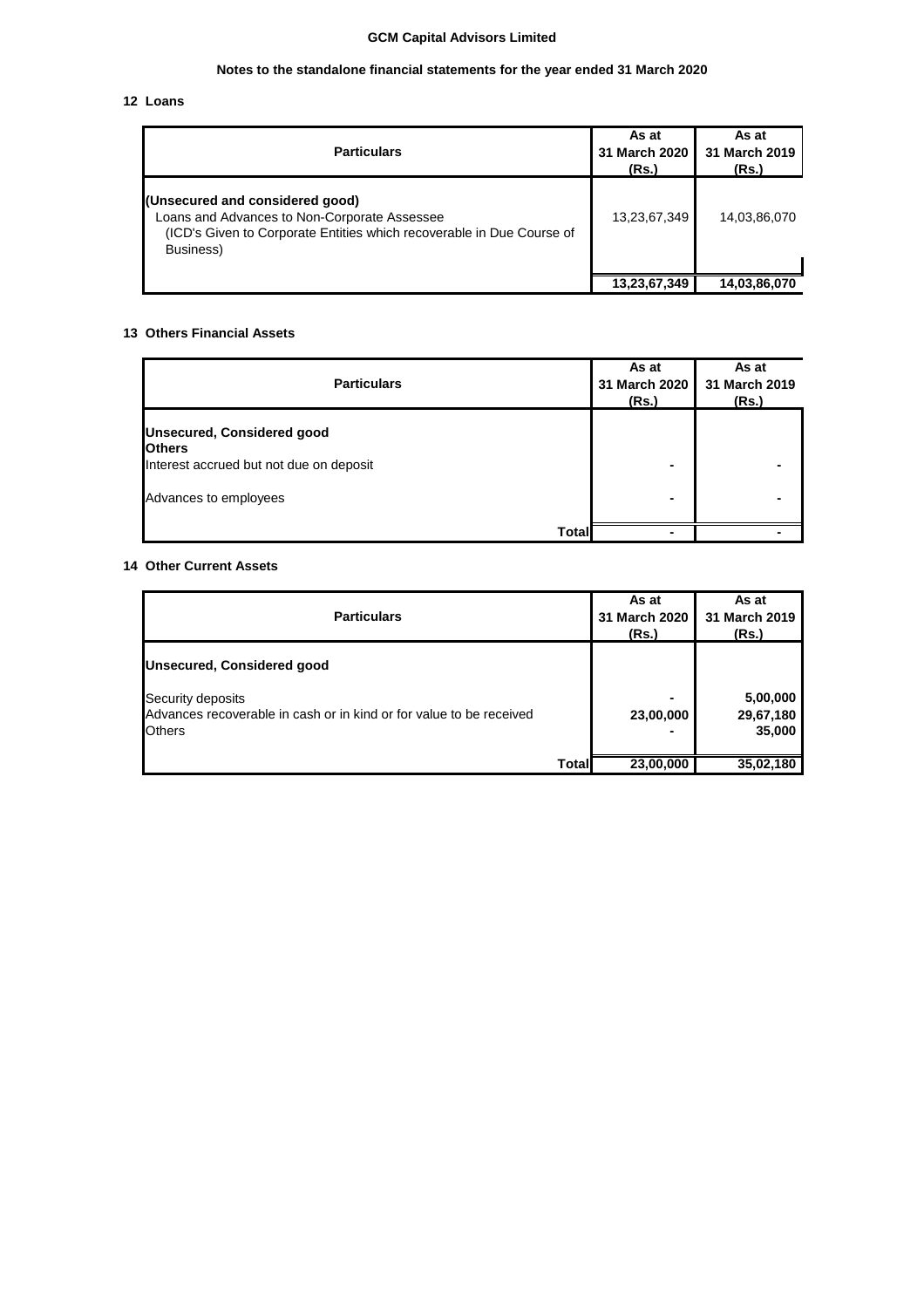**GCM Capital Advisors Limited**

**Notes to the standalone financial statements for the year ended 31 March 2020**

## 12 Loans

| Particulars | As at 31 March 2020 (Rs.) | As at 31 March 2019 (Rs.) |
|---|---|---|
| **(Unsecured and considered good)**<br>Loans and Advances to Non-Corporate Assessee<br>(ICD's Given to Corporate Entities which recoverable in Due Course of Business) | 13,23,67,349 | 14,03,86,070 |
| | **13,23,67,349** | **14,03,86,070** |

## 13 Others Financial Assets

| Particulars | As at 31 March 2020 (Rs.) | As at 31 March 2019 (Rs.) |
|---|---|---|
| **Unsecured, Considered good** | | |
| **Others** | | |
| Interest accrued but not due on deposit | - | - |
| Advances to employees | - | - |
| **Total** | - | - |

## 14 Other Current Assets

| Particulars | As at 31 March 2020 (Rs.) | As at 31 March 2019 (Rs.) |
|---|---|---|
| **Unsecured, Considered good** | | |
| Security deposits | - | **5,00,000** |
| Advances recoverable in cash or in kind or for value to be received | **23,00,000** | **29,67,180** |
| Others | - | **35,000** |
| **Total** | **23,00,000** | **35,02,180** |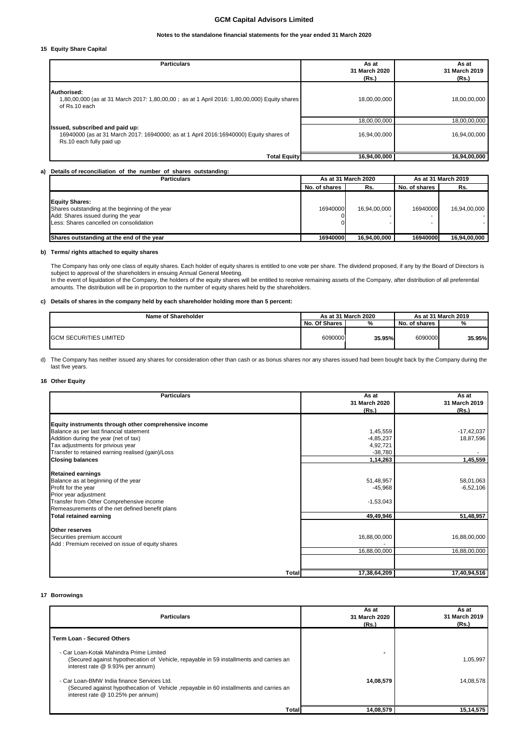# GCM Capital Advisors Limited

**Notes to the standalone financial statements for the year ended 31 March 2020**

## 15 Equity Share Capital

| Particulars | As at 31 March 2020 (Rs.) | As at 31 March 2019 (Rs.) |
|---|---|---|
| **Authorised:** 1,80,00,000 (as at 31 March 2017: 1,80,00,00 ; as at 1 April 2016: 1,80,00,000) Equity shares of Rs.10 each | 18,00,00,000 | 18,00,00,000 |
| | 18,00,00,000 | 18,00,00,000 |
| **Issued, subscribed and paid up:** 16940000 (as at 31 March 2017: 16940000; as at 1 April 2016:16940000) Equity shares of Rs.10 each fully paid up | 16,94,00,000 | 16,94,00,000 |
| **Total Equity** | **16,94,00,000** | **16,94,00,000** |

**a) Details of reconciliation of the number of shares outstanding:**

| Particulars | As at 31 March 2020 | | As at 31 March 2019 | |
|---|---|---|---|---|
| | No. of shares | Rs. | No. of shares | Rs. |
| **Equity Shares:** | | | | |
| Shares outstanding at the beginning of the year | 16940000 | 16,94,00,000 | 16940000 | 16,94,00,000 |
| Add: Shares issued during the year | 0 | - | - | - |
| Less: Shares cancelled on consolidation | 0 | - | - | - |
| **Shares outstanding at the end of the year** | **16940000** | **16,94,00,000** | **16940000** | **16,94,00,000** |

**b) Terms/ rights attached to equity shares**

The Company has only one class of equity shares. Each holder of equity shares is entitled to one vote per share. The dividend proposed, if any by the Board of Directors is subject to approval of the shareholders in ensuing Annual General Meeting.
In the event of liquidation of the Company, the holders of the equity shares will be entitled to receive remaining assets of the Company, after distribution of all preferential amounts. The distribution will be in proportion to the number of equity shares held by the shareholders.

**c) Details of shares in the company held by each shareholder holding more than 5 percent:**

| Name of Shareholder | As at 31 March 2020 | | As at 31 March 2019 | |
|---|---|---|---|---|
| | No. Of Shares | % | No. of shares | % |
| GCM SECURITIES LIMITED | 6090000 | **35.95%** | 6090000 | **35.95%** |

d) The Company has neither issued any shares for consideration other than cash or as bonus shares nor any shares issued had been bought back by the Company during the last five years.

## 16 Other Equity

| Particulars | As at 31 March 2020 (Rs.) | As at 31 March 2019 (Rs.) |
|---|---|---|
| **Equity instruments through other comprehensive income** | | |
| Balance as per last financial statement | 1,45,559 | -17,42,037 |
| Addition during the year (net of tax) | -4,85,237 | 18,87,596 |
| Tax adjustments for privious year | 4,92,721 | |
| Transfer to retained earning realised (gain)/Loss | -38,780 | - |
| **Closing balances** | **1,14,263** | **1,45,559** |
| **Retained earnings** | | |
| Balance as at beginning of the year | 51,48,957 | 58,01,063 |
| Profit for the year | -45,968 | -6,52,106 |
| Prior year adjustment | | |
| Transfer from Other Comprehensive income | -1,53,043 | |
| Remeasurements of the net defined benefit plans | | |
| **Total retained earning** | **49,49,946** | **51,48,957** |
| **Other reserves** | | |
| Securities premium account | 16,88,00,000 | 16,88,00,000 |
| Add : Premium received on issue of equity shares | - | |
| | 16,88,00,000 | 16,88,00,000 |
| **Total** | **17,38,64,209** | **17,40,94,516** |

## 17 Borrowings

| Particulars | As at 31 March 2020 (Rs.) | As at 31 March 2019 (Rs.) |
|---|---|---|
| **Term Loan - Secured Others** | | |
| - Car Loan-Kotak Mahindra Prime Limited (Secured against hypothecation of Vehicle, repayable in 59 installments and carries an interest rate @ 9.93% per annum) | **-** | 1,05,997 |
| - Car Loan-BMW India finance Services Ltd. (Secured against hypothecation of Vehicle ,repayable in 60 installments and carries an interest rate @ 10.25% per annum) | **14,08,579** | 14,08,578 |
| **Total** | **14,08,579** | **15,14,575** |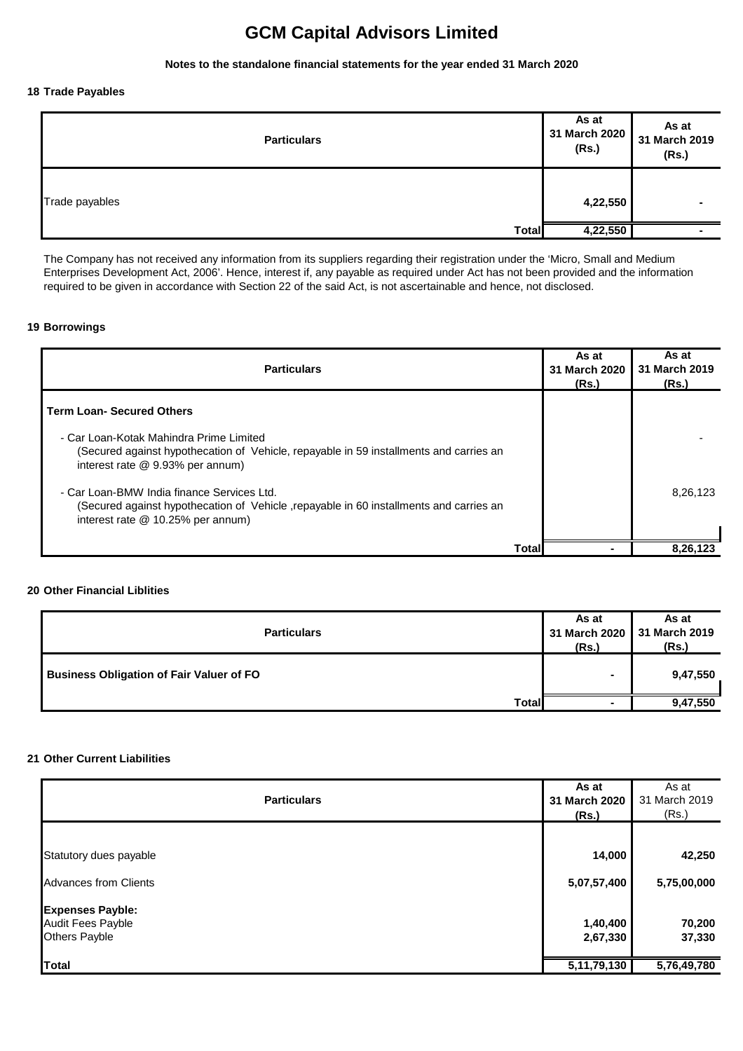# GCM Capital Advisors Limited

**Notes to the standalone financial statements for the year ended 31 March 2020**

### 18 Trade Payables

| Particulars | As at 31 March 2020 (Rs.) | As at 31 March 2019 (Rs.) |
|---|---|---|
| Trade payables | 4,22,550 | - |
| **Total** | **4,22,550** | **-** |

The Company has not received any information from its suppliers regarding their registration under the 'Micro, Small and Medium Enterprises Development Act, 2006'. Hence, interest if, any payable as required under Act has not been provided and the information required to be given in accordance with Section 22 of the said Act, is not ascertainable and hence, not disclosed.

### 19 Borrowings

| Particulars | As at 31 March 2020 (Rs.) | As at 31 March 2019 (Rs.) |
|---|---|---|
| **Term Loan- Secured Others** | | |
| - Car Loan-Kotak Mahindra Prime Limited (Secured against hypothecation of Vehicle, repayable in 59 installments and carries an interest rate @ 9.93% per annum) | | - |
| - Car Loan-BMW India finance Services Ltd. (Secured against hypothecation of Vehicle ,repayable in 60 installments and carries an interest rate @ 10.25% per annum) | | 8,26,123 |
| **Total** | **-** | **8,26,123** |

### 20 Other Financial Liblities

| Particulars | As at 31 March 2020 (Rs.) | As at 31 March 2019 (Rs.) |
|---|---|---|
| **Business Obligation of Fair Valuer of FO** | - | 9,47,550 |
| **Total** | **-** | **9,47,550** |

### 21 Other Current Liabilities

| Particulars | As at 31 March 2020 (Rs.) | As at 31 March 2019 (Rs.) |
|---|---|---|
| Statutory dues payable | 14,000 | 42,250 |
| Advances from Clients | 5,07,57,400 | 5,75,00,000 |
| **Expenses Payble:** | | |
| Audit Fees Payble | 1,40,400 | 70,200 |
| Others Payble | 2,67,330 | 37,330 |
| **Total** | **5,11,79,130** | **5,76,49,780** |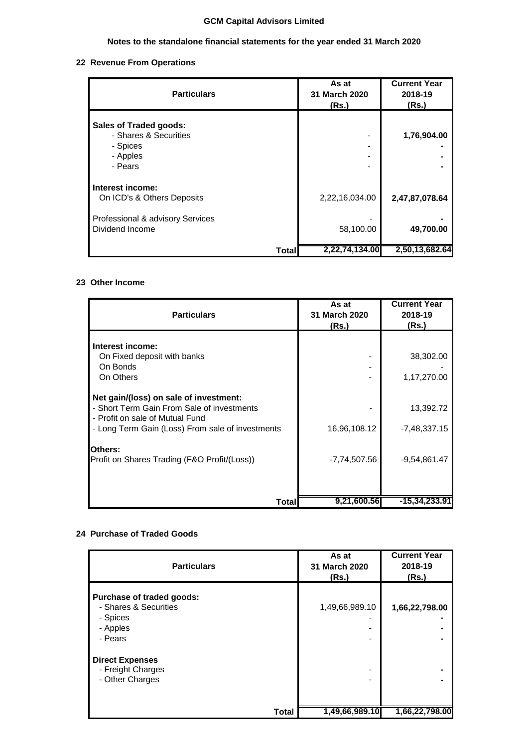# GCM Capital Advisors Limited

## Notes to the standalone financial statements for the year ended 31 March 2020

### 22 Revenue From Operations

| Particulars | As at 31 March 2020 (Rs.) | Current Year 2018-19 (Rs.) |
|---|---|---|
| **Sales of Traded goods:** | | |
| - Shares & Securities | - | **1,76,904.00** |
| - Spices | - | **-** |
| - Apples | - | **-** |
| - Pears | - | **-** |
| **Interest income:** | | |
| On ICD's & Others Deposits | 2,22,16,034.00 | **2,47,87,078.64** |
| Professional & advisory Services | - | **-** |
| Dividend Income | 58,100.00 | **49,700.00** |
| **Total** | **2,22,74,134.00** | **2,50,13,682.64** |

### 23 Other Income

| Particulars | As at 31 March 2020 (Rs.) | Current Year 2018-19 (Rs.) |
|---|---|---|
| **Interest income:** | | |
| On Fixed deposit with banks | - | 38,302.00 |
| On Bonds | - | - |
| On Others | - | 1,17,270.00 |
| **Net gain/(loss) on sale of investment:** | | |
| - Short Term Gain From Sale of investments | - | 13,392.72 |
| - Profit on sale of Mutual Fund | | |
| - Long Term Gain (Loss) From sale of investments | 16,96,108.12 | -7,48,337.15 |
| **Others:** | | |
| Profit on Shares Trading (F&O Profit/(Loss)) | -7,74,507.56 | -9,54,861.47 |
| **Total** | **9,21,600.56** | **-15,34,233.91** |

### 24 Purchase of Traded Goods

| Particulars | As at 31 March 2020 (Rs.) | Current Year 2018-19 (Rs.) |
|---|---|---|
| **Purchase of traded goods:** | | |
| - Shares & Securities | 1,49,66,989.10 | **1,66,22,798.00** |
| - Spices | - | **-** |
| - Apples | - | **-** |
| - Pears | - | **-** |
| **Direct Expenses** | | |
| - Freight Charges | - | **-** |
| - Other Charges | - | **-** |
| **Total** | **1,49,66,989.10** | **1,66,22,798.00** |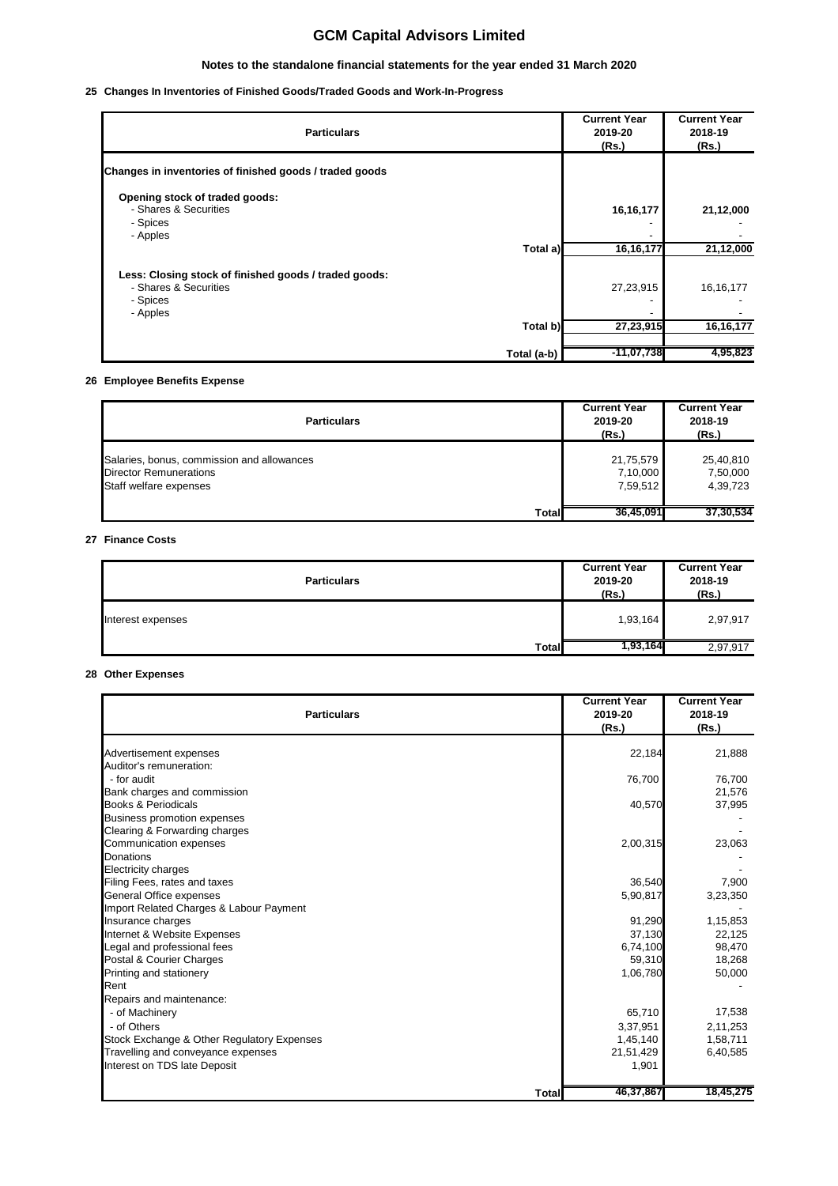# GCM Capital Advisors Limited

## Notes to the standalone financial statements for the year ended 31 March 2020

### 25 Changes In Inventories of Finished Goods/Traded Goods and Work-In-Progress

| Particulars | Current Year 2019-20 (Rs.) | Current Year 2018-19 (Rs.) |
|---|---|---|
| **Changes in inventories of finished goods / traded goods** | | |
| **Opening stock of traded goods:** | | |
| - Shares & Securities | **16,16,177** | **21,12,000** |
| - Spices | - | - |
| - Apples | - | - |
| Total a) | **16,16,177** | **21,12,000** |
| **Less: Closing stock of finished goods / traded goods:** | | |
| - Shares & Securities | 27,23,915 | 16,16,177 |
| - Spices | - | - |
| - Apples | - | - |
| Total b) | **27,23,915** | **16,16,177** |
| Total (a-b) | **-11,07,738** | **4,95,823** |

### 26 Employee Benefits Expense

| Particulars | Current Year 2019-20 (Rs.) | Current Year 2018-19 (Rs.) |
|---|---|---|
| Salaries, bonus, commission and allowances | 21,75,579 | 25,40,810 |
| Director Remunerations | 7,10,000 | 7,50,000 |
| Staff welfare expenses | 7,59,512 | 4,39,723 |
| **Total** | **36,45,091** | **37,30,534** |

### 27 Finance Costs

| Particulars | Current Year 2019-20 (Rs.) | Current Year 2018-19 (Rs.) |
|---|---|---|
| Interest expenses | 1,93,164 | 2,97,917 |
| **Total** | **1,93,164** | 2,97,917 |

### 28 Other Expenses

| Particulars | Current Year 2019-20 (Rs.) | Current Year 2018-19 (Rs.) |
|---|---|---|
| Advertisement expenses | 22,184 | 21,888 |
| Auditor's remuneration: | | |
| - for audit | 76,700 | 76,700 |
| Bank charges and commission | | 21,576 |
| Books & Periodicals | 40,570 | 37,995 |
| Business promotion expenses | | - |
| Clearing & Forwarding charges | | - |
| Communication expenses | 2,00,315 | 23,063 |
| Donations | | - |
| Electricity charges | | - |
| Filing Fees, rates and taxes | 36,540 | 7,900 |
| General Office expenses | 5,90,817 | 3,23,350 |
| Import Related Charges & Labour Payment | | - |
| Insurance charges | 91,290 | 1,15,853 |
| Internet & Website Expenses | 37,130 | 22,125 |
| Legal and professional fees | 6,74,100 | 98,470 |
| Postal & Courier Charges | 59,310 | 18,268 |
| Printing and stationery | 1,06,780 | 50,000 |
| Rent | | - |
| Repairs and maintenance: | | |
| - of Machinery | 65,710 | 17,538 |
| - of Others | 3,37,951 | 2,11,253 |
| Stock Exchange & Other Regulatory Expenses | 1,45,140 | 1,58,711 |
| Travelling and conveyance expenses | 21,51,429 | 6,40,585 |
| Interest on TDS late Deposit | 1,901 | |
| **Total** | **46,37,867** | **18,45,275** |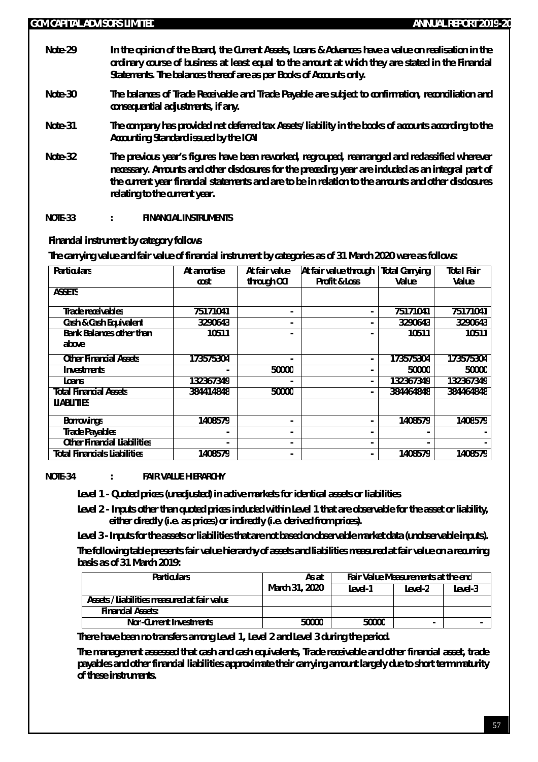**Note-29** In the opinion of the Board, the Current Assets, Loans & Advances have a value on realisation in the ordinary course of business at least equal to the amount at which they are stated in the Financial Statements. The balances thereof are as per Books of Accounts only.

**Note-30** The balances of Trade Receivable and Trade Payable are subject to confirmation, reconciliation and consequential adjustments, if any.

**Note-31** The company has provided net deferred tax Assets/liability in the books of accounts according to the Accounting Standard issued by the ICAI

**Note-32** The previous year's figures have been reworked, regrouped, rearranged and reclassified wherever necessary. Amounts and other disclosures for the preceding year are included as an integral part of the current year financial statements and are to be in relation to the amounts and other disclosures relating to the current year.

**NOTE-33 : FINANCIAL INSTRUMENTS**

**Financial instrument by category follows**

**The carrying value and fair value of financial instrument by categories as of 31 March 2020 were as follows:**

| Particulars | At amortise cost | At fair value through OCI | At fair value through Profit & Loss | Total Carrying Value | Total Fair Value |
|---|---|---|---|---|---|
| ASSETS | | | | | |
| Trade receivables | 75171041 | - | - | 75171041 | 75171041 |
| Cash & Cash Equivalent | 3290643 | - | - | 3290643 | 3290643 |
| Bank Balances other than above | 10511 | - | - | 10511 | 10511 |
| Other Financial Assets | 173575304 | - | - | 173575304 | 173575304 |
| Investments | - | 50000 | - | 50000 | 50000 |
| Loans | 132367349 | - | - | 132367349 | 132367349 |
| Total Financial Assets | 384414848 | 50000 | - | 384464848 | 384464848 |
| LIABILITIES | | | | | |
| Borrowings | 1408579 | - | - | 1408579 | 1408579 |
| Trade Payables | - | - | - | - | - |
| Other Financial Liabilities | - | - | - | - | - |
| Total Financials Liabilities | 1408579 | - | - | 1408579 | 1408579 |

**NOTE-34 : FAIR VALUE HIERARCHY**

**Level 1 - Quoted prices (unadjusted) in active markets for identical assets or liabilities**

**Level 2 - Inputs other than quoted prices included within Level 1 that are observable for the asset or liability, either directly (i.e. as prices) or indirectly (i.e. derived from prices).**

**Level 3 - Inputs for the assets or liabilities that are not based on observable market data (unobservable inputs).**

**The following table presents fair value hierarchy of assets and liabilities measured at fair value on a recurring basis as of 31 March 2019:**

| Particulars | As at | Fair Value Measurements at the end | | |
|---|---|---|---|---|
| | March 31, 2020 | Level-1 | Level-2 | Level-3 |
| Assets / Liabilities measured at fair value | | | | |
| Financial Assets: | | | | |
| Non-Current Investments | 50000 | 50000 | - | - |

**There have been no transfers among Level 1, Level 2 and Level 3 during the period.**

**The management assessed that cash and cash equivalents, Trade receivable and other financial asset, trade payables and other financial liabilities approximate their carrying amount largely due to short term maturity of these instruments.**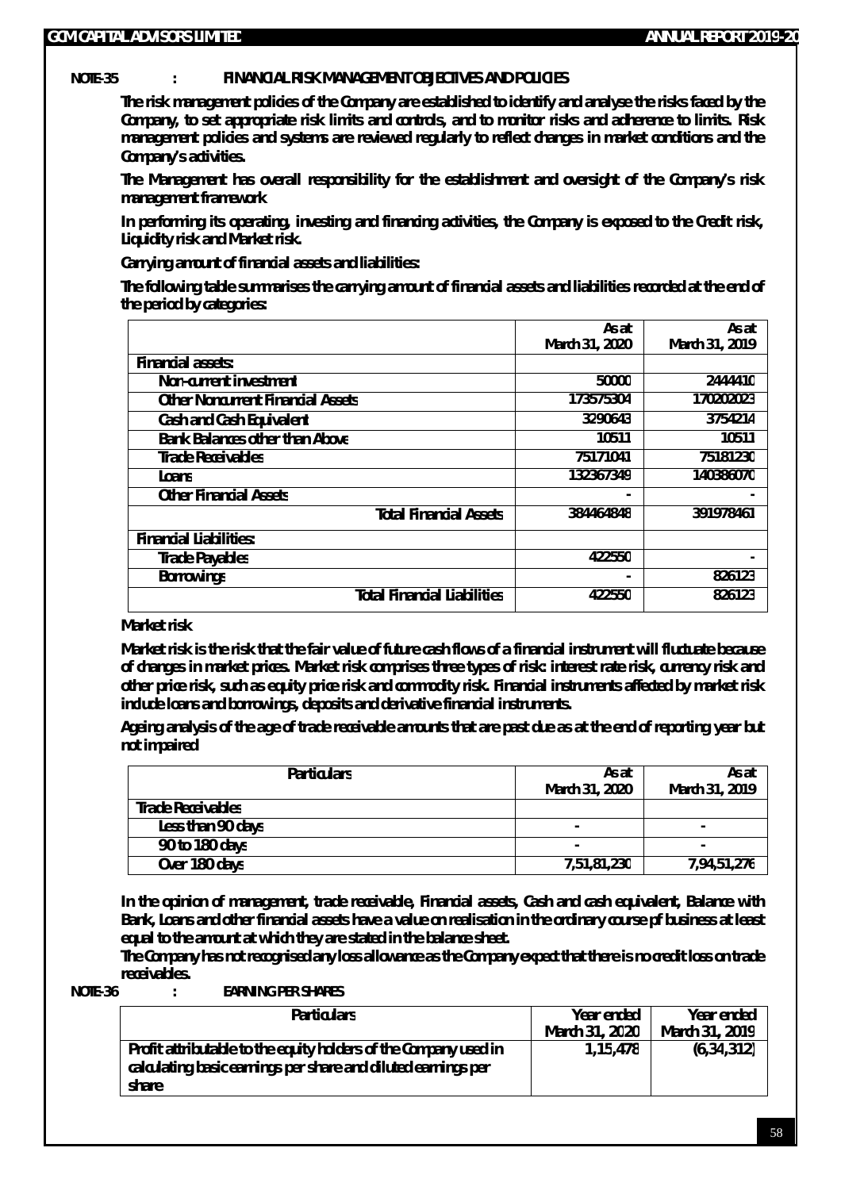**NOTE-35 : FINANCIAL RISK MANAGEMENT OBJECTIVES AND POLICIES**

The risk management policies of the Company are established to identify and analyse the risks faced by the Company, to set appropriate risk limits and controls, and to monitor risks and adherence to limits. Risk management policies and systems are reviewed regularly to reflect changes in market conditions and the Company's activities.

The Management has overall responsibility for the establishment and oversight of the Company's risk management framework

In performing its operating, investing and financing activities, the Company is exposed to the Credit risk, Liquidity risk and Market risk.

Carrying amount of financial assets and liabilities:

The following table summarises the carrying amount of financial assets and liabilities recorded at the end of the period by categories:

| | As at March 31, 2020 | As at March 31, 2019 |
|---|---|---|
| Financial assets: | | |
| Non-current investment | 50000 | 2444410 |
| Other Noncurrent Financial Assets | 173575304 | 170202023 |
| Cash and Cash Equivalent | 3290643 | 3754214 |
| Bank Balances other than Above | 10511 | 10511 |
| Trade Receivables | 75171041 | 75181230 |
| Loans | 132367349 | 140386070 |
| Other Financial Assets | - | - |
| Total Financial Assets | 384464848 | 391978461 |
| Financial Liabilities: | | |
| Trade Payables | 422550 | - |
| Borrowings | - | 826123 |
| Total Financial Liabilities | 422550 | 826123 |

Market risk

Market risk is the risk that the fair value of future cash flows of a financial instrument will fluctuate because of changes in market prices. Market risk comprises three types of risk: interest rate risk, currency risk and other price risk, such as equity price risk and commodity risk. Financial instruments affected by market risk include loans and borrowings, deposits and derivative financial instruments.

Ageing analysis of the age of trade receivable amounts that are past due as at the end of reporting year but not impaired

| Particulars | As at March 31, 2020 | As at March 31, 2019 |
|---|---|---|
| Trade Receivables | | |
| Less than 90 days | - | - |
| 90 to 180 days | - | - |
| Over 180 days | 7,51,81,230 | 7,94,51,276 |

In the opinion of management, trade receivable, Financial assets, Cash and cash equivalent, Balance with Bank, Loans and other financial assets have a value on realisation in the ordinary course pf business at least equal to the amount at which they are stated in the balance sheet.

The Company has not recognised any loss allowance as the Company expect that there is no credit loss on trade receivables.

**NOTE-36 : EARNING PER SHARES**

| Particulars | Year ended March 31, 2020 | Year ended March 31, 2019 |
|---|---|---|
| Profit attributable to the equity holders of the Company used in calculating basic earnings per share and diluted earnings per share | 1,15,478 | (6,34,312) |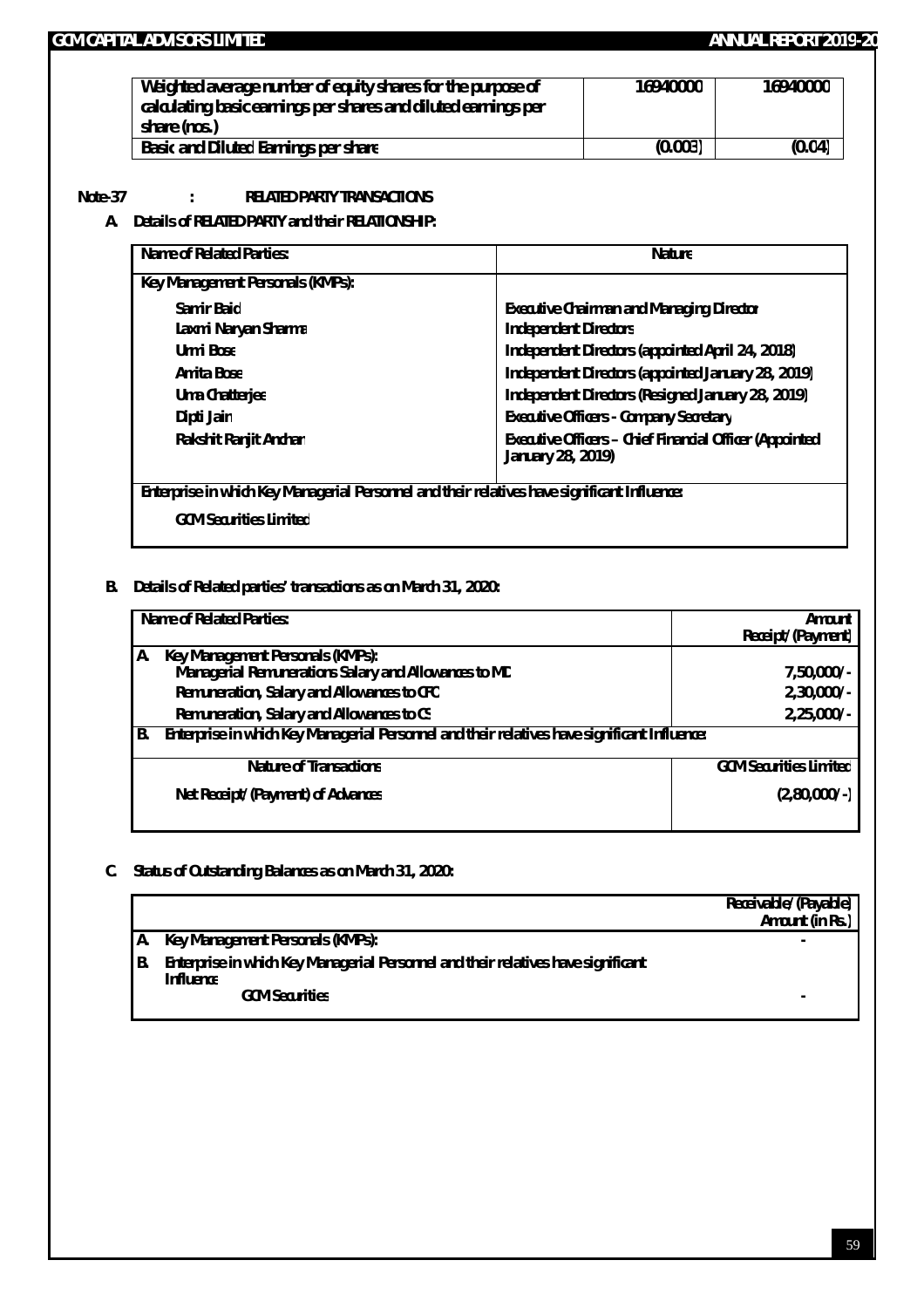| Weighted average number of equity shares for the purpose of calculating basic earnings per shares and diluted earnings per share (nos.) | 16940000 | 16940000 |
|---|---|---|
| Basic and Diluted Earnings per share | (0.003) | (0.04) |

**Note-37 : RELATED PARTY TRANSACTIONS**

**A. Details of RELATED PARTY and their RELATIONSHIP:**

| Name of Related Parties: | Nature |
|---|---|
| **Key Management Personals (KMPs):** | |
| Samir Baid | Executive Chairman and Managing Director |
| Laxmi Naryan Sharma | Independent Directors |
| Urmi Bose | Independent Directors (appointed April 24, 2018) |
| Amita Bose | Independent Directors (appointed January 28, 2019) |
| Uma Chatterjee | Independent Directors (Resigned January 28, 2019) |
| Dipti Jain | Executive Officers - Company Secretary |
| Rakshit Ranjit Andhari | Executive Officers – Chief Financial Officer (Appointed January 28, 2019) |
| **Enterprise in which Key Managerial Personnel and their relatives have significant Influence:** | |
| GCM Securities Limited | |

**B. Details of Related parties' transactions as on March 31, 2020:**

| Name of Related Parties: | Amount Receipt/(Payment) |
|---|---|
| **A. Key Management Personals (KMPs):** | |
| Managerial Remunerations Salary and Allowances to MD | 7,50,000/- |
| Remuneration, Salary and Allowances to CFO | 2,30,000/- |
| Remuneration, Salary and Allowances to CS | 2,25,000/- |
| **B. Enterprise in which Key Managerial Personnel and their relatives have significant Influence:** | |
| Nature of Transactions | GCM Securities Limited |
| Net Receipt/(Payment) of Advances | (2,80,000/-) |

**C. Status of Outstanding Balances as on March 31, 2020:**

| | Receivable/(Payable) Amount (in Rs.) |
|---|---|
| **A. Key Management Personals (KMPs):** | - |
| **B. Enterprise in which Key Managerial Personnel and their relatives have significant Influence** | |
| GCM Securities | - |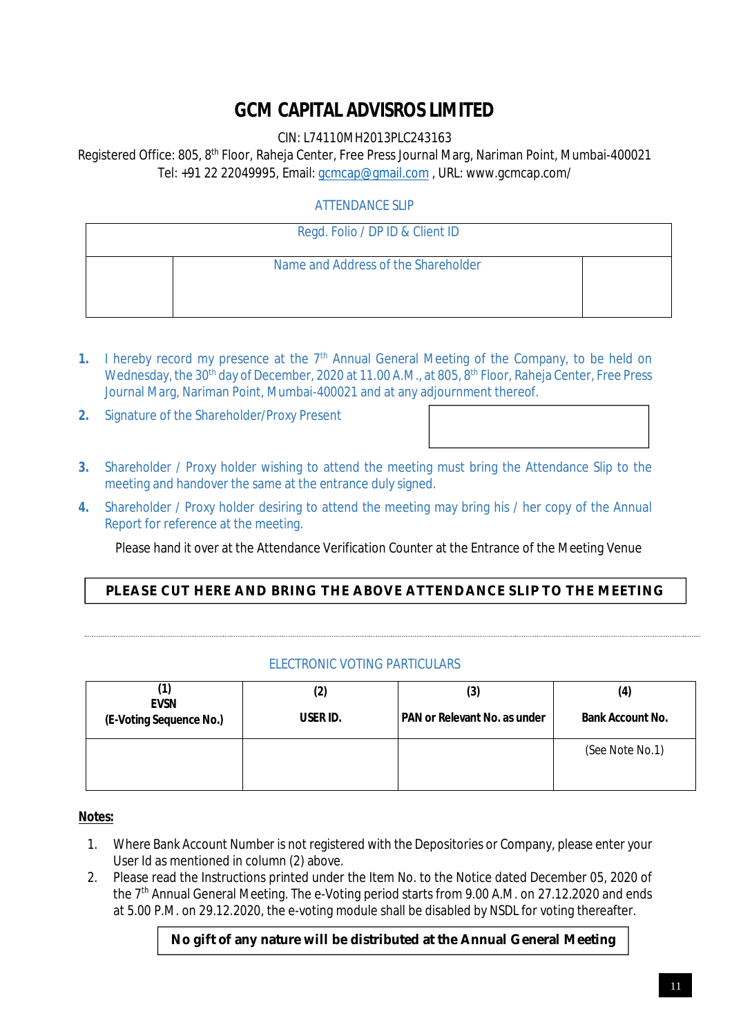# GCM CAPITAL ADVISROS LIMITED

CIN: L74110MH2013PLC243163

Registered Office: 805, 8th Floor, Raheja Center, Free Press Journal Marg, Nariman Point, Mumbai-400021

Tel: +91 22 22049995, Email: gcmcap@gmail.com , URL: www.gcmcap.com/

ATTENDANCE SLIP

| Regd. Folio / DP ID & Client ID | | |
|---|---|---|
| | Name and Address of the Shareholder | |

1. I hereby record my presence at the 7th Annual General Meeting of the Company, to be held on Wednesday, the 30th day of December, 2020 at 11.00 A.M., at 805, 8th Floor, Raheja Center, Free Press Journal Marg, Nariman Point, Mumbai-400021 and at any adjournment thereof.
2. Signature of the Shareholder/Proxy Present
3. Shareholder / Proxy holder wishing to attend the meeting must bring the Attendance Slip to the meeting and handover the same at the entrance duly signed.
4. Shareholder / Proxy holder desiring to attend the meeting may bring his / her copy of the Annual Report for reference at the meeting.

Please hand it over at the Attendance Verification Counter at the Entrance of the Meeting Venue

**PLEASE CUT HERE AND BRING THE ABOVE ATTENDANCE SLIP TO THE MEETING**

ELECTRONIC VOTING PARTICULARS

| (1) EVSN (E-Voting Sequence No.) | (2) USER ID. | (3) PAN or Relevant No. as under | (4) Bank Account No. |
|---|---|---|---|
| | | | (See Note No.1) |

**Notes:**

1. Where Bank Account Number is not registered with the Depositories or Company, please enter your User Id as mentioned in column (2) above.
2. Please read the Instructions printed under the Item No. to the Notice dated December 05, 2020 of the 7th Annual General Meeting. The e-Voting period starts from 9.00 A.M. on 27.12.2020 and ends at 5.00 P.M. on 29.12.2020, the e-voting module shall be disabled by NSDL for voting thereafter.

**No gift of any nature will be distributed at the Annual General Meeting**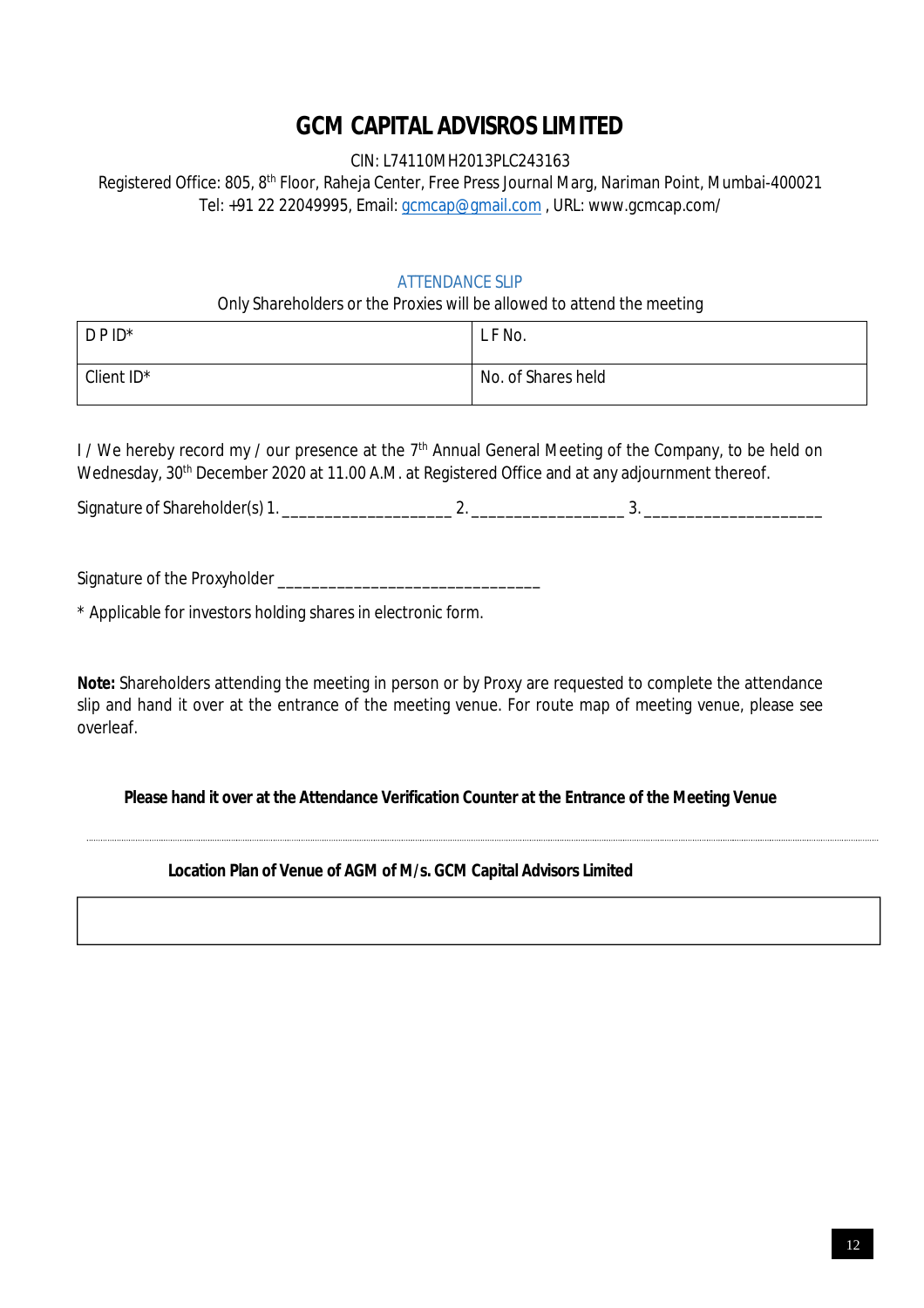# GCM CAPITAL ADVISROS LIMITED

CIN: L74110MH2013PLC243163

Registered Office: 805, 8th Floor, Raheja Center, Free Press Journal Marg, Nariman Point, Mumbai-400021

Tel: +91 22 22049995, Email: gcmcap@gmail.com , URL: www.gcmcap.com/

## ATTENDANCE SLIP

Only Shareholders or the Proxies will be allowed to attend the meeting

| D P ID* | L F No. |
|---|---|
| Client ID* | No. of Shares held |

I / We hereby record my / our presence at the 7th Annual General Meeting of the Company, to be held on Wednesday, 30th December 2020 at 11.00 A.M. at Registered Office and at any adjournment thereof.

Signature of Shareholder(s) 1. ____________________ 2. __________________ 3. _____________________

Signature of the Proxyholder ______________________________

* Applicable for investors holding shares in electronic form.

**Note:** Shareholders attending the meeting in person or by Proxy are requested to complete the attendance slip and hand it over at the entrance of the meeting venue. For route map of meeting venue, please see overleaf.

**Please hand it over at the Attendance Verification Counter at the Entrance of the Meeting Venue**

---

**Location Plan of Venue of AGM of M/s. GCM Capital Advisors Limited**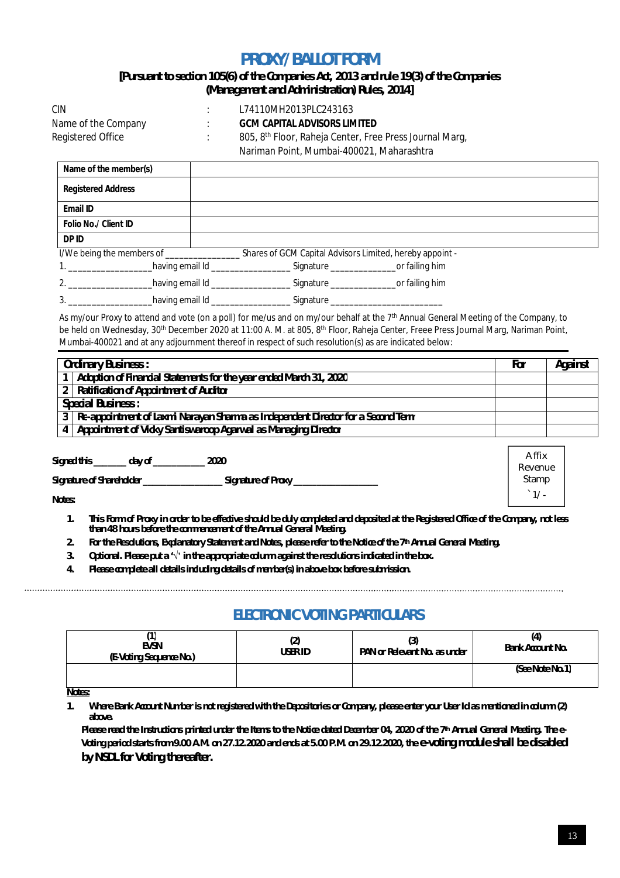# PROXY/ BALLOT FORM

**[Pursuant to section 105(6) of the Companies Act, 2013 and rule 19(3) of the Companies (Management and Administration) Rules, 2014]**

| | | |
|---|---|---|
| CIN | : | L74110MH2013PLC243163 |
| Name of the Company | : | **GCM CAPITAL ADVISORS LIMITED** |
| Registered Office | : | 805, 8th Floor, Raheja Center, Free Press Journal Marg, Nariman Point, Mumbai-400021, Maharashtra |

| | |
|---|---|
| **Name of the member(s)** | |
| **Registered Address** | |
| **Email ID** | |
| **Folio No./ Client ID** | |
| **DP ID** | |

I/We being the members of _______________ Shares of GCM Capital Advisors Limited, hereby appoint -

1. _________________having email Id ________________ Signature ______________or failing him
2. _________________having email Id ________________ Signature ______________or failing him
3. _________________having email Id ________________ Signature _______________________

As my/our Proxy to attend and vote (on a poll) for me/us and on my/our behalf at the 7th Annual General Meeting of the Company, to be held on Wednesday, 30th December 2020 at 11:00 A. M. at 805, 8th Floor, Raheja Center, Freee Press Journal Marg, Nariman Point, Mumbai-400021 and at any adjournment thereof in respect of such resolution(s) as are indicated below:

| **Ordinary Business :** | | **For** | **Against** |
|---|---|---|---|
| 1 | Adoption of Financial Statements for the year ended March 31, 2020 | | |
| 2 | Ratification of Appointment of Auditor | | |
| **Special Business :** | | | |
| 3 | Re-appointment of Laxmi Narayan Sharma as Independent Director for a Second Term | | |
| 4 | Appointment of Vicky Santiswaroop Agarwal as Managing Director | | |

**Signed this _______ day of ___________ 2020**

Affix Revenue Stamp ` 1/-

**Signature of Shareholder _________________ Signature of Proxy __________________**

**Notes:**

1. **This Form of Proxy in order to be effective should be duly completed and deposited at the Registered Office of the Company, not less than 48 hours before the commencement of the Annual General Meeting.**
2. **For the Resolutions, Explanatory Statement and Notes, please refer to the Notice of the 7th Annual General Meeting.**
3. **Optional. Please put a '√' in the appropriate column against the resolutions indicated in the box.**
4. **Please complete all details including details of member(s) in above box before submission.**

---

# ELECTRONIC VOTING PARTICULARS

| (1) EVSN (E-Voting Sequence No.) | (2) USER ID | (3) PAN or Relevant No. as under | (4) Bank Account No. |
|---|---|---|---|
| | | | (See Note No.1) |

**Notes:**

1. **Where Bank Account Number is not registered with the Depositories or Company, please enter your User Id as mentioned in column (2) above.**

**Please read the Instructions printed under the Items to the Notice dated December 04, 2020 of the 7th Annual General Meeting. The e-Voting period starts from 9.00 A.M. on 27.12.2020 and ends at 5.00 P.M. on 29.12.2020, the e-voting module shall be disabled by NSDL for Voting thereafter.**